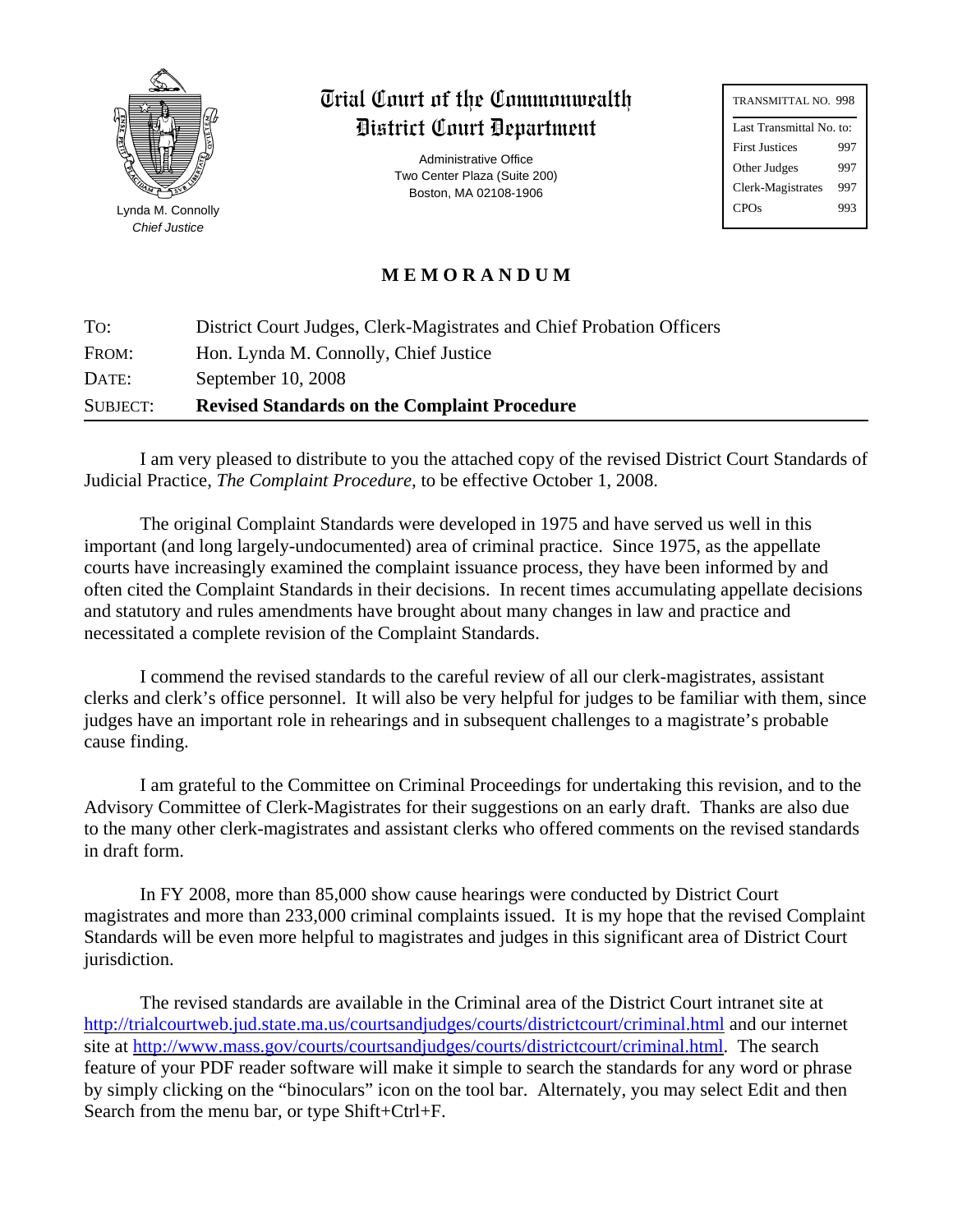Lynda M. Connolly
*Chief Justice*

# Trial Court of the Commonwealth
# District Court Department

Administrative Office
Two Center Plaza (Suite 200)
Boston, MA 02108-1906

| TRANSMITTAL NO. 998 | |
|---|---|
| Last Transmittal No. to: | |
| First Justices | 997 |
| Other Judges | 997 |
| Clerk-Magistrates | 997 |
| CPOs | 993 |

## MEMORANDUM

| | |
|---|---|
| TO: | District Court Judges, Clerk-Magistrates and Chief Probation Officers |
| FROM: | Hon. Lynda M. Connolly, Chief Justice |
| DATE: | September 10, 2008 |
| SUBJECT: | **Revised Standards on the Complaint Procedure** |

I am very pleased to distribute to you the attached copy of the revised District Court Standards of Judicial Practice, *The Complaint Procedure,* to be effective October 1, 2008.

The original Complaint Standards were developed in 1975 and have served us well in this important (and long largely-undocumented) area of criminal practice. Since 1975, as the appellate courts have increasingly examined the complaint issuance process, they have been informed by and often cited the Complaint Standards in their decisions. In recent times accumulating appellate decisions and statutory and rules amendments have brought about many changes in law and practice and necessitated a complete revision of the Complaint Standards.

I commend the revised standards to the careful review of all our clerk-magistrates, assistant clerks and clerk's office personnel. It will also be very helpful for judges to be familiar with them, since judges have an important role in rehearings and in subsequent challenges to a magistrate's probable cause finding.

I am grateful to the Committee on Criminal Proceedings for undertaking this revision, and to the Advisory Committee of Clerk-Magistrates for their suggestions on an early draft. Thanks are also due to the many other clerk-magistrates and assistant clerks who offered comments on the revised standards in draft form.

In FY 2008, more than 85,000 show cause hearings were conducted by District Court magistrates and more than 233,000 criminal complaints issued. It is my hope that the revised Complaint Standards will be even more helpful to magistrates and judges in this significant area of District Court jurisdiction.

The revised standards are available in the Criminal area of the District Court intranet site at http://trialcourtweb.jud.state.ma.us/courtsandjudges/courts/districtcourt/criminal.html and our internet site at http://www.mass.gov/courts/courtsandjudges/courts/districtcourt/criminal.html. The search feature of your PDF reader software will make it simple to search the standards for any word or phrase by simply clicking on the "binoculars" icon on the tool bar. Alternately, you may select Edit and then Search from the menu bar, or type Shift+Ctrl+F.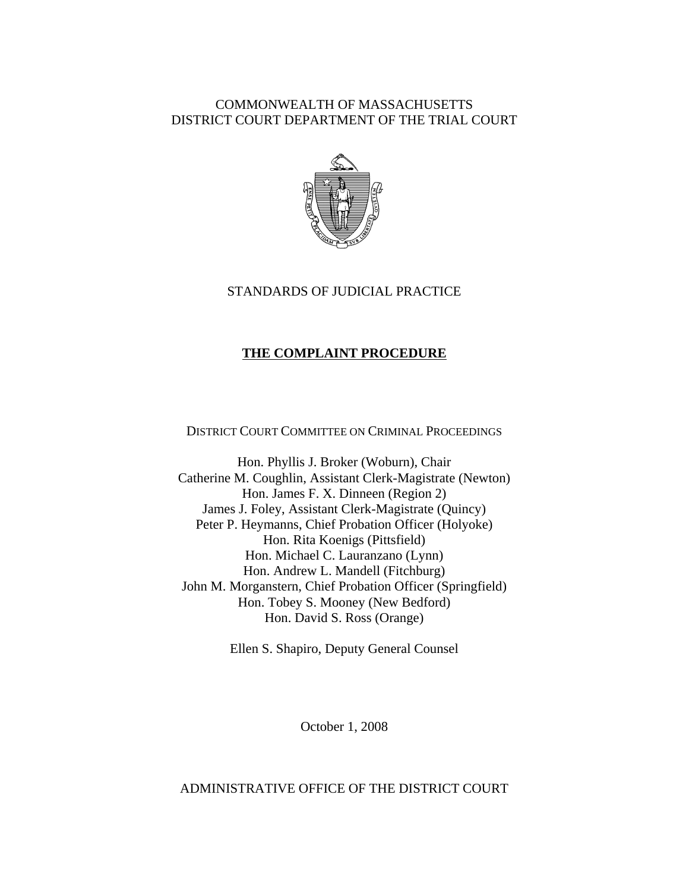COMMONWEALTH OF MASSACHUSETTS
DISTRICT COURT DEPARTMENT OF THE TRIAL COURT

STANDARDS OF JUDICIAL PRACTICE

# THE COMPLAINT PROCEDURE

DISTRICT COURT COMMITTEE ON CRIMINAL PROCEEDINGS

Hon. Phyllis J. Broker (Woburn), Chair
Catherine M. Coughlin, Assistant Clerk-Magistrate (Newton)
Hon. James F. X. Dinneen (Region 2)
James J. Foley, Assistant Clerk-Magistrate (Quincy)
Peter P. Heymanns, Chief Probation Officer (Holyoke)
Hon. Rita Koenigs (Pittsfield)
Hon. Michael C. Lauranzano (Lynn)
Hon. Andrew L. Mandell (Fitchburg)
John M. Morganstern, Chief Probation Officer (Springfield)
Hon. Tobey S. Mooney (New Bedford)
Hon. David S. Ross (Orange)

Ellen S. Shapiro, Deputy General Counsel

October 1, 2008

ADMINISTRATIVE OFFICE OF THE DISTRICT COURT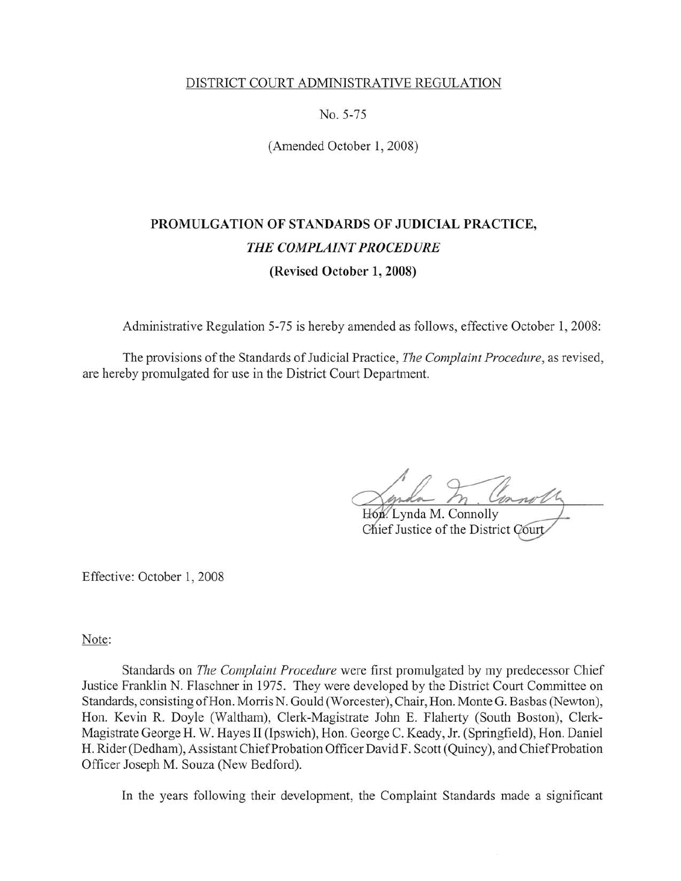DISTRICT COURT ADMINISTRATIVE REGULATION

No. 5-75

(Amended October 1, 2008)

# PROMULGATION OF STANDARDS OF JUDICIAL PRACTICE, *THE COMPLAINT PROCEDURE* (Revised October 1, 2008)

Administrative Regulation 5-75 is hereby amended as follows, effective October 1, 2008:

The provisions of the Standards of Judicial Practice, *The Complaint Procedure*, as revised, are hereby promulgated for use in the District Court Department.

Hon. Lynda M. Connolly
Chief Justice of the District Court

Effective: October 1, 2008

Note:

Standards on *The Complaint Procedure* were first promulgated by my predecessor Chief Justice Franklin N. Flaschner in 1975. They were developed by the District Court Committee on Standards, consisting of Hon. Morris N. Gould (Worcester), Chair, Hon. Monte G. Basbas (Newton), Hon. Kevin R. Doyle (Waltham), Clerk-Magistrate John E. Flaherty (South Boston), Clerk-Magistrate George H. W. Hayes II (Ipswich), Hon. George C. Keady, Jr. (Springfield), Hon. Daniel H. Rider (Dedham), Assistant Chief Probation Officer David F. Scott (Quincy), and Chief Probation Officer Joseph M. Souza (New Bedford).

In the years following their development, the Complaint Standards made a significant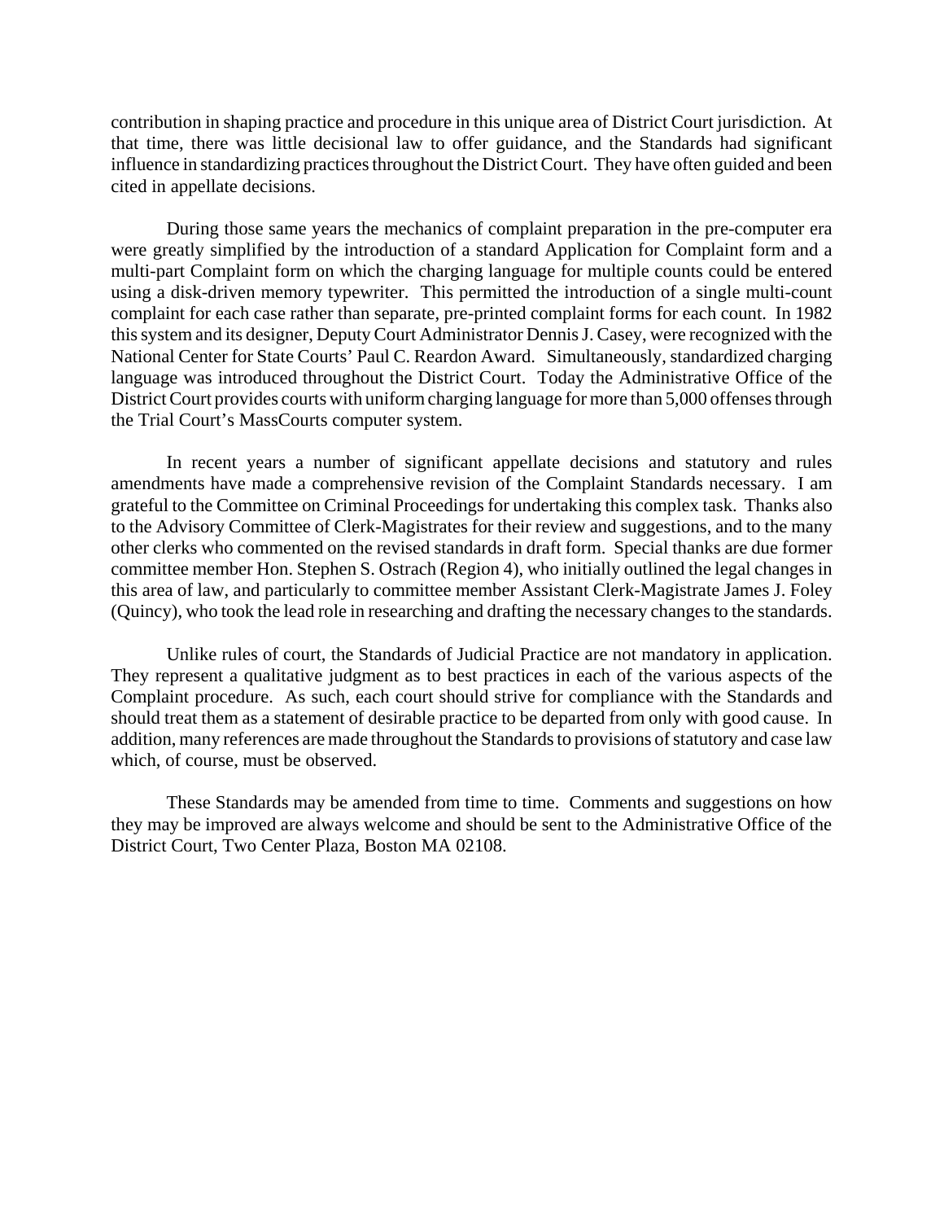contribution in shaping practice and procedure in this unique area of District Court jurisdiction. At that time, there was little decisional law to offer guidance, and the Standards had significant influence in standardizing practices throughout the District Court. They have often guided and been cited in appellate decisions.

During those same years the mechanics of complaint preparation in the pre-computer era were greatly simplified by the introduction of a standard Application for Complaint form and a multi-part Complaint form on which the charging language for multiple counts could be entered using a disk-driven memory typewriter. This permitted the introduction of a single multi-count complaint for each case rather than separate, pre-printed complaint forms for each count. In 1982 this system and its designer, Deputy Court Administrator Dennis J. Casey, were recognized with the National Center for State Courts' Paul C. Reardon Award. Simultaneously, standardized charging language was introduced throughout the District Court. Today the Administrative Office of the District Court provides courts with uniform charging language for more than 5,000 offenses through the Trial Court's MassCourts computer system.

In recent years a number of significant appellate decisions and statutory and rules amendments have made a comprehensive revision of the Complaint Standards necessary. I am grateful to the Committee on Criminal Proceedings for undertaking this complex task. Thanks also to the Advisory Committee of Clerk-Magistrates for their review and suggestions, and to the many other clerks who commented on the revised standards in draft form. Special thanks are due former committee member Hon. Stephen S. Ostrach (Region 4), who initially outlined the legal changes in this area of law, and particularly to committee member Assistant Clerk-Magistrate James J. Foley (Quincy), who took the lead role in researching and drafting the necessary changes to the standards.

Unlike rules of court, the Standards of Judicial Practice are not mandatory in application. They represent a qualitative judgment as to best practices in each of the various aspects of the Complaint procedure. As such, each court should strive for compliance with the Standards and should treat them as a statement of desirable practice to be departed from only with good cause. In addition, many references are made throughout the Standards to provisions of statutory and case law which, of course, must be observed.

These Standards may be amended from time to time. Comments and suggestions on how they may be improved are always welcome and should be sent to the Administrative Office of the District Court, Two Center Plaza, Boston MA 02108.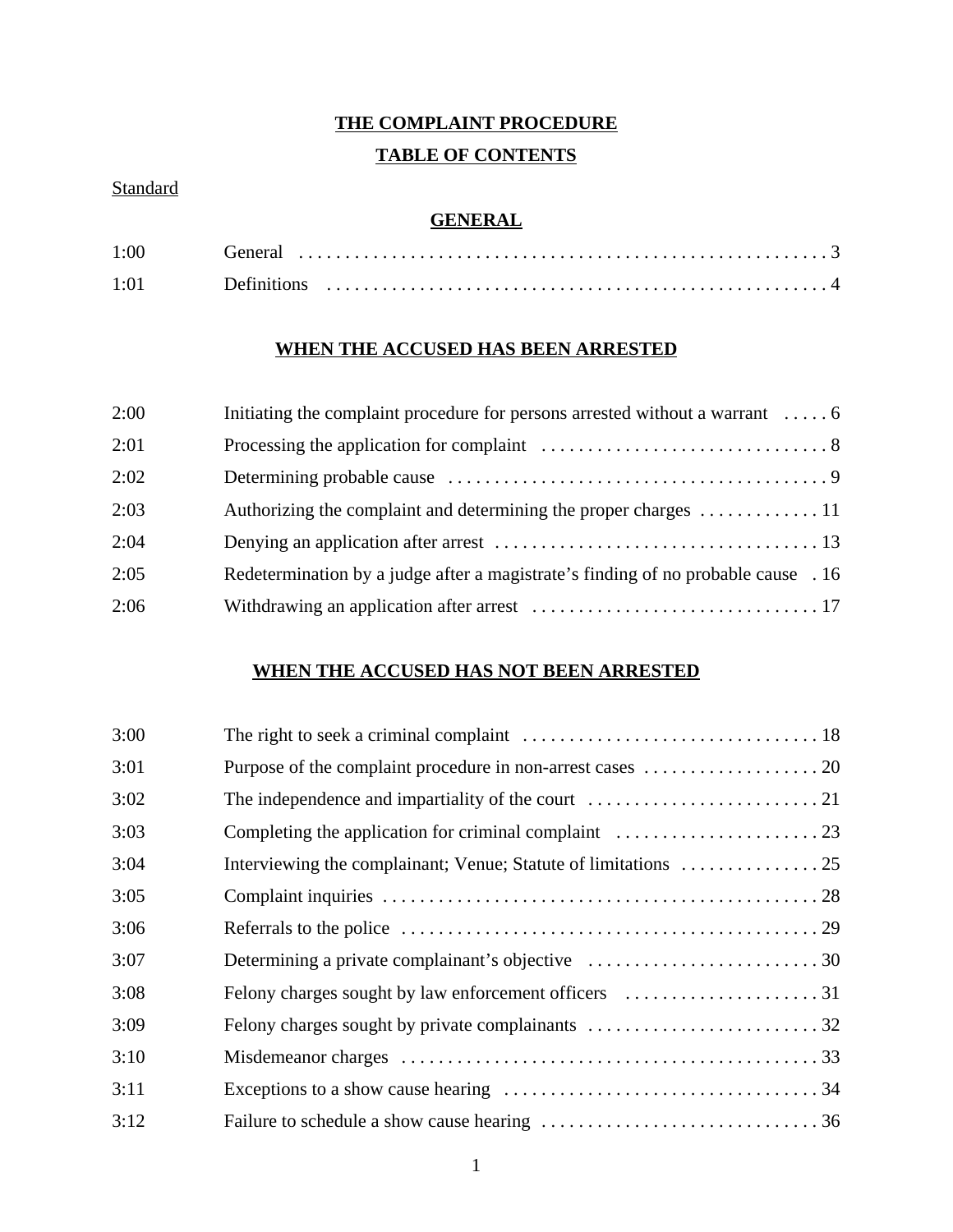# THE COMPLAINT PROCEDURE

## TABLE OF CONTENTS

Standard

### GENERAL

| | | |
|---|---|---|
| 1:00 | General | 3 |
| 1:01 | Definitions | 4 |

### WHEN THE ACCUSED HAS BEEN ARRESTED

| | | |
|---|---|---|
| 2:00 | Initiating the complaint procedure for persons arrested without a warrant | 6 |
| 2:01 | Processing the application for complaint | 8 |
| 2:02 | Determining probable cause | 9 |
| 2:03 | Authorizing the complaint and determining the proper charges | 11 |
| 2:04 | Denying an application after arrest | 13 |
| 2:05 | Redetermination by a judge after a magistrate's finding of no probable cause | 16 |
| 2:06 | Withdrawing an application after arrest | 17 |

### WHEN THE ACCUSED HAS NOT BEEN ARRESTED

| | | |
|---|---|---|
| 3:00 | The right to seek a criminal complaint | 18 |
| 3:01 | Purpose of the complaint procedure in non-arrest cases | 20 |
| 3:02 | The independence and impartiality of the court | 21 |
| 3:03 | Completing the application for criminal complaint | 23 |
| 3:04 | Interviewing the complainant; Venue; Statute of limitations | 25 |
| 3:05 | Complaint inquiries | 28 |
| 3:06 | Referrals to the police | 29 |
| 3:07 | Determining a private complainant's objective | 30 |
| 3:08 | Felony charges sought by law enforcement officers | 31 |
| 3:09 | Felony charges sought by private complainants | 32 |
| 3:10 | Misdemeanor charges | 33 |
| 3:11 | Exceptions to a show cause hearing | 34 |
| 3:12 | Failure to schedule a show cause hearing | 36 |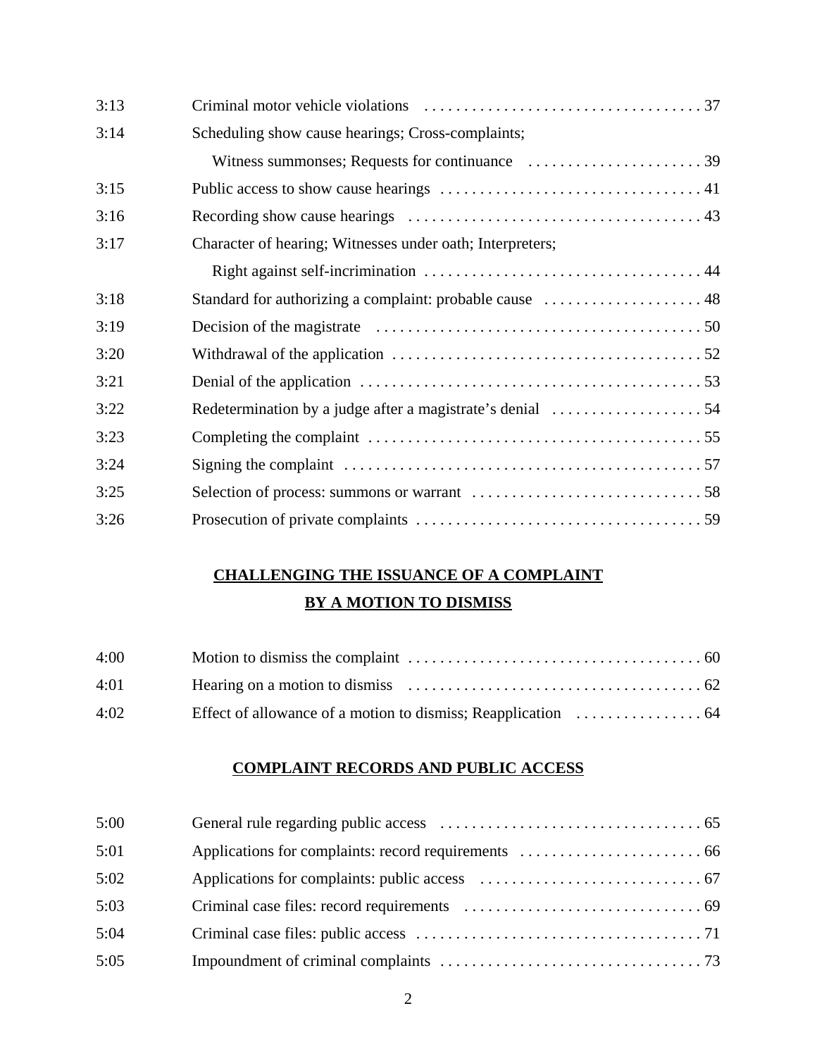| | | |
|---|---|---|
| 3:13 | Criminal motor vehicle violations | 37 |
| 3:14 | Scheduling show cause hearings; Cross-complaints; Witness summonses; Requests for continuance | 39 |
| 3:15 | Public access to show cause hearings | 41 |
| 3:16 | Recording show cause hearings | 43 |
| 3:17 | Character of hearing; Witnesses under oath; Interpreters; Right against self-incrimination | 44 |
| 3:18 | Standard for authorizing a complaint: probable cause | 48 |
| 3:19 | Decision of the magistrate | 50 |
| 3:20 | Withdrawal of the application | 52 |
| 3:21 | Denial of the application | 53 |
| 3:22 | Redetermination by a judge after a magistrate's denial | 54 |
| 3:23 | Completing the complaint | 55 |
| 3:24 | Signing the complaint | 57 |
| 3:25 | Selection of process: summons or warrant | 58 |
| 3:26 | Prosecution of private complaints | 59 |

## CHALLENGING THE ISSUANCE OF A COMPLAINT BY A MOTION TO DISMISS

| | | |
|---|---|---|
| 4:00 | Motion to dismiss the complaint | 60 |
| 4:01 | Hearing on a motion to dismiss | 62 |
| 4:02 | Effect of allowance of a motion to dismiss; Reapplication | 64 |

## COMPLAINT RECORDS AND PUBLIC ACCESS

| | | |
|---|---|---|
| 5:00 | General rule regarding public access | 65 |
| 5:01 | Applications for complaints: record requirements | 66 |
| 5:02 | Applications for complaints: public access | 67 |
| 5:03 | Criminal case files: record requirements | 69 |
| 5:04 | Criminal case files: public access | 71 |
| 5:05 | Impoundment of criminal complaints | 73 |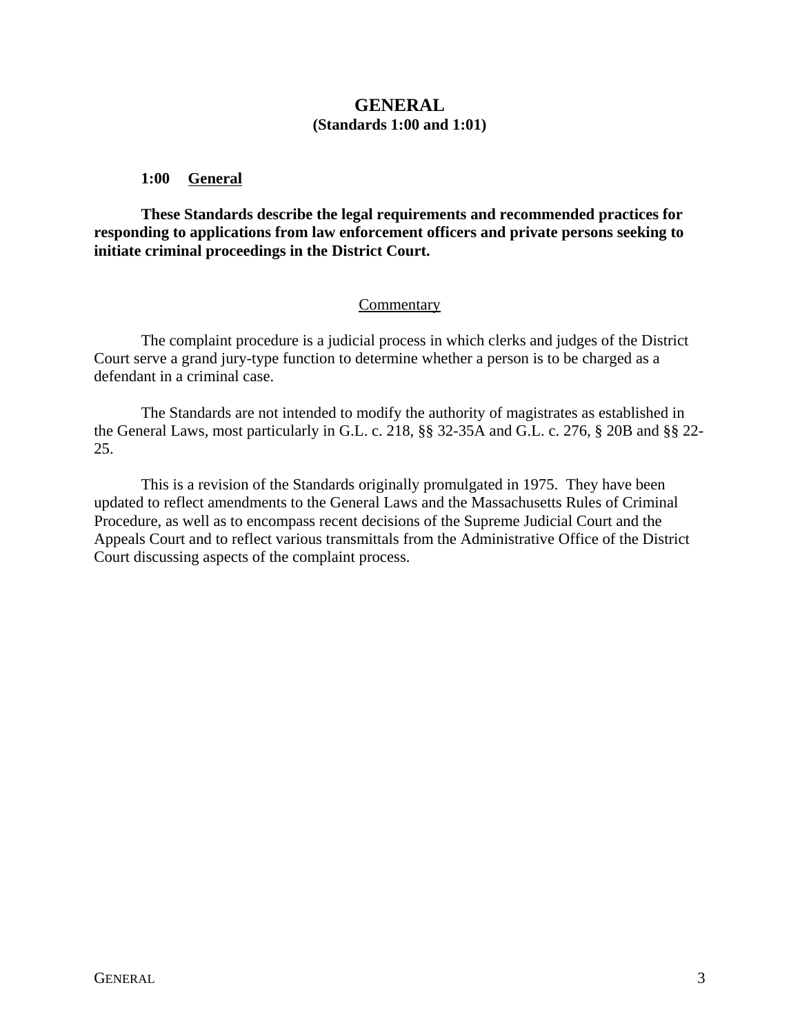# GENERAL

**(Standards 1:00 and 1:01)**

## 1:00 General

**These Standards describe the legal requirements and recommended practices for responding to applications from law enforcement officers and private persons seeking to initiate criminal proceedings in the District Court.**

### Commentary

The complaint procedure is a judicial process in which clerks and judges of the District Court serve a grand jury-type function to determine whether a person is to be charged as a defendant in a criminal case.

The Standards are not intended to modify the authority of magistrates as established in the General Laws, most particularly in G.L. c. 218, §§ 32-35A and G.L. c. 276, § 20B and §§ 22-25.

This is a revision of the Standards originally promulgated in 1975. They have been updated to reflect amendments to the General Laws and the Massachusetts Rules of Criminal Procedure, as well as to encompass recent decisions of the Supreme Judicial Court and the Appeals Court and to reflect various transmittals from the Administrative Office of the District Court discussing aspects of the complaint process.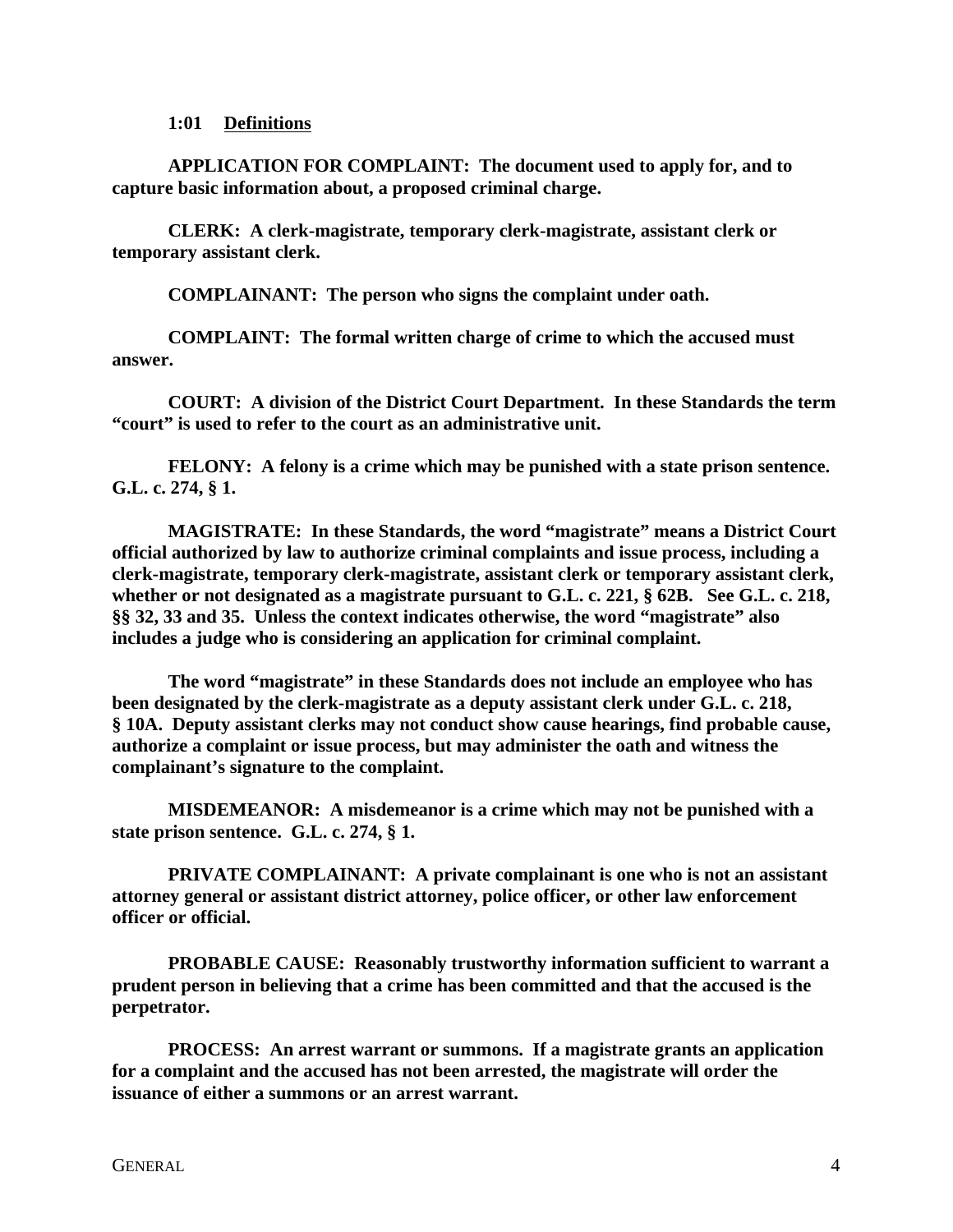## 1:01 Definitions

**APPLICATION FOR COMPLAINT: The document used to apply for, and to capture basic information about, a proposed criminal charge.**

**CLERK: A clerk-magistrate, temporary clerk-magistrate, assistant clerk or temporary assistant clerk.**

**COMPLAINANT: The person who signs the complaint under oath.**

**COMPLAINT: The formal written charge of crime to which the accused must answer.**

**COURT: A division of the District Court Department. In these Standards the term "court" is used to refer to the court as an administrative unit.**

**FELONY: A felony is a crime which may be punished with a state prison sentence. G.L. c. 274, § 1.**

**MAGISTRATE: In these Standards, the word "magistrate" means a District Court official authorized by law to authorize criminal complaints and issue process, including a clerk-magistrate, temporary clerk-magistrate, assistant clerk or temporary assistant clerk, whether or not designated as a magistrate pursuant to G.L. c. 221, § 62B. See G.L. c. 218, §§ 32, 33 and 35. Unless the context indicates otherwise, the word "magistrate" also includes a judge who is considering an application for criminal complaint.**

**The word "magistrate" in these Standards does not include an employee who has been designated by the clerk-magistrate as a deputy assistant clerk under G.L. c. 218, § 10A. Deputy assistant clerks may not conduct show cause hearings, find probable cause, authorize a complaint or issue process, but may administer the oath and witness the complainant's signature to the complaint.**

**MISDEMEANOR: A misdemeanor is a crime which may not be punished with a state prison sentence. G.L. c. 274, § 1.**

**PRIVATE COMPLAINANT: A private complainant is one who is not an assistant attorney general or assistant district attorney, police officer, or other law enforcement officer or official.**

**PROBABLE CAUSE: Reasonably trustworthy information sufficient to warrant a prudent person in believing that a crime has been committed and that the accused is the perpetrator.**

**PROCESS: An arrest warrant or summons. If a magistrate grants an application for a complaint and the accused has not been arrested, the magistrate will order the issuance of either a summons or an arrest warrant.**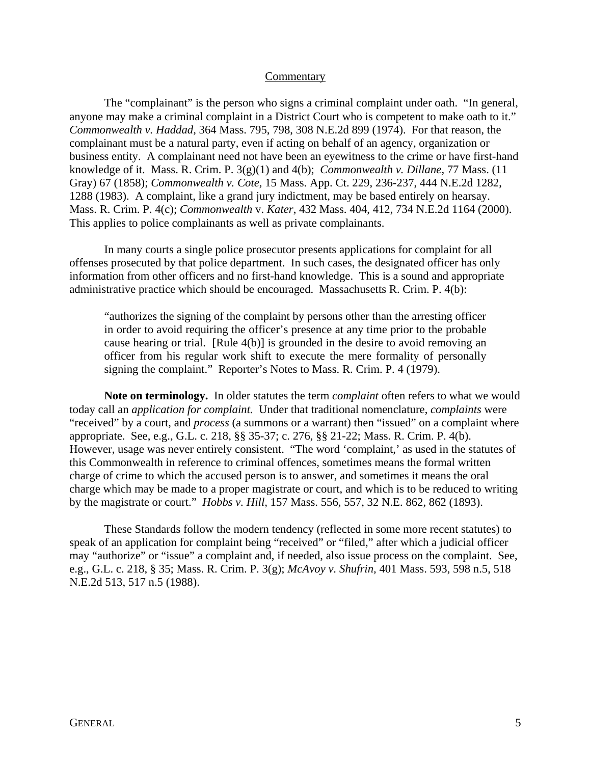Commentary

The "complainant" is the person who signs a criminal complaint under oath. "In general, anyone may make a criminal complaint in a District Court who is competent to make oath to it." *Commonwealth v. Haddad*, 364 Mass. 795, 798, 308 N.E.2d 899 (1974). For that reason, the complainant must be a natural party, even if acting on behalf of an agency, organization or business entity. A complainant need not have been an eyewitness to the crime or have first-hand knowledge of it. Mass. R. Crim. P. 3(g)(1) and 4(b); *Commonwealth v. Dillane*, 77 Mass. (11 Gray) 67 (1858); *Commonwealth v. Cote,* 15 Mass. App. Ct. 229, 236-237, 444 N.E.2d 1282, 1288 (1983). A complaint, like a grand jury indictment, may be based entirely on hearsay. Mass. R. Crim. P. 4(c); *Commonwealth* v. *Kater*, 432 Mass. 404, 412, 734 N.E.2d 1164 (2000). This applies to police complainants as well as private complainants.

In many courts a single police prosecutor presents applications for complaint for all offenses prosecuted by that police department. In such cases, the designated officer has only information from other officers and no first-hand knowledge. This is a sound and appropriate administrative practice which should be encouraged. Massachusetts R. Crim. P. 4(b):

> "authorizes the signing of the complaint by persons other than the arresting officer in order to avoid requiring the officer's presence at any time prior to the probable cause hearing or trial. [Rule 4(b)] is grounded in the desire to avoid removing an officer from his regular work shift to execute the mere formality of personally signing the complaint." Reporter's Notes to Mass. R. Crim. P. 4 (1979).

**Note on terminology.** In older statutes the term *complaint* often refers to what we would today call an *application for complaint.* Under that traditional nomenclature, *complaints* were "received" by a court, and *process* (a summons or a warrant) then "issued" on a complaint where appropriate. See, e.g., G.L. c. 218, §§ 35-37; c. 276, §§ 21-22; Mass. R. Crim. P. 4(b). However, usage was never entirely consistent. "The word 'complaint,' as used in the statutes of this Commonwealth in reference to criminal offences, sometimes means the formal written charge of crime to which the accused person is to answer, and sometimes it means the oral charge which may be made to a proper magistrate or court, and which is to be reduced to writing by the magistrate or court." *Hobbs v. Hill*, 157 Mass. 556, 557, 32 N.E. 862, 862 (1893).

These Standards follow the modern tendency (reflected in some more recent statutes) to speak of an application for complaint being "received" or "filed," after which a judicial officer may "authorize" or "issue" a complaint and, if needed, also issue process on the complaint. See, e.g., G.L. c. 218, § 35; Mass. R. Crim. P. 3(g); *McAvoy v. Shufrin,* 401 Mass. 593, 598 n.5, 518 N.E.2d 513, 517 n.5 (1988).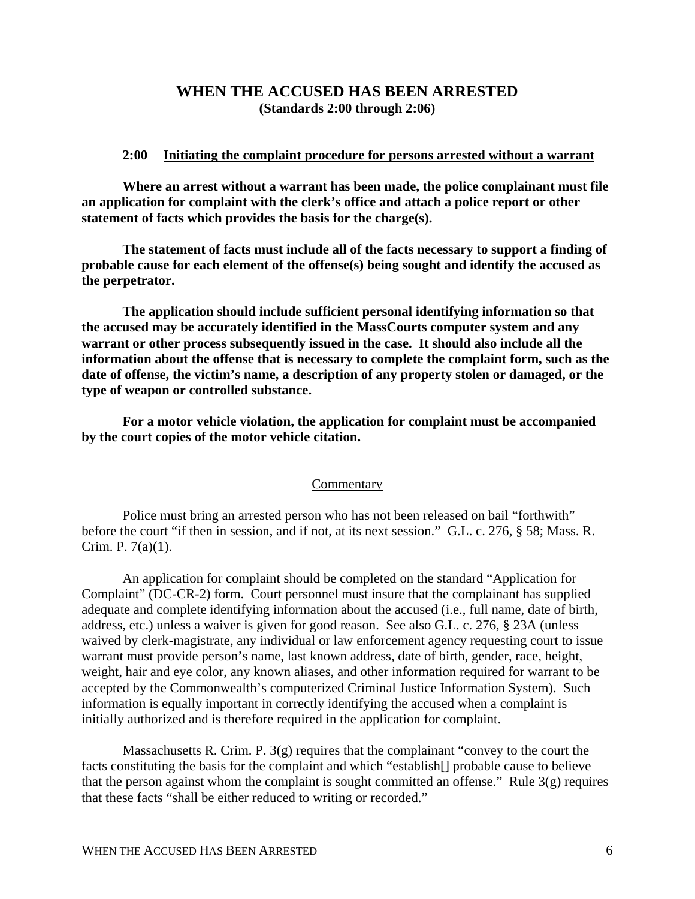# WHEN THE ACCUSED HAS BEEN ARRESTED

**(Standards 2:00 through 2:06)**

### **2:00 Initiating the complaint procedure for persons arrested without a warrant**

**Where an arrest without a warrant has been made, the police complainant must file an application for complaint with the clerk's office and attach a police report or other statement of facts which provides the basis for the charge(s).**

**The statement of facts must include all of the facts necessary to support a finding of probable cause for each element of the offense(s) being sought and identify the accused as the perpetrator.**

**The application should include sufficient personal identifying information so that the accused may be accurately identified in the MassCourts computer system and any warrant or other process subsequently issued in the case. It should also include all the information about the offense that is necessary to complete the complaint form, such as the date of offense, the victim's name, a description of any property stolen or damaged, or the type of weapon or controlled substance.**

**For a motor vehicle violation, the application for complaint must be accompanied by the court copies of the motor vehicle citation.**

#### Commentary

Police must bring an arrested person who has not been released on bail "forthwith" before the court "if then in session, and if not, at its next session." G.L. c. 276, § 58; Mass. R. Crim. P. 7(a)(1).

An application for complaint should be completed on the standard "Application for Complaint" (DC-CR-2) form. Court personnel must insure that the complainant has supplied adequate and complete identifying information about the accused (i.e., full name, date of birth, address, etc.) unless a waiver is given for good reason. See also G.L. c. 276, § 23A (unless waived by clerk-magistrate, any individual or law enforcement agency requesting court to issue warrant must provide person's name, last known address, date of birth, gender, race, height, weight, hair and eye color, any known aliases, and other information required for warrant to be accepted by the Commonwealth's computerized Criminal Justice Information System). Such information is equally important in correctly identifying the accused when a complaint is initially authorized and is therefore required in the application for complaint.

Massachusetts R. Crim. P. 3(g) requires that the complainant "convey to the court the facts constituting the basis for the complaint and which "establish[] probable cause to believe that the person against whom the complaint is sought committed an offense." Rule 3(g) requires that these facts "shall be either reduced to writing or recorded."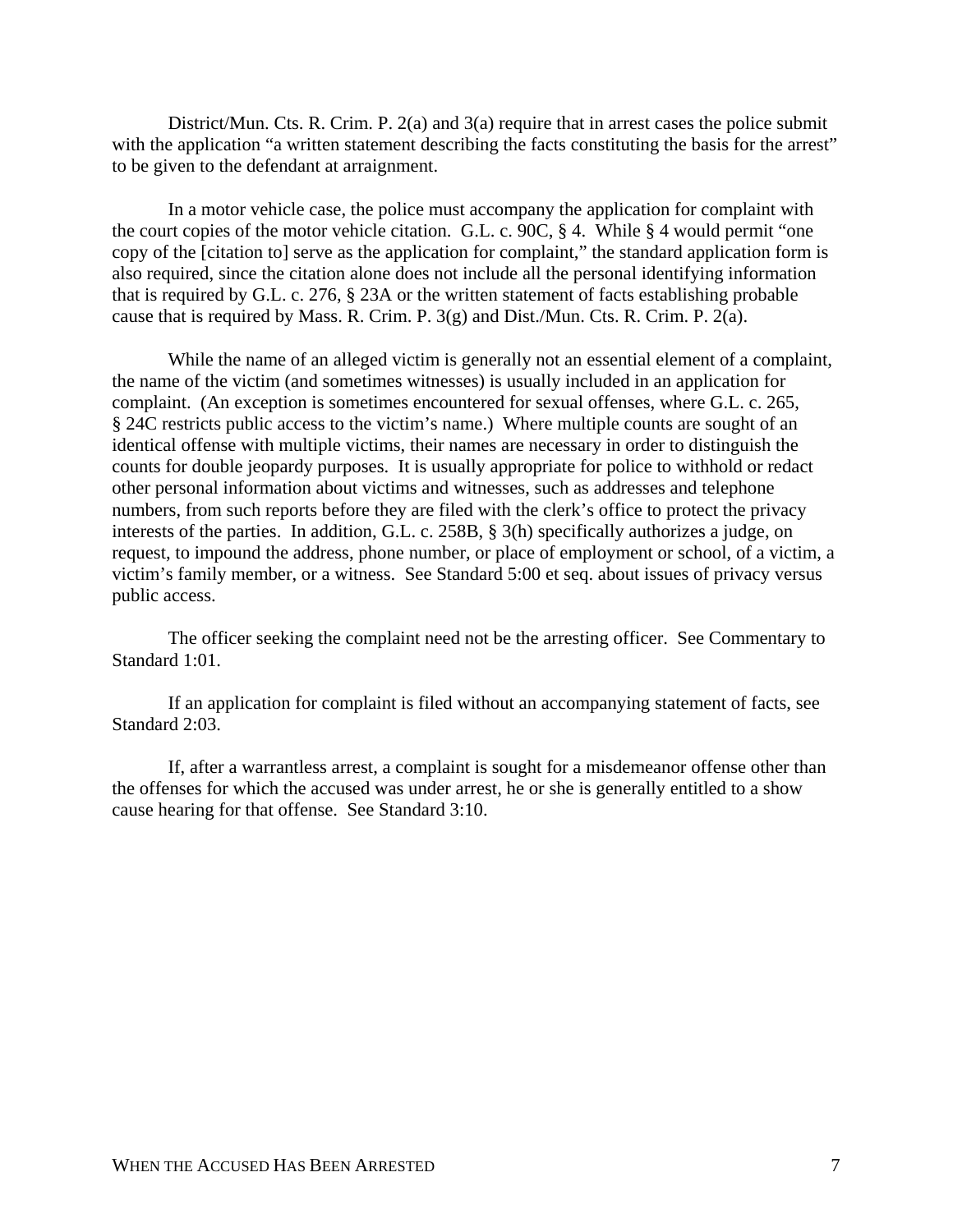District/Mun. Cts. R. Crim. P. 2(a) and 3(a) require that in arrest cases the police submit with the application "a written statement describing the facts constituting the basis for the arrest" to be given to the defendant at arraignment.

In a motor vehicle case, the police must accompany the application for complaint with the court copies of the motor vehicle citation. G.L. c. 90C, § 4. While § 4 would permit "one copy of the [citation to] serve as the application for complaint," the standard application form is also required, since the citation alone does not include all the personal identifying information that is required by G.L. c. 276, § 23A or the written statement of facts establishing probable cause that is required by Mass. R. Crim. P. 3(g) and Dist./Mun. Cts. R. Crim. P. 2(a).

While the name of an alleged victim is generally not an essential element of a complaint, the name of the victim (and sometimes witnesses) is usually included in an application for complaint. (An exception is sometimes encountered for sexual offenses, where G.L. c. 265, § 24C restricts public access to the victim's name.) Where multiple counts are sought of an identical offense with multiple victims, their names are necessary in order to distinguish the counts for double jeopardy purposes. It is usually appropriate for police to withhold or redact other personal information about victims and witnesses, such as addresses and telephone numbers, from such reports before they are filed with the clerk's office to protect the privacy interests of the parties. In addition, G.L. c. 258B, § 3(h) specifically authorizes a judge, on request, to impound the address, phone number, or place of employment or school, of a victim, a victim's family member, or a witness. See Standard 5:00 et seq. about issues of privacy versus public access.

The officer seeking the complaint need not be the arresting officer. See Commentary to Standard 1:01.

If an application for complaint is filed without an accompanying statement of facts, see Standard 2:03.

If, after a warrantless arrest, a complaint is sought for a misdemeanor offense other than the offenses for which the accused was under arrest, he or she is generally entitled to a show cause hearing for that offense. See Standard 3:10.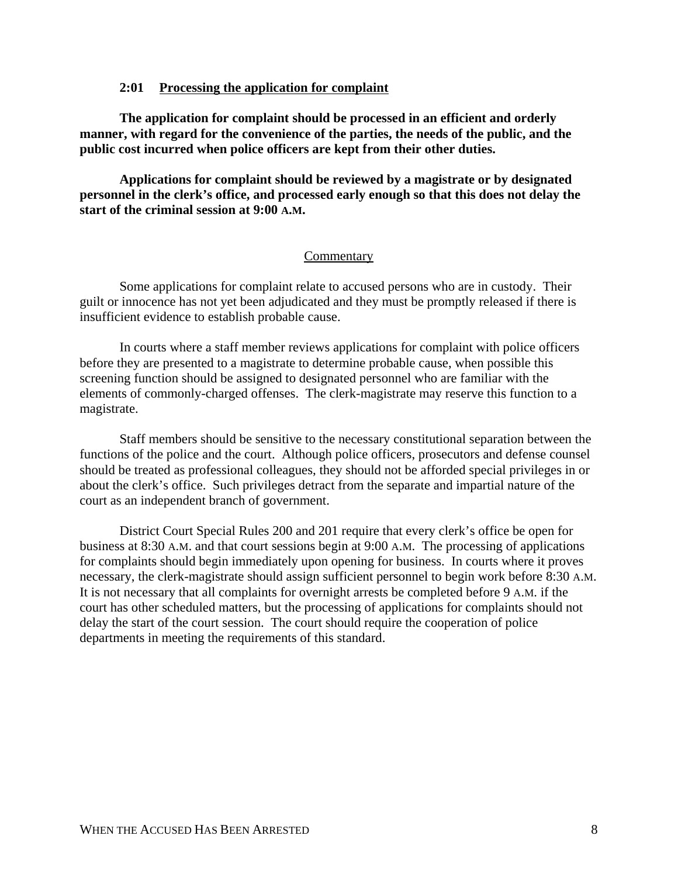### 2:01 Processing the application for complaint

**The application for complaint should be processed in an efficient and orderly manner, with regard for the convenience of the parties, the needs of the public, and the public cost incurred when police officers are kept from their other duties.**

**Applications for complaint should be reviewed by a magistrate or by designated personnel in the clerk's office, and processed early enough so that this does not delay the start of the criminal session at 9:00 A.M.**

Commentary

Some applications for complaint relate to accused persons who are in custody. Their guilt or innocence has not yet been adjudicated and they must be promptly released if there is insufficient evidence to establish probable cause.

In courts where a staff member reviews applications for complaint with police officers before they are presented to a magistrate to determine probable cause, when possible this screening function should be assigned to designated personnel who are familiar with the elements of commonly-charged offenses. The clerk-magistrate may reserve this function to a magistrate.

Staff members should be sensitive to the necessary constitutional separation between the functions of the police and the court. Although police officers, prosecutors and defense counsel should be treated as professional colleagues, they should not be afforded special privileges in or about the clerk's office. Such privileges detract from the separate and impartial nature of the court as an independent branch of government.

District Court Special Rules 200 and 201 require that every clerk's office be open for business at 8:30 A.M. and that court sessions begin at 9:00 A.M. The processing of applications for complaints should begin immediately upon opening for business. In courts where it proves necessary, the clerk-magistrate should assign sufficient personnel to begin work before 8:30 A.M. It is not necessary that all complaints for overnight arrests be completed before 9 A.M. if the court has other scheduled matters, but the processing of applications for complaints should not delay the start of the court session. The court should require the cooperation of police departments in meeting the requirements of this standard.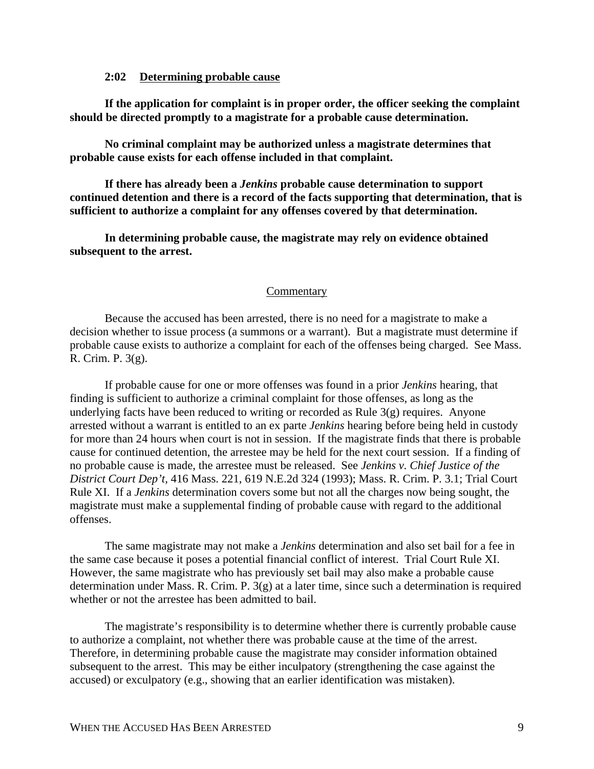### 2:02 Determining probable cause

**If the application for complaint is in proper order, the officer seeking the complaint should be directed promptly to a magistrate for a probable cause determination.**

**No criminal complaint may be authorized unless a magistrate determines that probable cause exists for each offense included in that complaint.**

**If there has already been a *Jenkins* probable cause determination to support continued detention and there is a record of the facts supporting that determination, that is sufficient to authorize a complaint for any offenses covered by that determination.**

**In determining probable cause, the magistrate may rely on evidence obtained subsequent to the arrest.**

#### Commentary

Because the accused has been arrested, there is no need for a magistrate to make a decision whether to issue process (a summons or a warrant). But a magistrate must determine if probable cause exists to authorize a complaint for each of the offenses being charged. See Mass. R. Crim. P. 3(g).

If probable cause for one or more offenses was found in a prior *Jenkins* hearing, that finding is sufficient to authorize a criminal complaint for those offenses, as long as the underlying facts have been reduced to writing or recorded as Rule 3(g) requires. Anyone arrested without a warrant is entitled to an ex parte *Jenkins* hearing before being held in custody for more than 24 hours when court is not in session. If the magistrate finds that there is probable cause for continued detention, the arrestee may be held for the next court session. If a finding of no probable cause is made, the arrestee must be released. See *Jenkins v. Chief Justice of the District Court Dep't*, 416 Mass. 221, 619 N.E.2d 324 (1993); Mass. R. Crim. P. 3.1; Trial Court Rule XI. If a *Jenkins* determination covers some but not all the charges now being sought, the magistrate must make a supplemental finding of probable cause with regard to the additional offenses.

The same magistrate may not make a *Jenkins* determination and also set bail for a fee in the same case because it poses a potential financial conflict of interest. Trial Court Rule XI. However, the same magistrate who has previously set bail may also make a probable cause determination under Mass. R. Crim. P. 3(g) at a later time, since such a determination is required whether or not the arrestee has been admitted to bail.

The magistrate's responsibility is to determine whether there is currently probable cause to authorize a complaint, not whether there was probable cause at the time of the arrest. Therefore, in determining probable cause the magistrate may consider information obtained subsequent to the arrest. This may be either inculpatory (strengthening the case against the accused) or exculpatory (e.g., showing that an earlier identification was mistaken).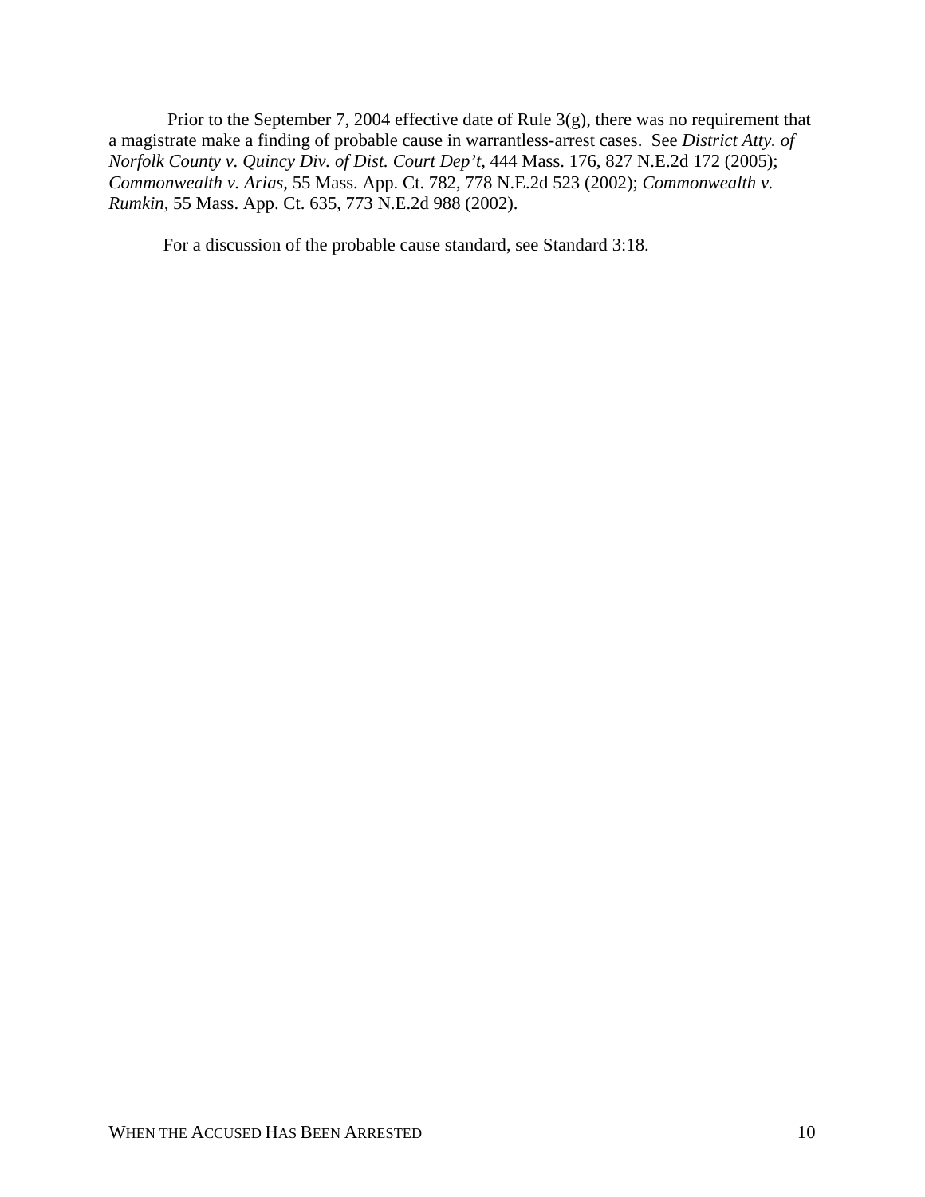Prior to the September 7, 2004 effective date of Rule 3(g), there was no requirement that a magistrate make a finding of probable cause in warrantless-arrest cases. See *District Atty. of Norfolk County v. Quincy Div. of Dist. Court Dep't*, 444 Mass. 176, 827 N.E.2d 172 (2005); *Commonwealth v. Arias*, 55 Mass. App. Ct. 782, 778 N.E.2d 523 (2002); *Commonwealth v. Rumkin*, 55 Mass. App. Ct. 635, 773 N.E.2d 988 (2002).

For a discussion of the probable cause standard, see Standard 3:18.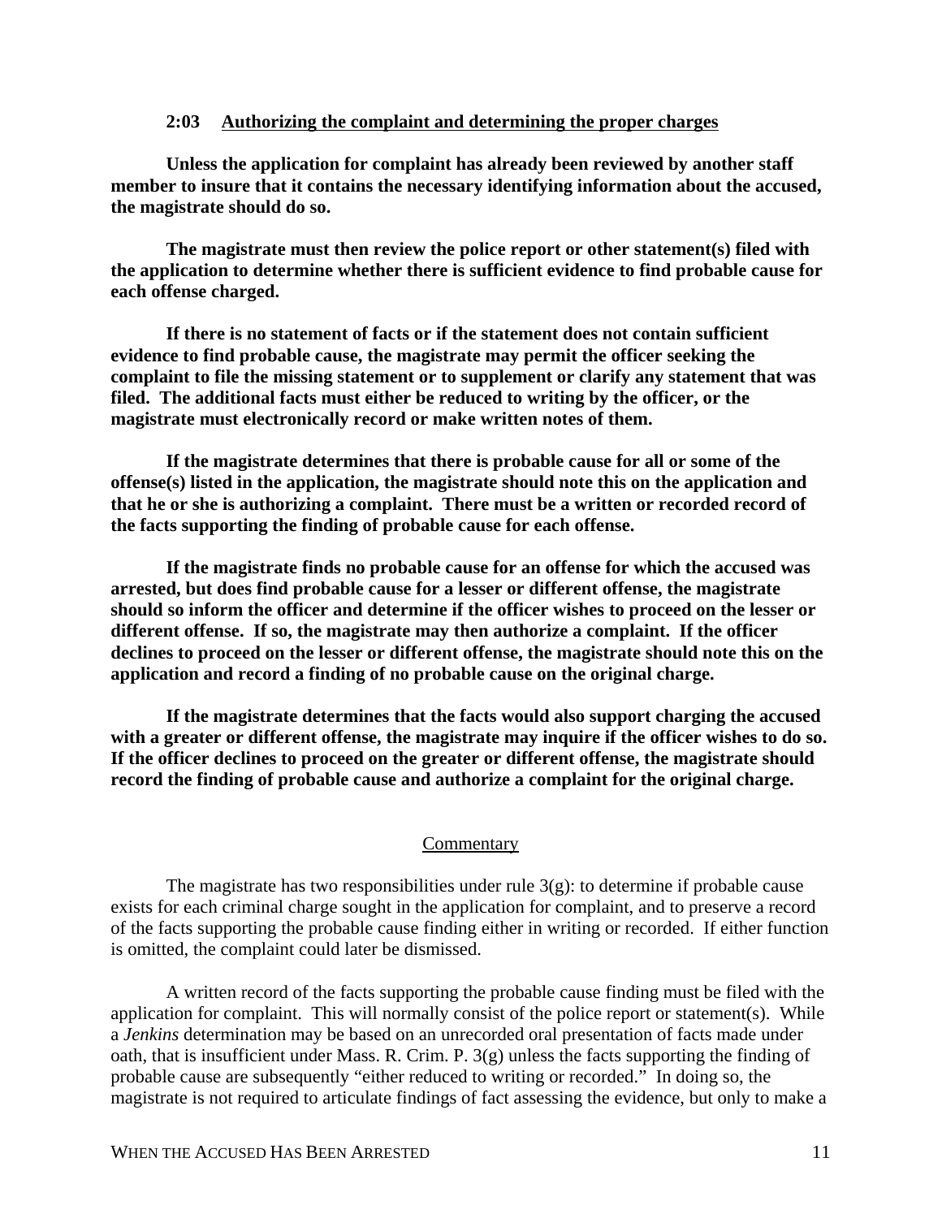### 2:03 Authorizing the complaint and determining the proper charges

**Unless the application for complaint has already been reviewed by another staff member to insure that it contains the necessary identifying information about the accused, the magistrate should do so.**

**The magistrate must then review the police report or other statement(s) filed with the application to determine whether there is sufficient evidence to find probable cause for each offense charged.**

**If there is no statement of facts or if the statement does not contain sufficient evidence to find probable cause, the magistrate may permit the officer seeking the complaint to file the missing statement or to supplement or clarify any statement that was filed. The additional facts must either be reduced to writing by the officer, or the magistrate must electronically record or make written notes of them.**

**If the magistrate determines that there is probable cause for all or some of the offense(s) listed in the application, the magistrate should note this on the application and that he or she is authorizing a complaint. There must be a written or recorded record of the facts supporting the finding of probable cause for each offense.**

**If the magistrate finds no probable cause for an offense for which the accused was arrested, but does find probable cause for a lesser or different offense, the magistrate should so inform the officer and determine if the officer wishes to proceed on the lesser or different offense. If so, the magistrate may then authorize a complaint. If the officer declines to proceed on the lesser or different offense, the magistrate should note this on the application and record a finding of no probable cause on the original charge.**

**If the magistrate determines that the facts would also support charging the accused with a greater or different offense, the magistrate may inquire if the officer wishes to do so. If the officer declines to proceed on the greater or different offense, the magistrate should record the finding of probable cause and authorize a complaint for the original charge.**

Commentary

The magistrate has two responsibilities under rule 3(g): to determine if probable cause exists for each criminal charge sought in the application for complaint, and to preserve a record of the facts supporting the probable cause finding either in writing or recorded. If either function is omitted, the complaint could later be dismissed.

A written record of the facts supporting the probable cause finding must be filed with the application for complaint. This will normally consist of the police report or statement(s). While a *Jenkins* determination may be based on an unrecorded oral presentation of facts made under oath, that is insufficient under Mass. R. Crim. P. 3(g) unless the facts supporting the finding of probable cause are subsequently "either reduced to writing or recorded." In doing so, the magistrate is not required to articulate findings of fact assessing the evidence, but only to make a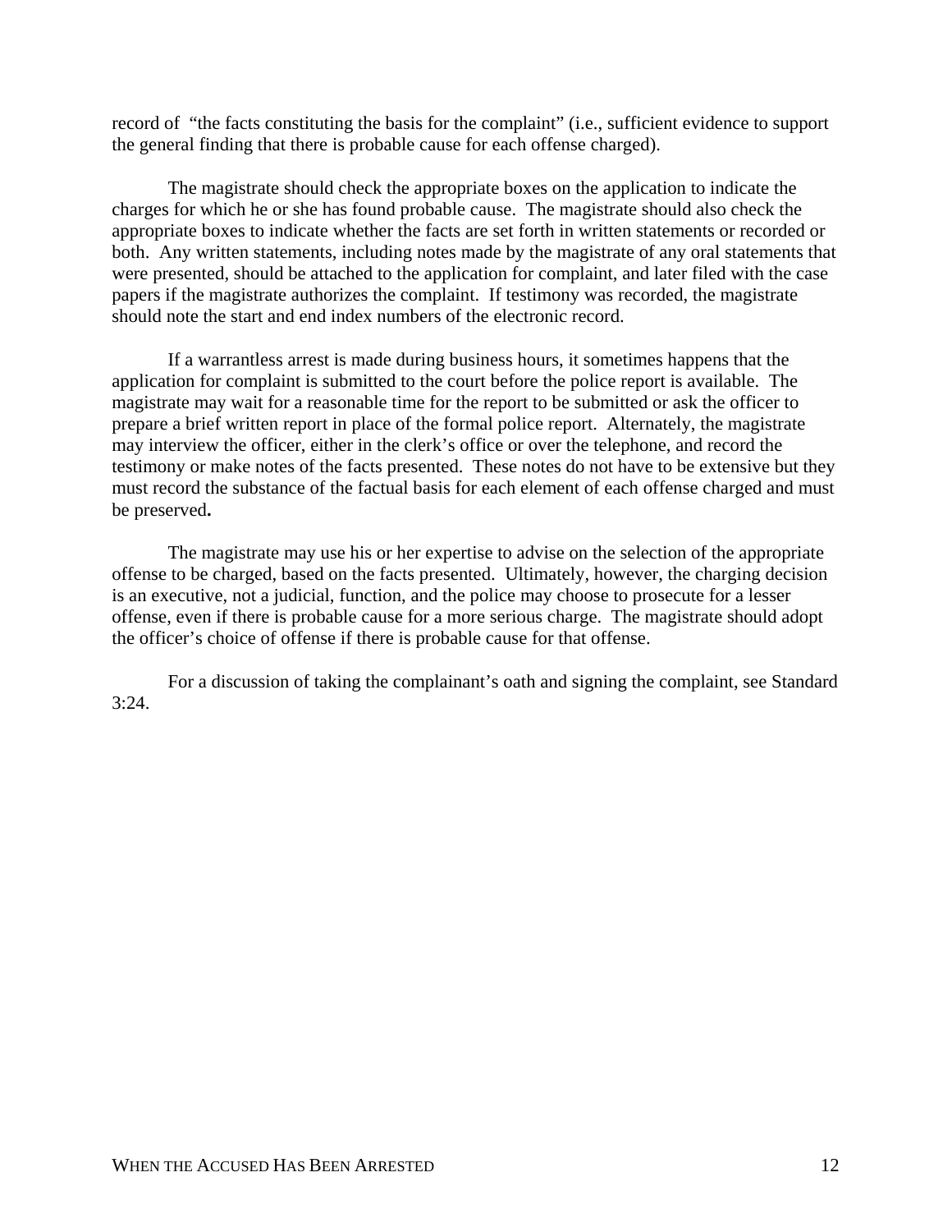record of "the facts constituting the basis for the complaint" (i.e., sufficient evidence to support the general finding that there is probable cause for each offense charged).

The magistrate should check the appropriate boxes on the application to indicate the charges for which he or she has found probable cause. The magistrate should also check the appropriate boxes to indicate whether the facts are set forth in written statements or recorded or both. Any written statements, including notes made by the magistrate of any oral statements that were presented, should be attached to the application for complaint, and later filed with the case papers if the magistrate authorizes the complaint. If testimony was recorded, the magistrate should note the start and end index numbers of the electronic record.

If a warrantless arrest is made during business hours, it sometimes happens that the application for complaint is submitted to the court before the police report is available. The magistrate may wait for a reasonable time for the report to be submitted or ask the officer to prepare a brief written report in place of the formal police report. Alternately, the magistrate may interview the officer, either in the clerk's office or over the telephone, and record the testimony or make notes of the facts presented. These notes do not have to be extensive but they must record the substance of the factual basis for each element of each offense charged and must be preserved**.**

The magistrate may use his or her expertise to advise on the selection of the appropriate offense to be charged, based on the facts presented. Ultimately, however, the charging decision is an executive, not a judicial, function, and the police may choose to prosecute for a lesser offense, even if there is probable cause for a more serious charge. The magistrate should adopt the officer's choice of offense if there is probable cause for that offense.

For a discussion of taking the complainant's oath and signing the complaint, see Standard 3:24.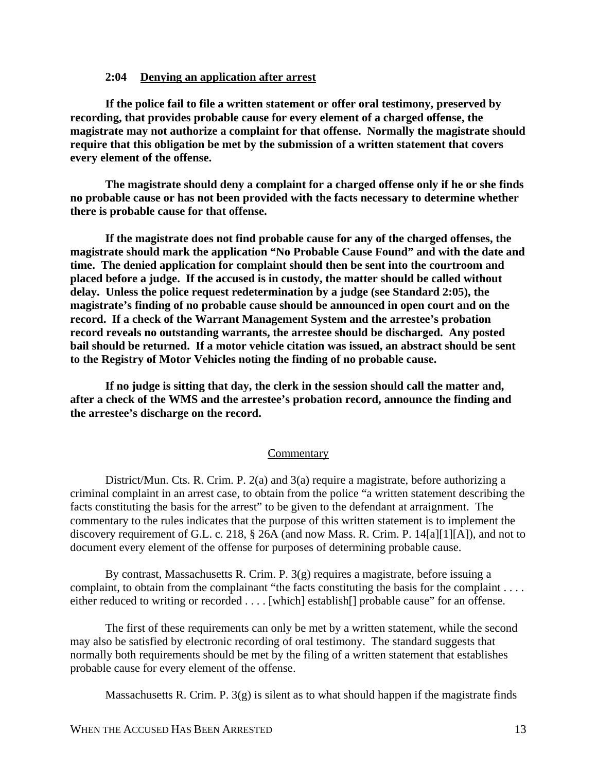### 2:04 Denying an application after arrest

**If the police fail to file a written statement or offer oral testimony, preserved by recording, that provides probable cause for every element of a charged offense, the magistrate may not authorize a complaint for that offense. Normally the magistrate should require that this obligation be met by the submission of a written statement that covers every element of the offense.**

**The magistrate should deny a complaint for a charged offense only if he or she finds no probable cause or has not been provided with the facts necessary to determine whether there is probable cause for that offense.**

**If the magistrate does not find probable cause for any of the charged offenses, the magistrate should mark the application "No Probable Cause Found" and with the date and time. The denied application for complaint should then be sent into the courtroom and placed before a judge. If the accused is in custody, the matter should be called without delay. Unless the police request redetermination by a judge (see Standard 2:05), the magistrate's finding of no probable cause should be announced in open court and on the record. If a check of the Warrant Management System and the arrestee's probation record reveals no outstanding warrants, the arrestee should be discharged. Any posted bail should be returned. If a motor vehicle citation was issued, an abstract should be sent to the Registry of Motor Vehicles noting the finding of no probable cause.**

**If no judge is sitting that day, the clerk in the session should call the matter and, after a check of the WMS and the arrestee's probation record, announce the finding and the arrestee's discharge on the record.**

Commentary

District/Mun. Cts. R. Crim. P. 2(a) and 3(a) require a magistrate, before authorizing a criminal complaint in an arrest case, to obtain from the police "a written statement describing the facts constituting the basis for the arrest" to be given to the defendant at arraignment. The commentary to the rules indicates that the purpose of this written statement is to implement the discovery requirement of G.L. c. 218, § 26A (and now Mass. R. Crim. P. 14[a][1][A]), and not to document every element of the offense for purposes of determining probable cause.

By contrast, Massachusetts R. Crim. P. 3(g) requires a magistrate, before issuing a complaint, to obtain from the complainant "the facts constituting the basis for the complaint . . . . either reduced to writing or recorded . . . . [which] establish[] probable cause" for an offense.

The first of these requirements can only be met by a written statement, while the second may also be satisfied by electronic recording of oral testimony. The standard suggests that normally both requirements should be met by the filing of a written statement that establishes probable cause for every element of the offense.

Massachusetts R. Crim. P. 3(g) is silent as to what should happen if the magistrate finds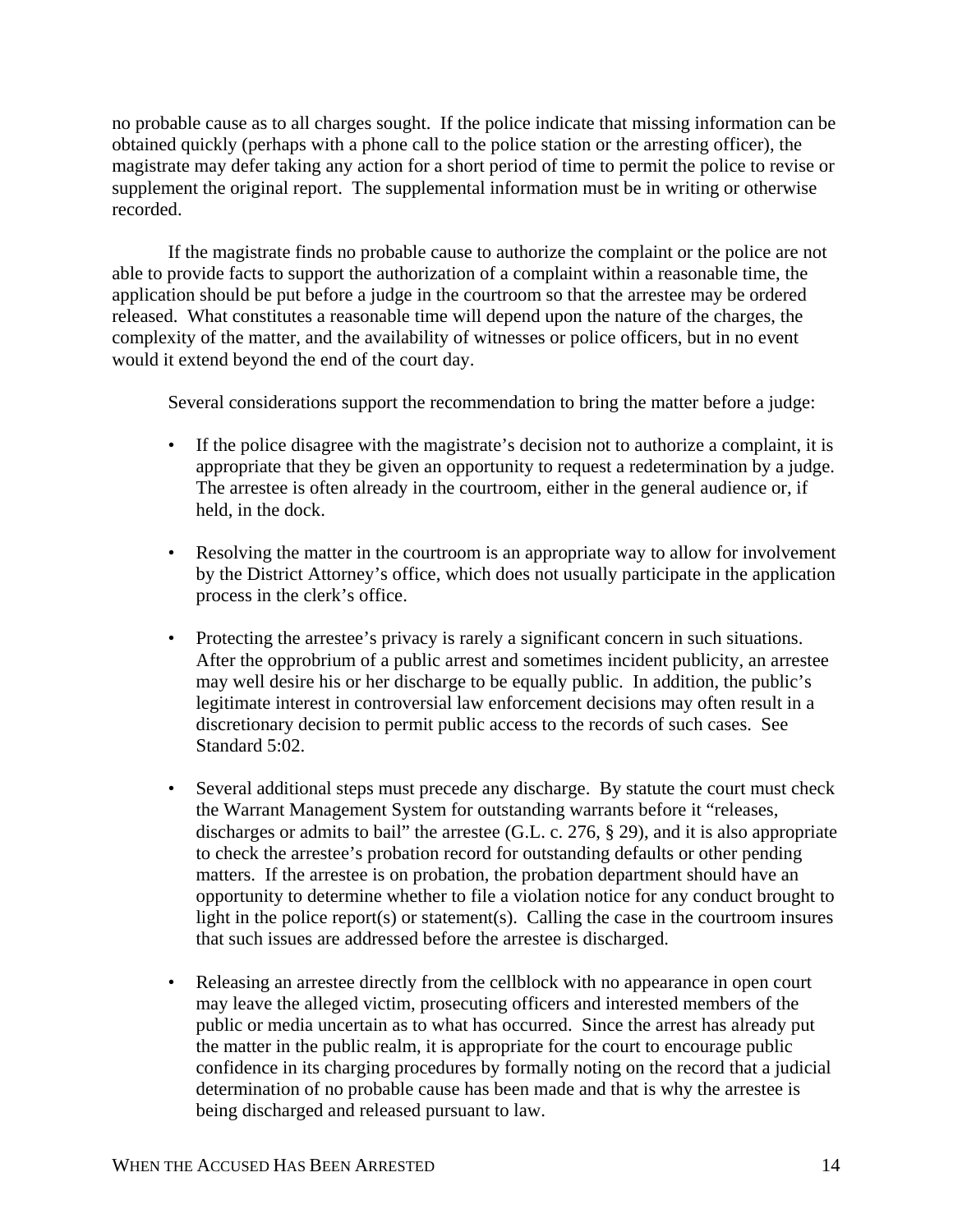no probable cause as to all charges sought. If the police indicate that missing information can be obtained quickly (perhaps with a phone call to the police station or the arresting officer), the magistrate may defer taking any action for a short period of time to permit the police to revise or supplement the original report. The supplemental information must be in writing or otherwise recorded.

If the magistrate finds no probable cause to authorize the complaint or the police are not able to provide facts to support the authorization of a complaint within a reasonable time, the application should be put before a judge in the courtroom so that the arrestee may be ordered released. What constitutes a reasonable time will depend upon the nature of the charges, the complexity of the matter, and the availability of witnesses or police officers, but in no event would it extend beyond the end of the court day.

Several considerations support the recommendation to bring the matter before a judge:

- If the police disagree with the magistrate's decision not to authorize a complaint, it is appropriate that they be given an opportunity to request a redetermination by a judge. The arrestee is often already in the courtroom, either in the general audience or, if held, in the dock.

- Resolving the matter in the courtroom is an appropriate way to allow for involvement by the District Attorney's office, which does not usually participate in the application process in the clerk's office.

- Protecting the arrestee's privacy is rarely a significant concern in such situations. After the opprobrium of a public arrest and sometimes incident publicity, an arrestee may well desire his or her discharge to be equally public. In addition, the public's legitimate interest in controversial law enforcement decisions may often result in a discretionary decision to permit public access to the records of such cases. See Standard 5:02.

- Several additional steps must precede any discharge. By statute the court must check the Warrant Management System for outstanding warrants before it "releases, discharges or admits to bail" the arrestee (G.L. c. 276, § 29), and it is also appropriate to check the arrestee's probation record for outstanding defaults or other pending matters. If the arrestee is on probation, the probation department should have an opportunity to determine whether to file a violation notice for any conduct brought to light in the police report(s) or statement(s). Calling the case in the courtroom insures that such issues are addressed before the arrestee is discharged.

- Releasing an arrestee directly from the cellblock with no appearance in open court may leave the alleged victim, prosecuting officers and interested members of the public or media uncertain as to what has occurred. Since the arrest has already put the matter in the public realm, it is appropriate for the court to encourage public confidence in its charging procedures by formally noting on the record that a judicial determination of no probable cause has been made and that is why the arrestee is being discharged and released pursuant to law.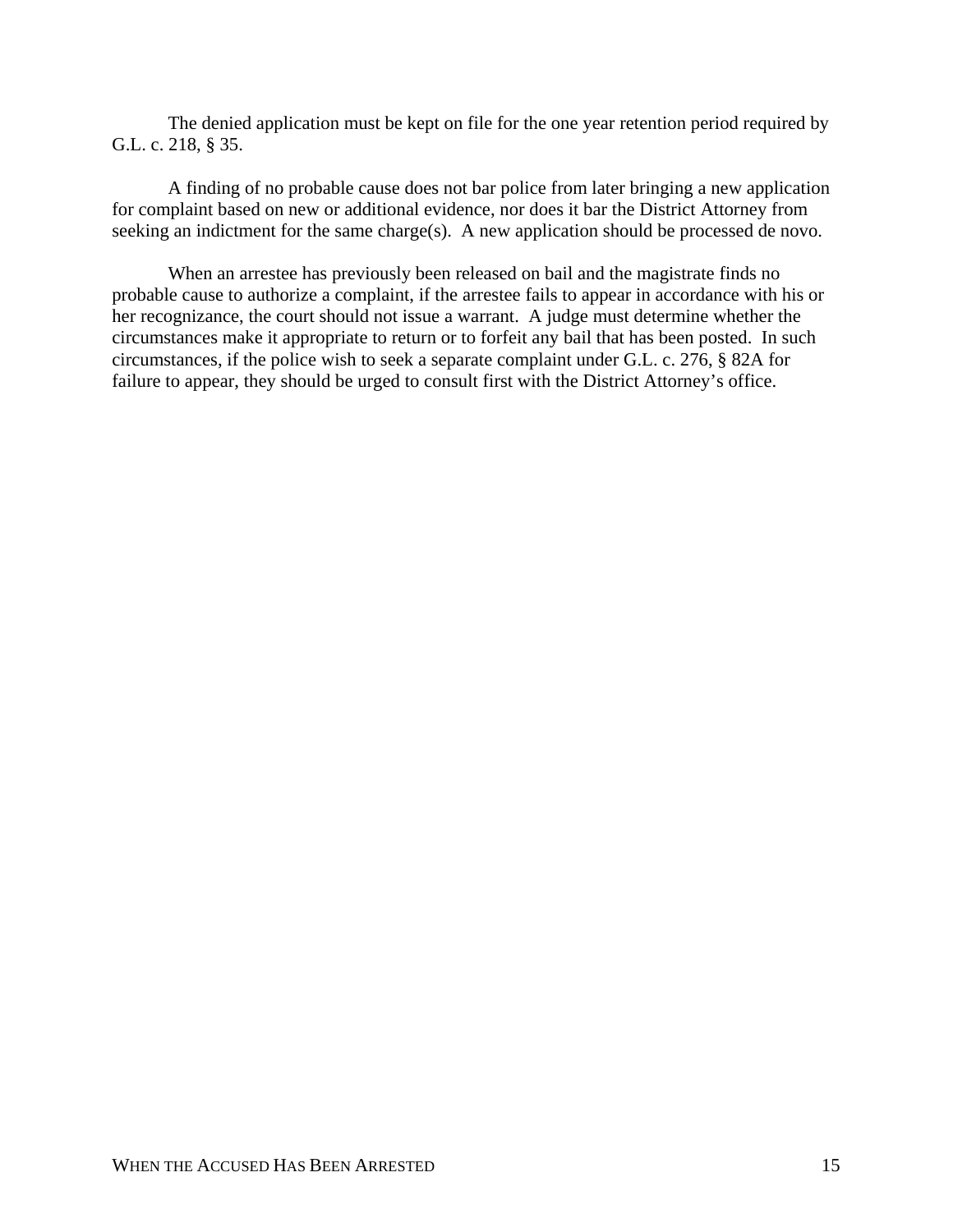The denied application must be kept on file for the one year retention period required by G.L. c. 218, § 35.

A finding of no probable cause does not bar police from later bringing a new application for complaint based on new or additional evidence, nor does it bar the District Attorney from seeking an indictment for the same charge(s). A new application should be processed de novo.

When an arrestee has previously been released on bail and the magistrate finds no probable cause to authorize a complaint, if the arrestee fails to appear in accordance with his or her recognizance, the court should not issue a warrant. A judge must determine whether the circumstances make it appropriate to return or to forfeit any bail that has been posted. In such circumstances, if the police wish to seek a separate complaint under G.L. c. 276, § 82A for failure to appear, they should be urged to consult first with the District Attorney's office.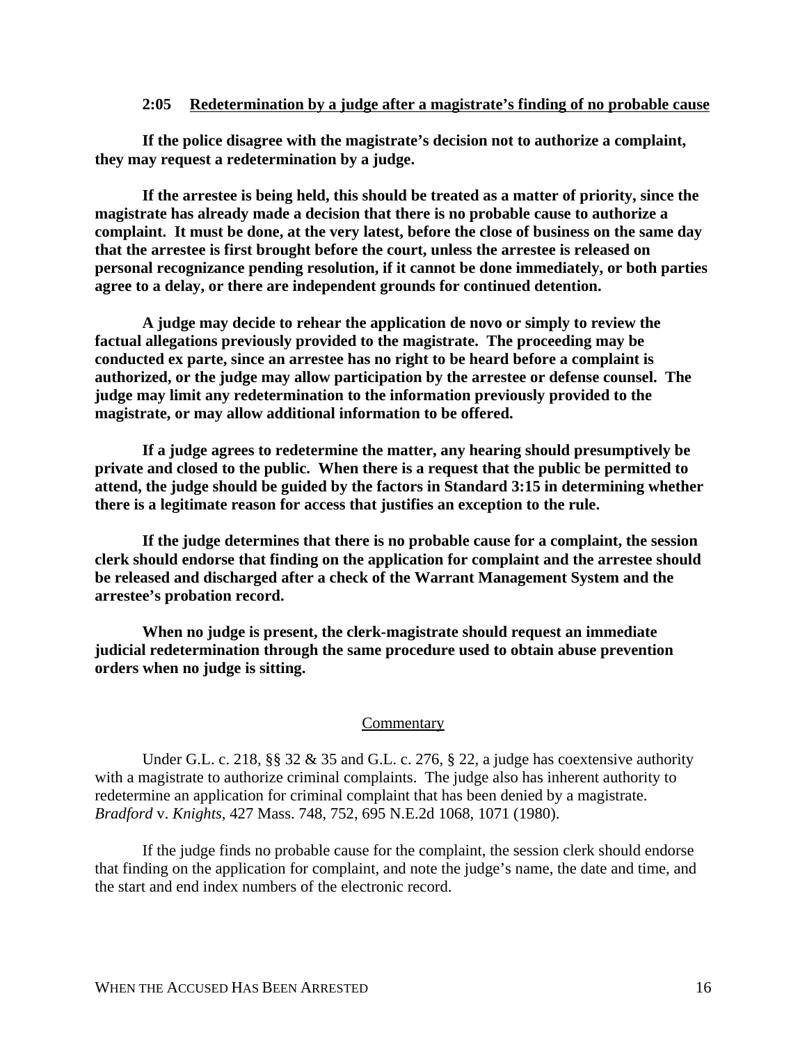### 2:05 Redetermination by a judge after a magistrate's finding of no probable cause

**If the police disagree with the magistrate's decision not to authorize a complaint, they may request a redetermination by a judge.**

**If the arrestee is being held, this should be treated as a matter of priority, since the magistrate has already made a decision that there is no probable cause to authorize a complaint. It must be done, at the very latest, before the close of business on the same day that the arrestee is first brought before the court, unless the arrestee is released on personal recognizance pending resolution, if it cannot be done immediately, or both parties agree to a delay, or there are independent grounds for continued detention.**

**A judge may decide to rehear the application de novo or simply to review the factual allegations previously provided to the magistrate. The proceeding may be conducted ex parte, since an arrestee has no right to be heard before a complaint is authorized, or the judge may allow participation by the arrestee or defense counsel. The judge may limit any redetermination to the information previously provided to the magistrate, or may allow additional information to be offered.**

**If a judge agrees to redetermine the matter, any hearing should presumptively be private and closed to the public. When there is a request that the public be permitted to attend, the judge should be guided by the factors in Standard 3:15 in determining whether there is a legitimate reason for access that justifies an exception to the rule.**

**If the judge determines that there is no probable cause for a complaint, the session clerk should endorse that finding on the application for complaint and the arrestee should be released and discharged after a check of the Warrant Management System and the arrestee's probation record.**

**When no judge is present, the clerk-magistrate should request an immediate judicial redetermination through the same procedure used to obtain abuse prevention orders when no judge is sitting.**

#### Commentary

Under G.L. c. 218, §§ 32 & 35 and G.L. c. 276, § 22, a judge has coextensive authority with a magistrate to authorize criminal complaints. The judge also has inherent authority to redetermine an application for criminal complaint that has been denied by a magistrate. *Bradford* v. *Knights*, 427 Mass. 748, 752, 695 N.E.2d 1068, 1071 (1980).

If the judge finds no probable cause for the complaint, the session clerk should endorse that finding on the application for complaint, and note the judge's name, the date and time, and the start and end index numbers of the electronic record.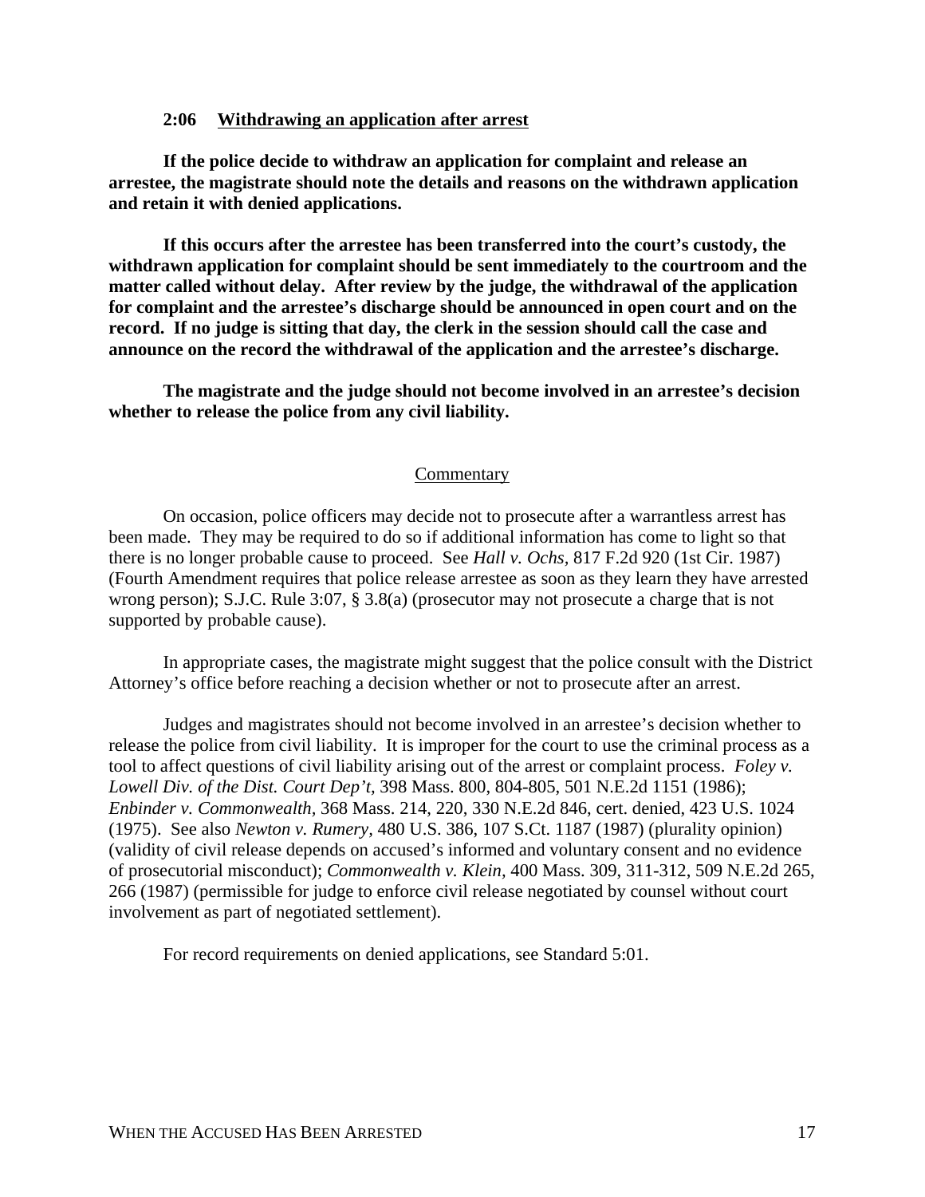### 2:06 Withdrawing an application after arrest

**If the police decide to withdraw an application for complaint and release an arrestee, the magistrate should note the details and reasons on the withdrawn application and retain it with denied applications.**

**If this occurs after the arrestee has been transferred into the court's custody, the withdrawn application for complaint should be sent immediately to the courtroom and the matter called without delay. After review by the judge, the withdrawal of the application for complaint and the arrestee's discharge should be announced in open court and on the record. If no judge is sitting that day, the clerk in the session should call the case and announce on the record the withdrawal of the application and the arrestee's discharge.**

**The magistrate and the judge should not become involved in an arrestee's decision whether to release the police from any civil liability.**

Commentary

On occasion, police officers may decide not to prosecute after a warrantless arrest has been made. They may be required to do so if additional information has come to light so that there is no longer probable cause to proceed. See *Hall v. Ochs,* 817 F.2d 920 (1st Cir. 1987) (Fourth Amendment requires that police release arrestee as soon as they learn they have arrested wrong person); S.J.C. Rule 3:07, § 3.8(a) (prosecutor may not prosecute a charge that is not supported by probable cause).

In appropriate cases, the magistrate might suggest that the police consult with the District Attorney's office before reaching a decision whether or not to prosecute after an arrest.

Judges and magistrates should not become involved in an arrestee's decision whether to release the police from civil liability. It is improper for the court to use the criminal process as a tool to affect questions of civil liability arising out of the arrest or complaint process. *Foley v. Lowell Div. of the Dist. Court Dep't,* 398 Mass. 800, 804-805, 501 N.E.2d 1151 (1986); *Enbinder v. Commonwealth,* 368 Mass. 214, 220, 330 N.E.2d 846, cert. denied, 423 U.S. 1024 (1975). See also *Newton v. Rumery,* 480 U.S. 386, 107 S.Ct. 1187 (1987) (plurality opinion) (validity of civil release depends on accused's informed and voluntary consent and no evidence of prosecutorial misconduct); *Commonwealth v. Klein,* 400 Mass. 309, 311-312, 509 N.E.2d 265, 266 (1987) (permissible for judge to enforce civil release negotiated by counsel without court involvement as part of negotiated settlement).

For record requirements on denied applications, see Standard 5:01.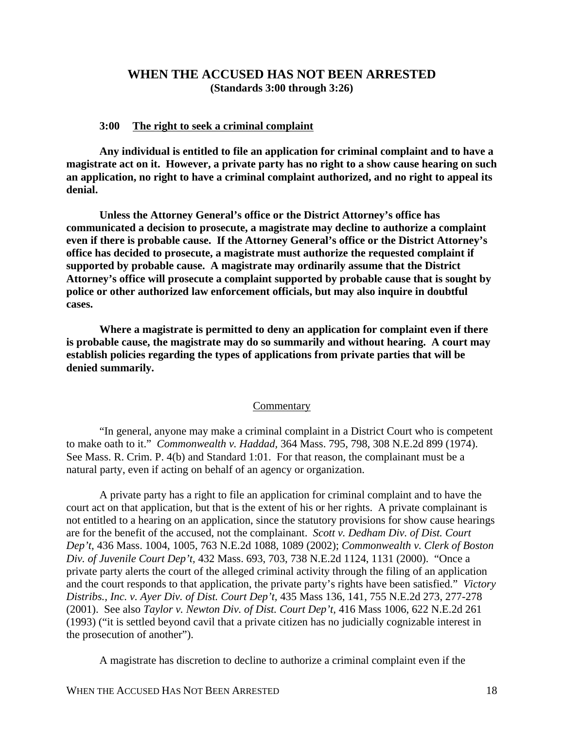# WHEN THE ACCUSED HAS NOT BEEN ARRESTED

**(Standards 3:00 through 3:26)**

## 3:00 The right to seek a criminal complaint

**Any individual is entitled to file an application for criminal complaint and to have a magistrate act on it. However, a private party has no right to a show cause hearing on such an application, no right to have a criminal complaint authorized, and no right to appeal its denial.**

**Unless the Attorney General's office or the District Attorney's office has communicated a decision to prosecute, a magistrate may decline to authorize a complaint even if there is probable cause. If the Attorney General's office or the District Attorney's office has decided to prosecute, a magistrate must authorize the requested complaint if supported by probable cause. A magistrate may ordinarily assume that the District Attorney's office will prosecute a complaint supported by probable cause that is sought by police or other authorized law enforcement officials, but may also inquire in doubtful cases.**

**Where a magistrate is permitted to deny an application for complaint even if there is probable cause, the magistrate may do so summarily and without hearing. A court may establish policies regarding the types of applications from private parties that will be denied summarily.**

### Commentary

"In general, anyone may make a criminal complaint in a District Court who is competent to make oath to it." *Commonwealth v. Haddad,* 364 Mass. 795, 798, 308 N.E.2d 899 (1974). See Mass. R. Crim. P. 4(b) and Standard 1:01. For that reason, the complainant must be a natural party, even if acting on behalf of an agency or organization.

A private party has a right to file an application for criminal complaint and to have the court act on that application, but that is the extent of his or her rights. A private complainant is not entitled to a hearing on an application, since the statutory provisions for show cause hearings are for the benefit of the accused, not the complainant. *Scott v. Dedham Div. of Dist. Court Dep't,* 436 Mass. 1004, 1005, 763 N.E.2d 1088, 1089 (2002); *Commonwealth v. Clerk of Boston Div. of Juvenile Court Dep't,* 432 Mass. 693, 703, 738 N.E.2d 1124, 1131 (2000). "Once a private party alerts the court of the alleged criminal activity through the filing of an application and the court responds to that application, the private party's rights have been satisfied." *Victory Distribs., Inc. v. Ayer Div. of Dist. Court Dep't,* 435 Mass 136, 141, 755 N.E.2d 273, 277-278 (2001). See also *Taylor v. Newton Div. of Dist. Court Dep't,* 416 Mass 1006, 622 N.E.2d 261 (1993) ("it is settled beyond cavil that a private citizen has no judicially cognizable interest in the prosecution of another").

A magistrate has discretion to decline to authorize a criminal complaint even if the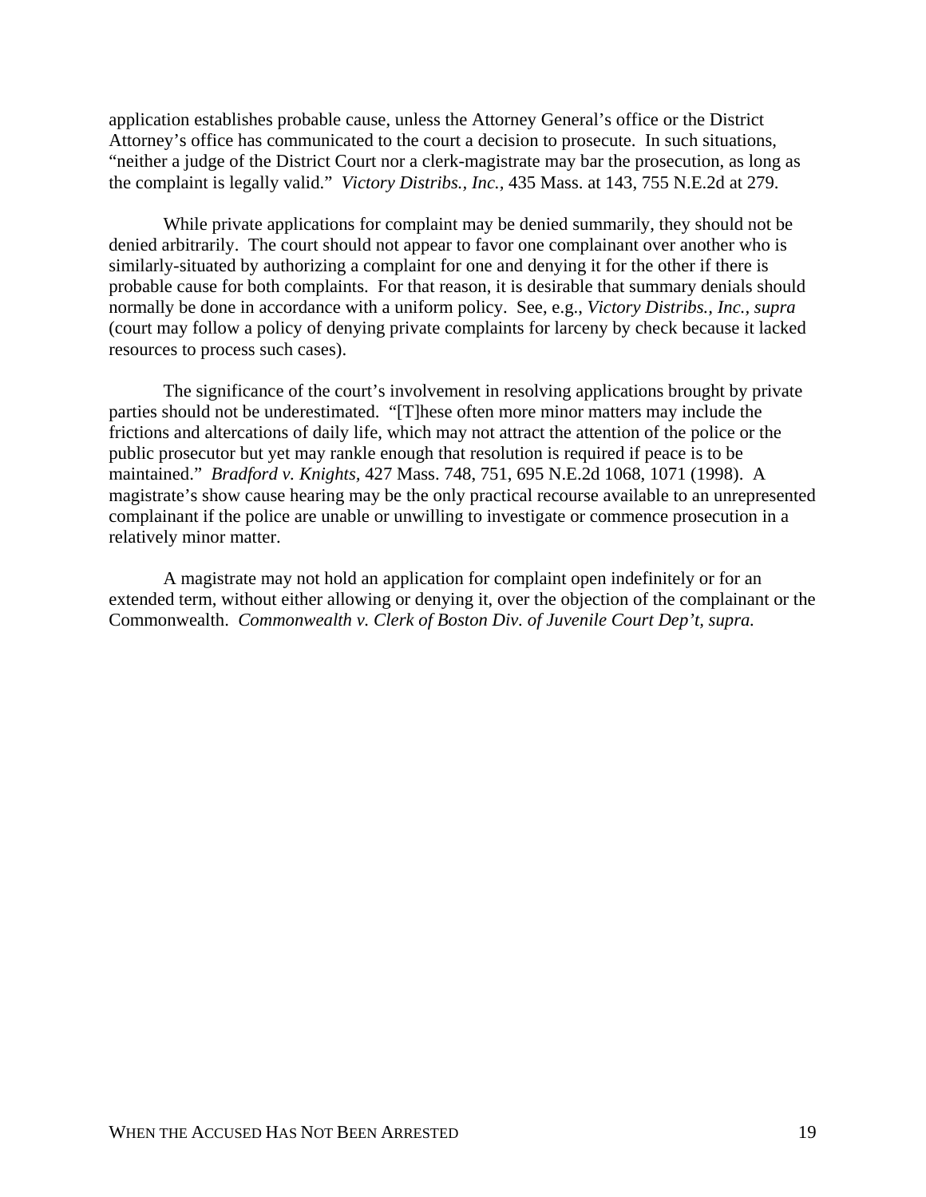application establishes probable cause, unless the Attorney General's office or the District Attorney's office has communicated to the court a decision to prosecute. In such situations, "neither a judge of the District Court nor a clerk-magistrate may bar the prosecution, as long as the complaint is legally valid." *Victory Distribs., Inc.*, 435 Mass. at 143, 755 N.E.2d at 279.

While private applications for complaint may be denied summarily, they should not be denied arbitrarily. The court should not appear to favor one complainant over another who is similarly-situated by authorizing a complaint for one and denying it for the other if there is probable cause for both complaints. For that reason, it is desirable that summary denials should normally be done in accordance with a uniform policy. See, e.g., *Victory Distribs., Inc., supra* (court may follow a policy of denying private complaints for larceny by check because it lacked resources to process such cases).

The significance of the court's involvement in resolving applications brought by private parties should not be underestimated. "[T]hese often more minor matters may include the frictions and altercations of daily life, which may not attract the attention of the police or the public prosecutor but yet may rankle enough that resolution is required if peace is to be maintained." *Bradford v. Knights*, 427 Mass. 748, 751, 695 N.E.2d 1068, 1071 (1998). A magistrate's show cause hearing may be the only practical recourse available to an unrepresented complainant if the police are unable or unwilling to investigate or commence prosecution in a relatively minor matter.

A magistrate may not hold an application for complaint open indefinitely or for an extended term, without either allowing or denying it, over the objection of the complainant or the Commonwealth. *Commonwealth v. Clerk of Boston Div. of Juvenile Court Dep't, supra.*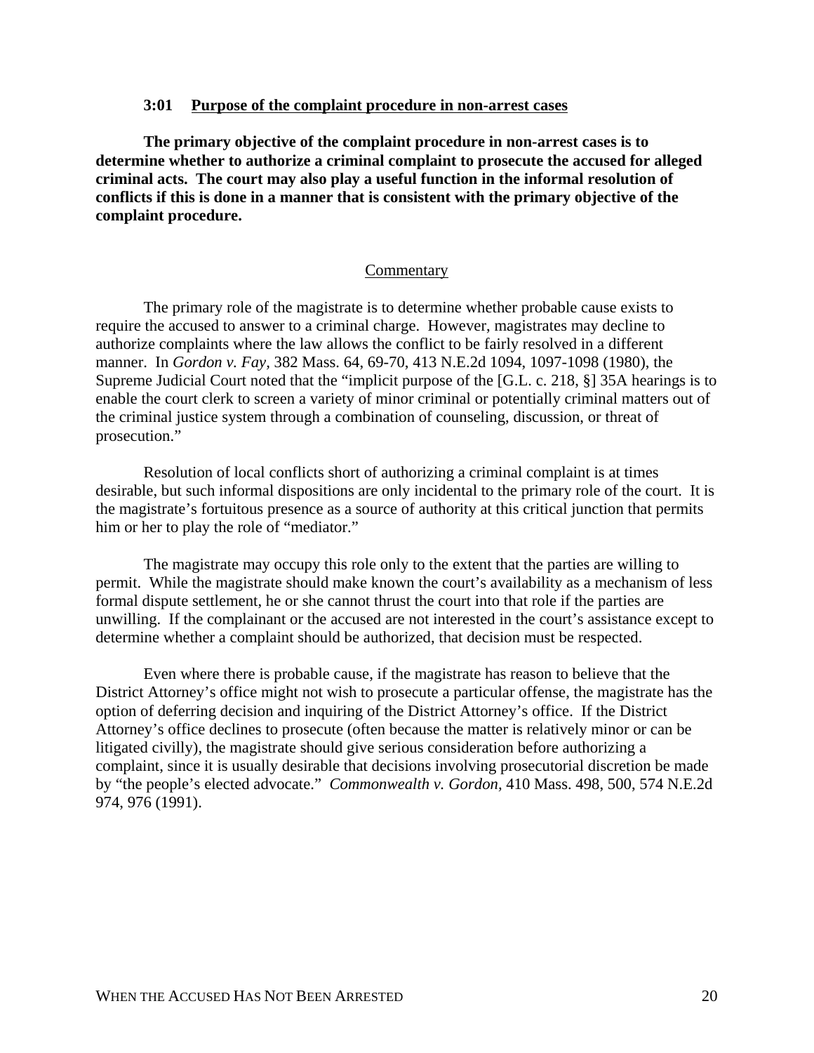### 3:01 Purpose of the complaint procedure in non-arrest cases

**The primary objective of the complaint procedure in non-arrest cases is to determine whether to authorize a criminal complaint to prosecute the accused for alleged criminal acts. The court may also play a useful function in the informal resolution of conflicts if this is done in a manner that is consistent with the primary objective of the complaint procedure.**

#### Commentary

The primary role of the magistrate is to determine whether probable cause exists to require the accused to answer to a criminal charge. However, magistrates may decline to authorize complaints where the law allows the conflict to be fairly resolved in a different manner. In *Gordon v. Fay,* 382 Mass. 64, 69-70, 413 N.E.2d 1094, 1097-1098 (1980), the Supreme Judicial Court noted that the "implicit purpose of the [G.L. c. 218, §] 35A hearings is to enable the court clerk to screen a variety of minor criminal or potentially criminal matters out of the criminal justice system through a combination of counseling, discussion, or threat of prosecution."

Resolution of local conflicts short of authorizing a criminal complaint is at times desirable, but such informal dispositions are only incidental to the primary role of the court. It is the magistrate's fortuitous presence as a source of authority at this critical junction that permits him or her to play the role of "mediator."

The magistrate may occupy this role only to the extent that the parties are willing to permit. While the magistrate should make known the court's availability as a mechanism of less formal dispute settlement, he or she cannot thrust the court into that role if the parties are unwilling. If the complainant or the accused are not interested in the court's assistance except to determine whether a complaint should be authorized, that decision must be respected.

Even where there is probable cause, if the magistrate has reason to believe that the District Attorney's office might not wish to prosecute a particular offense, the magistrate has the option of deferring decision and inquiring of the District Attorney's office. If the District Attorney's office declines to prosecute (often because the matter is relatively minor or can be litigated civilly), the magistrate should give serious consideration before authorizing a complaint, since it is usually desirable that decisions involving prosecutorial discretion be made by "the people's elected advocate." *Commonwealth v. Gordon,* 410 Mass. 498, 500, 574 N.E.2d 974, 976 (1991).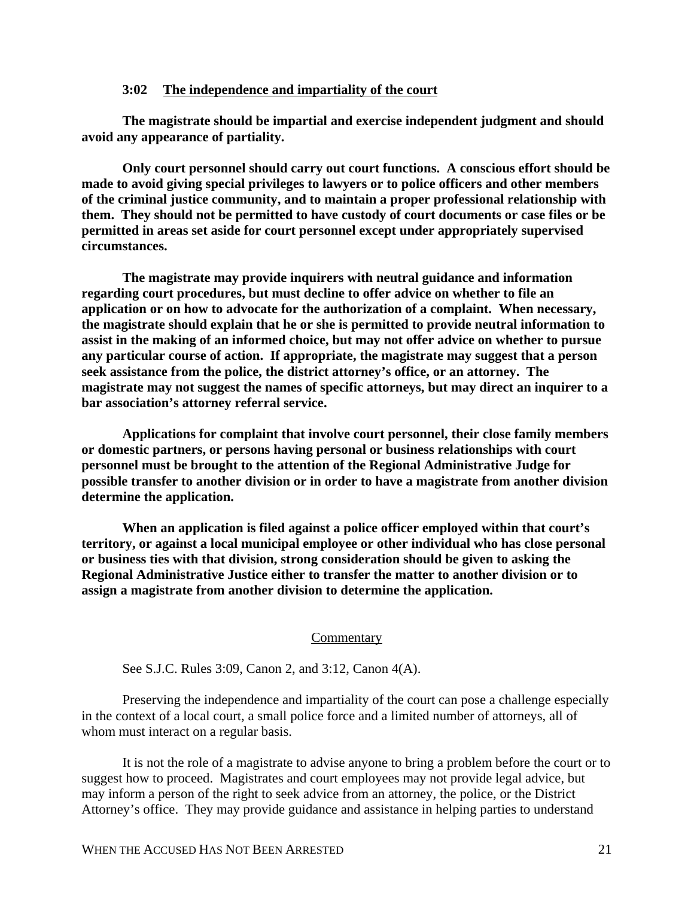### 3:02 The independence and impartiality of the court

**The magistrate should be impartial and exercise independent judgment and should avoid any appearance of partiality.**

**Only court personnel should carry out court functions. A conscious effort should be made to avoid giving special privileges to lawyers or to police officers and other members of the criminal justice community, and to maintain a proper professional relationship with them. They should not be permitted to have custody of court documents or case files or be permitted in areas set aside for court personnel except under appropriately supervised circumstances.**

**The magistrate may provide inquirers with neutral guidance and information regarding court procedures, but must decline to offer advice on whether to file an application or on how to advocate for the authorization of a complaint. When necessary, the magistrate should explain that he or she is permitted to provide neutral information to assist in the making of an informed choice, but may not offer advice on whether to pursue any particular course of action. If appropriate, the magistrate may suggest that a person seek assistance from the police, the district attorney's office, or an attorney. The magistrate may not suggest the names of specific attorneys, but may direct an inquirer to a bar association's attorney referral service.**

**Applications for complaint that involve court personnel, their close family members or domestic partners, or persons having personal or business relationships with court personnel must be brought to the attention of the Regional Administrative Judge for possible transfer to another division or in order to have a magistrate from another division determine the application.**

**When an application is filed against a police officer employed within that court's territory, or against a local municipal employee or other individual who has close personal or business ties with that division, strong consideration should be given to asking the Regional Administrative Justice either to transfer the matter to another division or to assign a magistrate from another division to determine the application.**

Commentary

See S.J.C. Rules 3:09, Canon 2, and 3:12, Canon 4(A).

Preserving the independence and impartiality of the court can pose a challenge especially in the context of a local court, a small police force and a limited number of attorneys, all of whom must interact on a regular basis.

It is not the role of a magistrate to advise anyone to bring a problem before the court or to suggest how to proceed. Magistrates and court employees may not provide legal advice, but may inform a person of the right to seek advice from an attorney, the police, or the District Attorney's office. They may provide guidance and assistance in helping parties to understand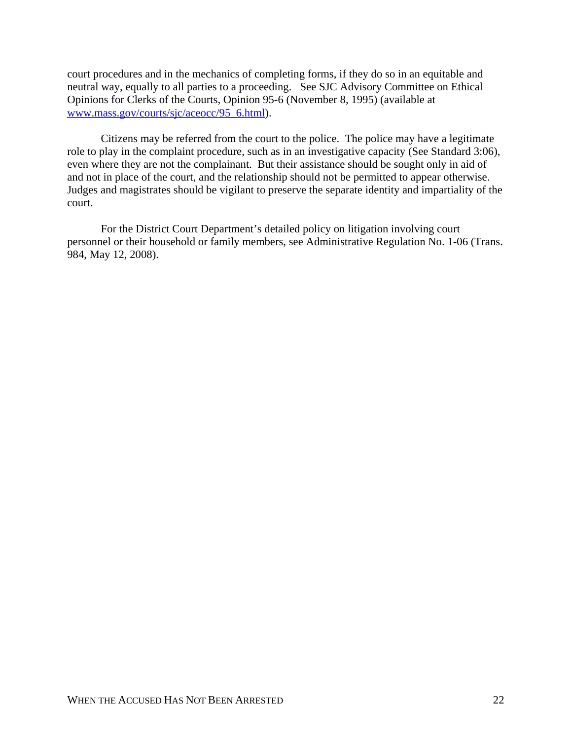court procedures and in the mechanics of completing forms, if they do so in an equitable and neutral way, equally to all parties to a proceeding. See SJC Advisory Committee on Ethical Opinions for Clerks of the Courts, Opinion 95-6 (November 8, 1995) (available at [www.mass.gov/courts/sjc/aceocc/95_6.html](www.mass.gov/courts/sjc/aceocc/95_6.html)).

Citizens may be referred from the court to the police. The police may have a legitimate role to play in the complaint procedure, such as in an investigative capacity (See Standard 3:06), even where they are not the complainant. But their assistance should be sought only in aid of and not in place of the court, and the relationship should not be permitted to appear otherwise. Judges and magistrates should be vigilant to preserve the separate identity and impartiality of the court.

For the District Court Department's detailed policy on litigation involving court personnel or their household or family members, see Administrative Regulation No. 1-06 (Trans. 984, May 12, 2008).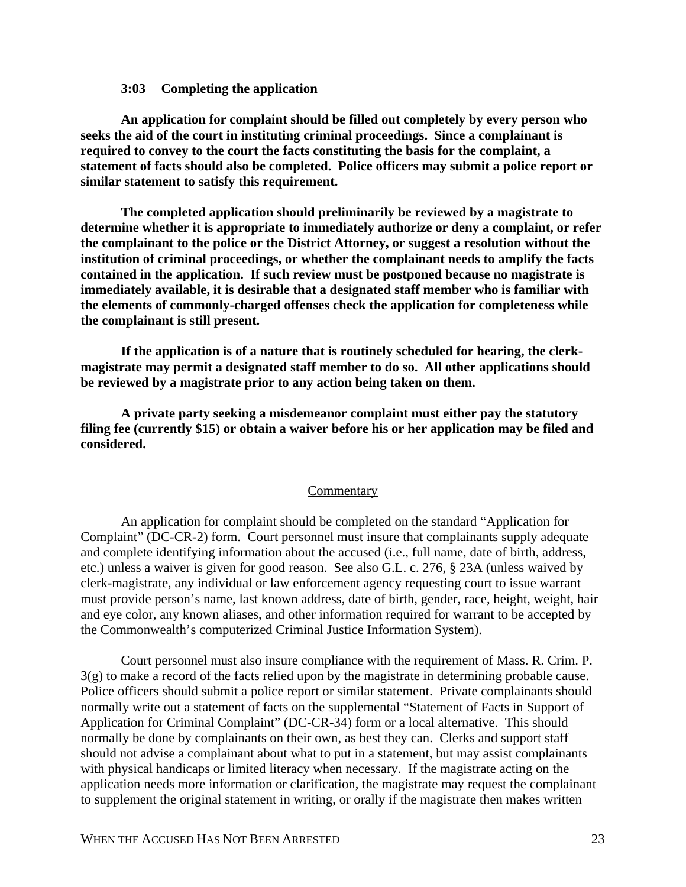### 3:03 Completing the application

**An application for complaint should be filled out completely by every person who seeks the aid of the court in instituting criminal proceedings. Since a complainant is required to convey to the court the facts constituting the basis for the complaint, a statement of facts should also be completed. Police officers may submit a police report or similar statement to satisfy this requirement.**

**The completed application should preliminarily be reviewed by a magistrate to determine whether it is appropriate to immediately authorize or deny a complaint, or refer the complainant to the police or the District Attorney, or suggest a resolution without the institution of criminal proceedings, or whether the complainant needs to amplify the facts contained in the application. If such review must be postponed because no magistrate is immediately available, it is desirable that a designated staff member who is familiar with the elements of commonly-charged offenses check the application for completeness while the complainant is still present.**

**If the application is of a nature that is routinely scheduled for hearing, the clerk-magistrate may permit a designated staff member to do so. All other applications should be reviewed by a magistrate prior to any action being taken on them.**

**A private party seeking a misdemeanor complaint must either pay the statutory filing fee (currently $15) or obtain a waiver before his or her application may be filed and considered.**

Commentary

An application for complaint should be completed on the standard "Application for Complaint" (DC-CR-2) form. Court personnel must insure that complainants supply adequate and complete identifying information about the accused (i.e., full name, date of birth, address, etc.) unless a waiver is given for good reason. See also G.L. c. 276, § 23A (unless waived by clerk-magistrate, any individual or law enforcement agency requesting court to issue warrant must provide person's name, last known address, date of birth, gender, race, height, weight, hair and eye color, any known aliases, and other information required for warrant to be accepted by the Commonwealth's computerized Criminal Justice Information System).

Court personnel must also insure compliance with the requirement of Mass. R. Crim. P. 3(g) to make a record of the facts relied upon by the magistrate in determining probable cause. Police officers should submit a police report or similar statement. Private complainants should normally write out a statement of facts on the supplemental "Statement of Facts in Support of Application for Criminal Complaint" (DC-CR-34) form or a local alternative. This should normally be done by complainants on their own, as best they can. Clerks and support staff should not advise a complainant about what to put in a statement, but may assist complainants with physical handicaps or limited literacy when necessary. If the magistrate acting on the application needs more information or clarification, the magistrate may request the complainant to supplement the original statement in writing, or orally if the magistrate then makes written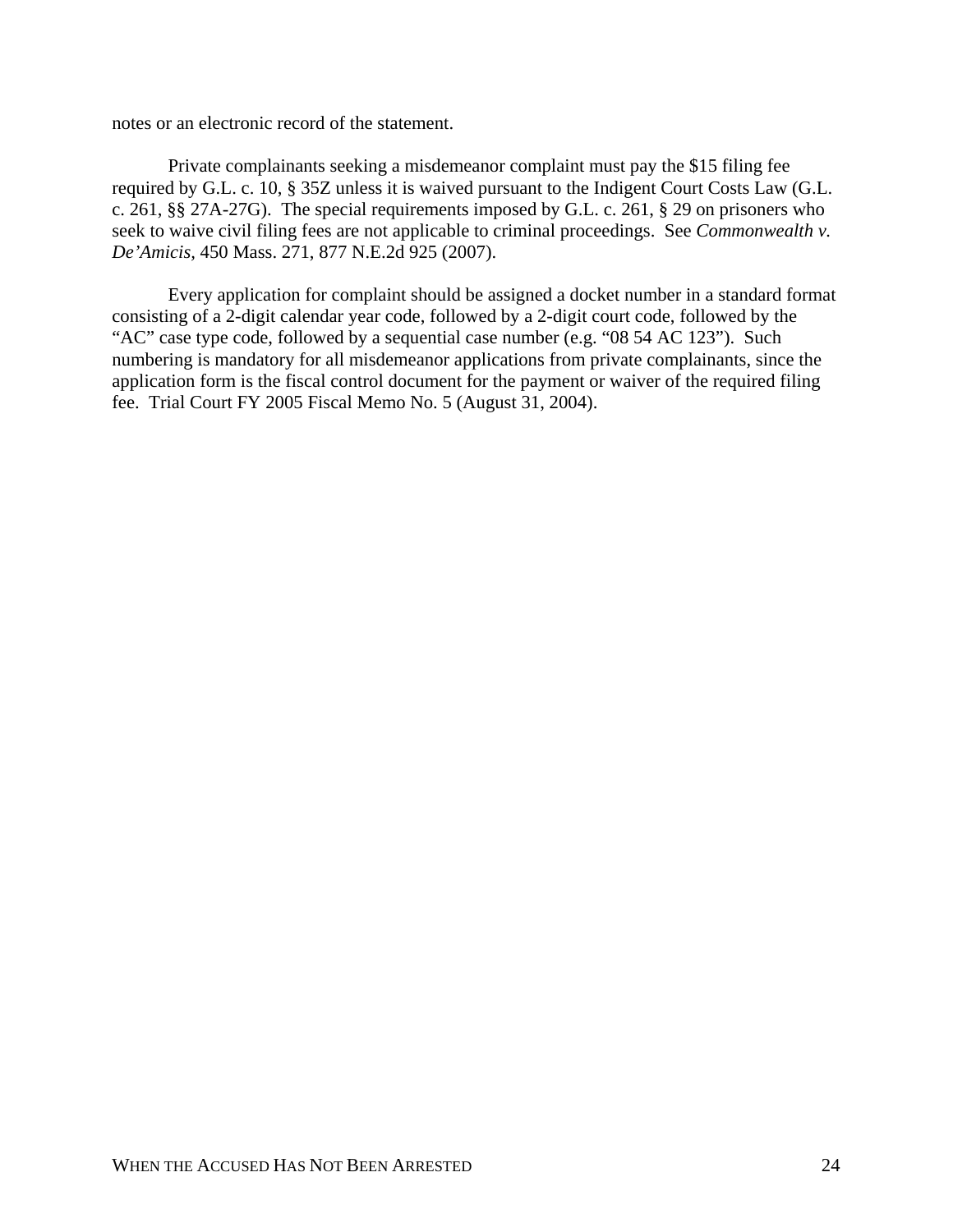notes or an electronic record of the statement.

Private complainants seeking a misdemeanor complaint must pay the $15 filing fee required by G.L. c. 10, § 35Z unless it is waived pursuant to the Indigent Court Costs Law (G.L. c. 261, §§ 27A-27G). The special requirements imposed by G.L. c. 261, § 29 on prisoners who seek to waive civil filing fees are not applicable to criminal proceedings. See *Commonwealth v. De'Amicis,* 450 Mass. 271, 877 N.E.2d 925 (2007).

Every application for complaint should be assigned a docket number in a standard format consisting of a 2-digit calendar year code, followed by a 2-digit court code, followed by the "AC" case type code, followed by a sequential case number (e.g. "08 54 AC 123"). Such numbering is mandatory for all misdemeanor applications from private complainants, since the application form is the fiscal control document for the payment or waiver of the required filing fee. Trial Court FY 2005 Fiscal Memo No. 5 (August 31, 2004).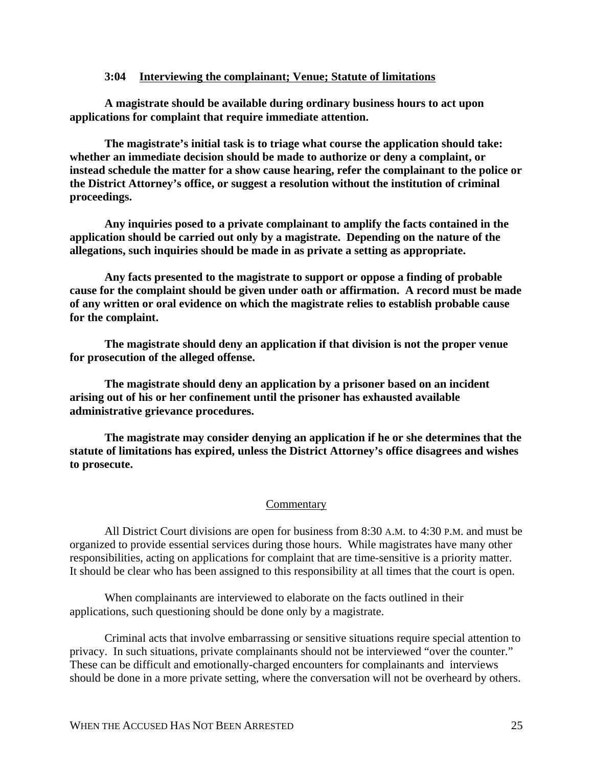### 3:04 Interviewing the complainant; Venue; Statute of limitations

**A magistrate should be available during ordinary business hours to act upon applications for complaint that require immediate attention.**

**The magistrate's initial task is to triage what course the application should take: whether an immediate decision should be made to authorize or deny a complaint, or instead schedule the matter for a show cause hearing, refer the complainant to the police or the District Attorney's office, or suggest a resolution without the institution of criminal proceedings.**

**Any inquiries posed to a private complainant to amplify the facts contained in the application should be carried out only by a magistrate. Depending on the nature of the allegations, such inquiries should be made in as private a setting as appropriate.**

**Any facts presented to the magistrate to support or oppose a finding of probable cause for the complaint should be given under oath or affirmation. A record must be made of any written or oral evidence on which the magistrate relies to establish probable cause for the complaint.**

**The magistrate should deny an application if that division is not the proper venue for prosecution of the alleged offense.**

**The magistrate should deny an application by a prisoner based on an incident arising out of his or her confinement until the prisoner has exhausted available administrative grievance procedures.**

**The magistrate may consider denying an application if he or she determines that the statute of limitations has expired, unless the District Attorney's office disagrees and wishes to prosecute.**

Commentary

All District Court divisions are open for business from 8:30 A.M. to 4:30 P.M. and must be organized to provide essential services during those hours. While magistrates have many other responsibilities, acting on applications for complaint that are time-sensitive is a priority matter. It should be clear who has been assigned to this responsibility at all times that the court is open.

When complainants are interviewed to elaborate on the facts outlined in their applications, such questioning should be done only by a magistrate.

Criminal acts that involve embarrassing or sensitive situations require special attention to privacy. In such situations, private complainants should not be interviewed "over the counter." These can be difficult and emotionally-charged encounters for complainants and interviews should be done in a more private setting, where the conversation will not be overheard by others.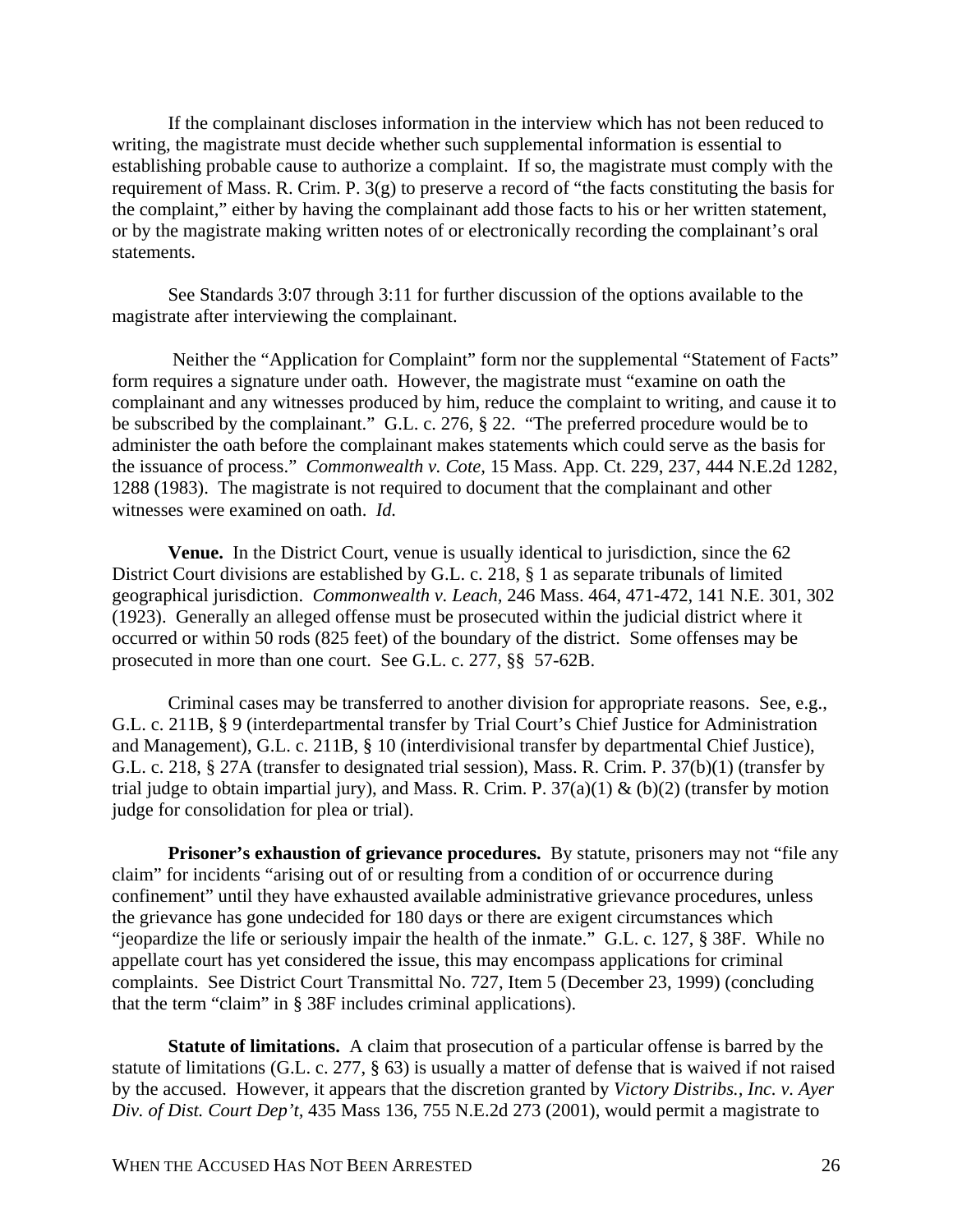If the complainant discloses information in the interview which has not been reduced to writing, the magistrate must decide whether such supplemental information is essential to establishing probable cause to authorize a complaint. If so, the magistrate must comply with the requirement of Mass. R. Crim. P. 3(g) to preserve a record of "the facts constituting the basis for the complaint," either by having the complainant add those facts to his or her written statement, or by the magistrate making written notes of or electronically recording the complainant's oral statements.

See Standards 3:07 through 3:11 for further discussion of the options available to the magistrate after interviewing the complainant.

Neither the "Application for Complaint" form nor the supplemental "Statement of Facts" form requires a signature under oath. However, the magistrate must "examine on oath the complainant and any witnesses produced by him, reduce the complaint to writing, and cause it to be subscribed by the complainant." G.L. c. 276, § 22. "The preferred procedure would be to administer the oath before the complainant makes statements which could serve as the basis for the issuance of process." *Commonwealth v. Cote,* 15 Mass. App. Ct. 229, 237, 444 N.E.2d 1282, 1288 (1983). The magistrate is not required to document that the complainant and other witnesses were examined on oath. *Id.*

**Venue.** In the District Court, venue is usually identical to jurisdiction, since the 62 District Court divisions are established by G.L. c. 218, § 1 as separate tribunals of limited geographical jurisdiction. *Commonwealth v. Leach,* 246 Mass. 464, 471-472, 141 N.E. 301, 302 (1923). Generally an alleged offense must be prosecuted within the judicial district where it occurred or within 50 rods (825 feet) of the boundary of the district. Some offenses may be prosecuted in more than one court. See G.L. c. 277, §§ 57-62B.

Criminal cases may be transferred to another division for appropriate reasons. See, e.g., G.L. c. 211B, § 9 (interdepartmental transfer by Trial Court's Chief Justice for Administration and Management), G.L. c. 211B, § 10 (interdivisional transfer by departmental Chief Justice), G.L. c. 218, § 27A (transfer to designated trial session), Mass. R. Crim. P. 37(b)(1) (transfer by trial judge to obtain impartial jury), and Mass. R. Crim. P. 37(a)(1) & (b)(2) (transfer by motion judge for consolidation for plea or trial).

**Prisoner's exhaustion of grievance procedures.** By statute, prisoners may not "file any claim" for incidents "arising out of or resulting from a condition of or occurrence during confinement" until they have exhausted available administrative grievance procedures, unless the grievance has gone undecided for 180 days or there are exigent circumstances which "jeopardize the life or seriously impair the health of the inmate." G.L. c. 127, § 38F. While no appellate court has yet considered the issue, this may encompass applications for criminal complaints. See District Court Transmittal No. 727, Item 5 (December 23, 1999) (concluding that the term "claim" in § 38F includes criminal applications).

**Statute of limitations.** A claim that prosecution of a particular offense is barred by the statute of limitations (G.L. c. 277, § 63) is usually a matter of defense that is waived if not raised by the accused. However, it appears that the discretion granted by *Victory Distribs., Inc. v. Ayer Div. of Dist. Court Dep't,* 435 Mass 136, 755 N.E.2d 273 (2001), would permit a magistrate to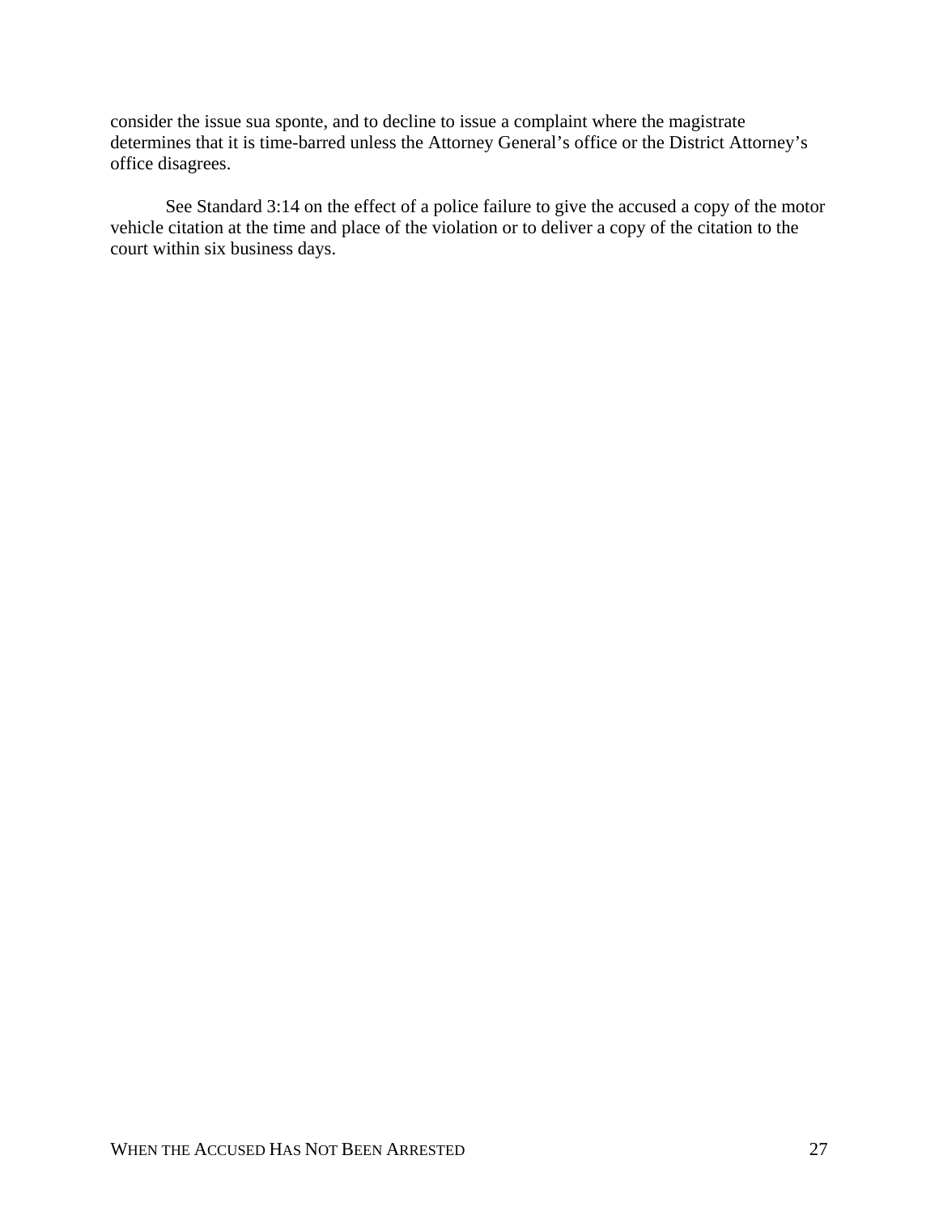consider the issue sua sponte, and to decline to issue a complaint where the magistrate determines that it is time-barred unless the Attorney General's office or the District Attorney's office disagrees.

See Standard 3:14 on the effect of a police failure to give the accused a copy of the motor vehicle citation at the time and place of the violation or to deliver a copy of the citation to the court within six business days.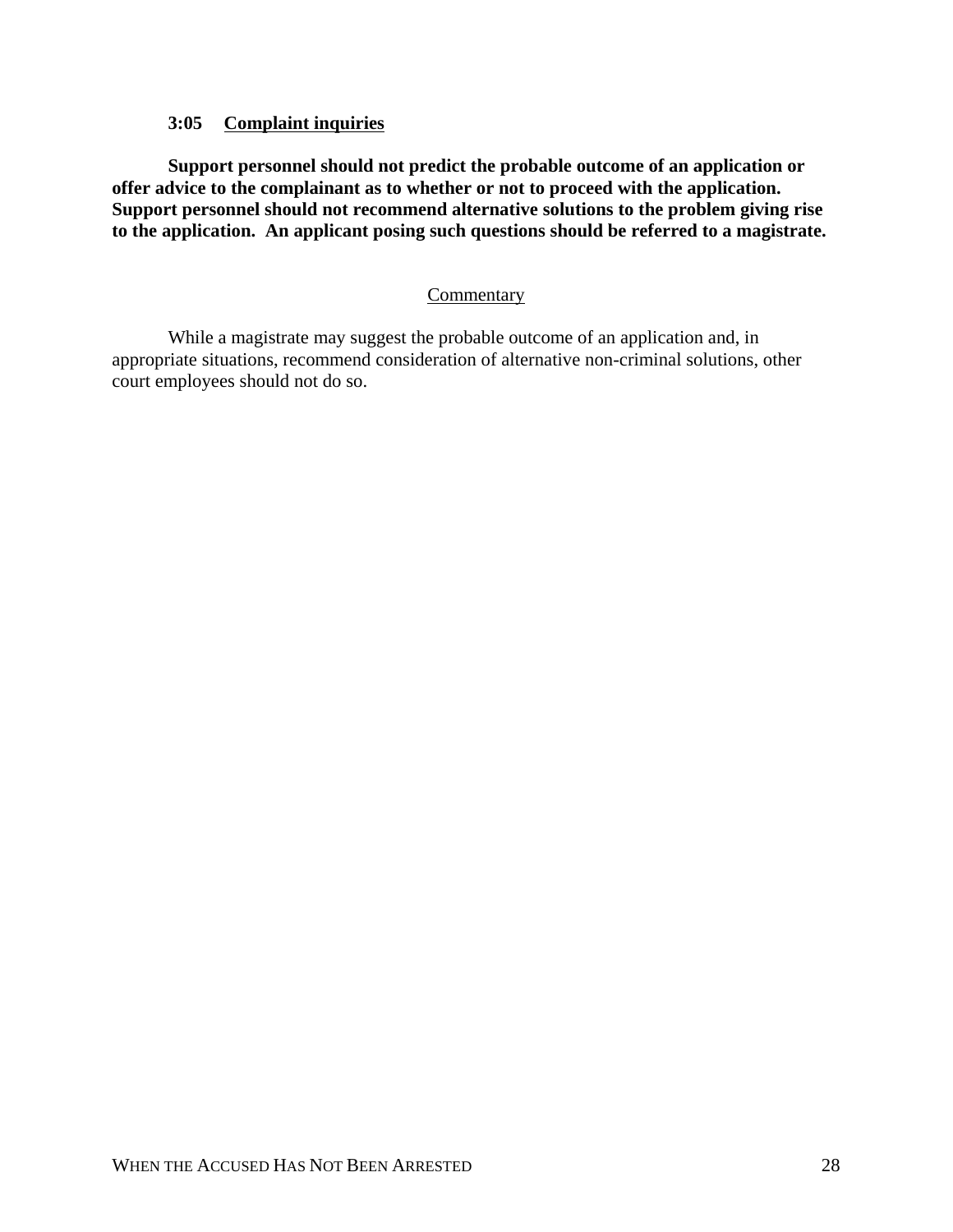### 3:05 Complaint inquiries

**Support personnel should not predict the probable outcome of an application or offer advice to the complainant as to whether or not to proceed with the application. Support personnel should not recommend alternative solutions to the problem giving rise to the application. An applicant posing such questions should be referred to a magistrate.**

Commentary

While a magistrate may suggest the probable outcome of an application and, in appropriate situations, recommend consideration of alternative non-criminal solutions, other court employees should not do so.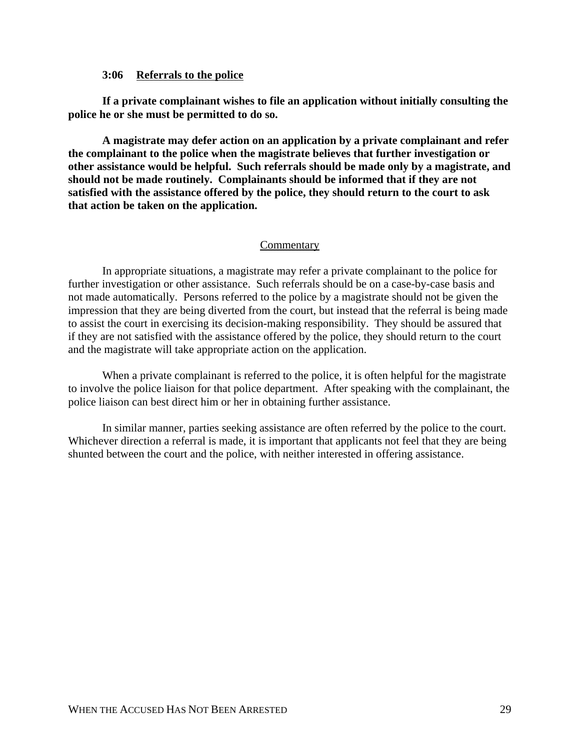### 3:06 Referrals to the police

**If a private complainant wishes to file an application without initially consulting the police he or she must be permitted to do so.**

**A magistrate may defer action on an application by a private complainant and refer the complainant to the police when the magistrate believes that further investigation or other assistance would be helpful. Such referrals should be made only by a magistrate, and should not be made routinely. Complainants should be informed that if they are not satisfied with the assistance offered by the police, they should return to the court to ask that action be taken on the application.**

#### Commentary

In appropriate situations, a magistrate may refer a private complainant to the police for further investigation or other assistance. Such referrals should be on a case-by-case basis and not made automatically. Persons referred to the police by a magistrate should not be given the impression that they are being diverted from the court, but instead that the referral is being made to assist the court in exercising its decision-making responsibility. They should be assured that if they are not satisfied with the assistance offered by the police, they should return to the court and the magistrate will take appropriate action on the application.

When a private complainant is referred to the police, it is often helpful for the magistrate to involve the police liaison for that police department. After speaking with the complainant, the police liaison can best direct him or her in obtaining further assistance.

In similar manner, parties seeking assistance are often referred by the police to the court. Whichever direction a referral is made, it is important that applicants not feel that they are being shunted between the court and the police, with neither interested in offering assistance.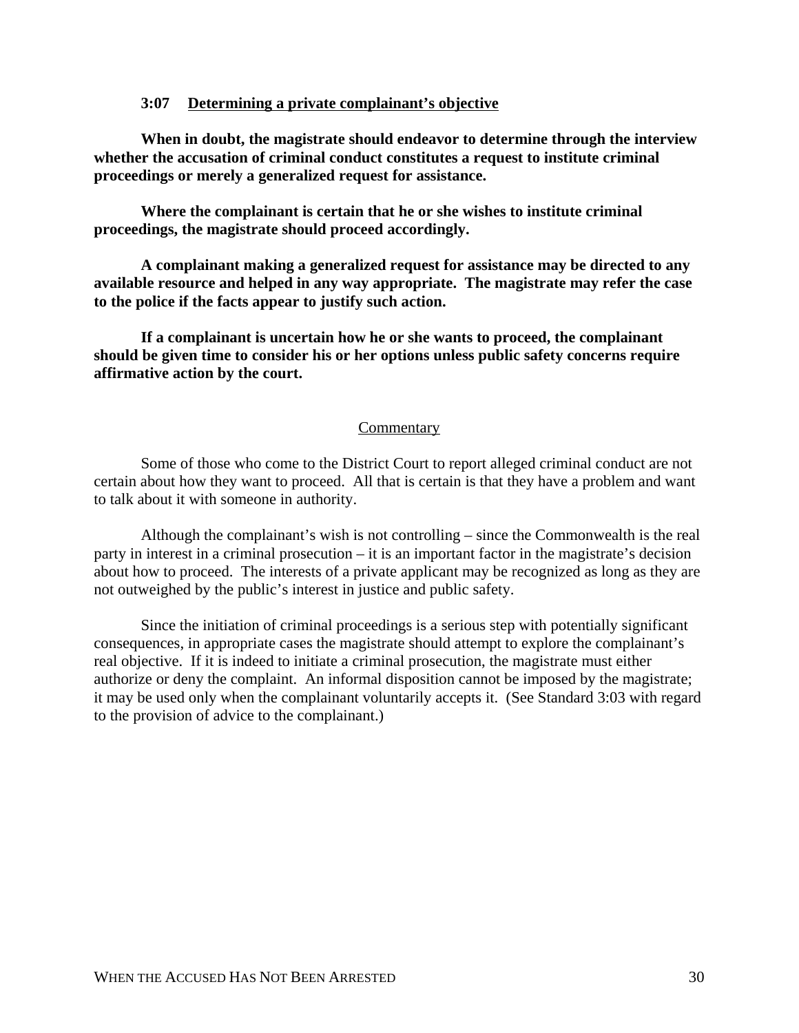### 3:07 Determining a private complainant's objective

**When in doubt, the magistrate should endeavor to determine through the interview whether the accusation of criminal conduct constitutes a request to institute criminal proceedings or merely a generalized request for assistance.**

**Where the complainant is certain that he or she wishes to institute criminal proceedings, the magistrate should proceed accordingly.**

**A complainant making a generalized request for assistance may be directed to any available resource and helped in any way appropriate. The magistrate may refer the case to the police if the facts appear to justify such action.**

**If a complainant is uncertain how he or she wants to proceed, the complainant should be given time to consider his or her options unless public safety concerns require affirmative action by the court.**

#### Commentary

Some of those who come to the District Court to report alleged criminal conduct are not certain about how they want to proceed. All that is certain is that they have a problem and want to talk about it with someone in authority.

Although the complainant's wish is not controlling – since the Commonwealth is the real party in interest in a criminal prosecution – it is an important factor in the magistrate's decision about how to proceed. The interests of a private applicant may be recognized as long as they are not outweighed by the public's interest in justice and public safety.

Since the initiation of criminal proceedings is a serious step with potentially significant consequences, in appropriate cases the magistrate should attempt to explore the complainant's real objective. If it is indeed to initiate a criminal prosecution, the magistrate must either authorize or deny the complaint. An informal disposition cannot be imposed by the magistrate; it may be used only when the complainant voluntarily accepts it. (See Standard 3:03 with regard to the provision of advice to the complainant.)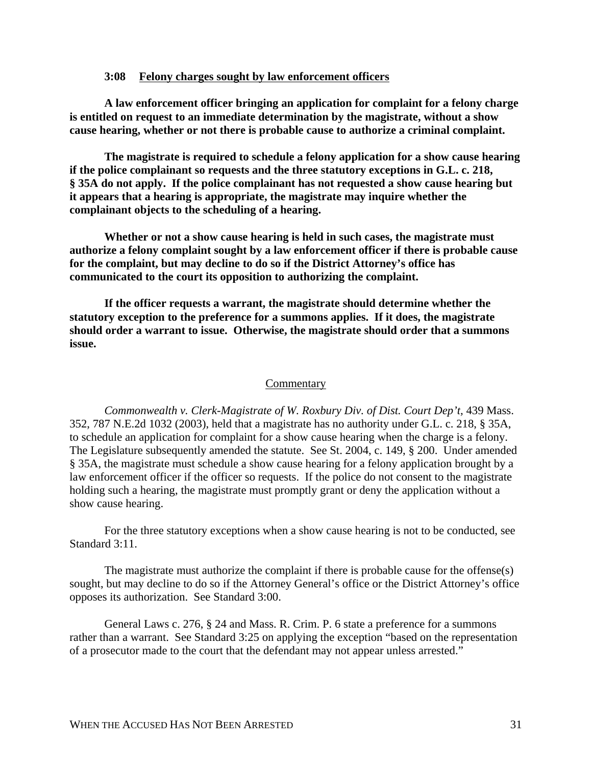### 3:08 Felony charges sought by law enforcement officers

**A law enforcement officer bringing an application for complaint for a felony charge is entitled on request to an immediate determination by the magistrate, without a show cause hearing, whether or not there is probable cause to authorize a criminal complaint.**

**The magistrate is required to schedule a felony application for a show cause hearing if the police complainant so requests and the three statutory exceptions in G.L. c. 218, § 35A do not apply. If the police complainant has not requested a show cause hearing but it appears that a hearing is appropriate, the magistrate may inquire whether the complainant objects to the scheduling of a hearing.**

**Whether or not a show cause hearing is held in such cases, the magistrate must authorize a felony complaint sought by a law enforcement officer if there is probable cause for the complaint, but may decline to do so if the District Attorney's office has communicated to the court its opposition to authorizing the complaint.**

**If the officer requests a warrant, the magistrate should determine whether the statutory exception to the preference for a summons applies. If it does, the magistrate should order a warrant to issue. Otherwise, the magistrate should order that a summons issue.**

Commentary

*Commonwealth v. Clerk-Magistrate of W. Roxbury Div. of Dist. Court Dep't,* 439 Mass. 352, 787 N.E.2d 1032 (2003), held that a magistrate has no authority under G.L. c. 218, § 35A, to schedule an application for complaint for a show cause hearing when the charge is a felony. The Legislature subsequently amended the statute. See St. 2004, c. 149, § 200. Under amended § 35A, the magistrate must schedule a show cause hearing for a felony application brought by a law enforcement officer if the officer so requests. If the police do not consent to the magistrate holding such a hearing, the magistrate must promptly grant or deny the application without a show cause hearing.

For the three statutory exceptions when a show cause hearing is not to be conducted, see Standard 3:11.

The magistrate must authorize the complaint if there is probable cause for the offense(s) sought, but may decline to do so if the Attorney General's office or the District Attorney's office opposes its authorization. See Standard 3:00.

General Laws c. 276, § 24 and Mass. R. Crim. P. 6 state a preference for a summons rather than a warrant. See Standard 3:25 on applying the exception "based on the representation of a prosecutor made to the court that the defendant may not appear unless arrested."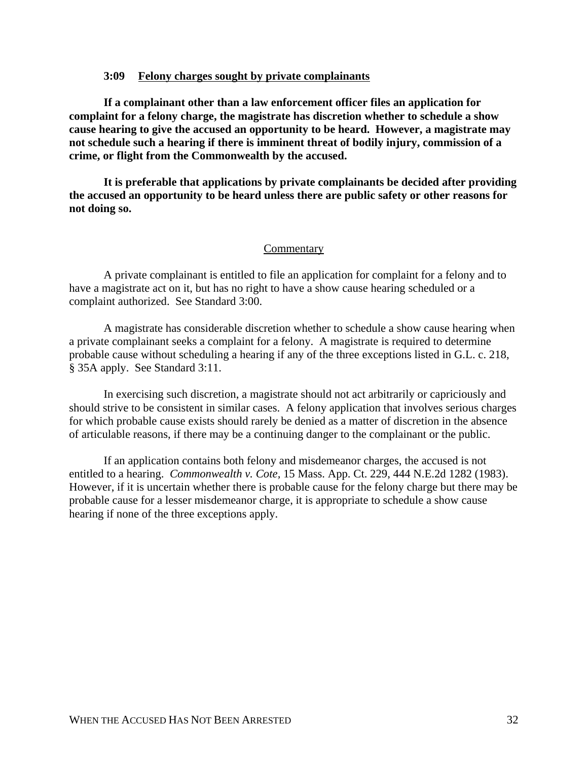### 3:09 Felony charges sought by private complainants

**If a complainant other than a law enforcement officer files an application for complaint for a felony charge, the magistrate has discretion whether to schedule a show cause hearing to give the accused an opportunity to be heard. However, a magistrate may not schedule such a hearing if there is imminent threat of bodily injury, commission of a crime, or flight from the Commonwealth by the accused.**

**It is preferable that applications by private complainants be decided after providing the accused an opportunity to be heard unless there are public safety or other reasons for not doing so.**

#### Commentary

A private complainant is entitled to file an application for complaint for a felony and to have a magistrate act on it, but has no right to have a show cause hearing scheduled or a complaint authorized. See Standard 3:00.

A magistrate has considerable discretion whether to schedule a show cause hearing when a private complainant seeks a complaint for a felony. A magistrate is required to determine probable cause without scheduling a hearing if any of the three exceptions listed in G.L. c. 218, § 35A apply. See Standard 3:11.

In exercising such discretion, a magistrate should not act arbitrarily or capriciously and should strive to be consistent in similar cases. A felony application that involves serious charges for which probable cause exists should rarely be denied as a matter of discretion in the absence of articulable reasons, if there may be a continuing danger to the complainant or the public.

If an application contains both felony and misdemeanor charges, the accused is not entitled to a hearing. *Commonwealth v. Cote*, 15 Mass. App. Ct. 229, 444 N.E.2d 1282 (1983). However, if it is uncertain whether there is probable cause for the felony charge but there may be probable cause for a lesser misdemeanor charge, it is appropriate to schedule a show cause hearing if none of the three exceptions apply.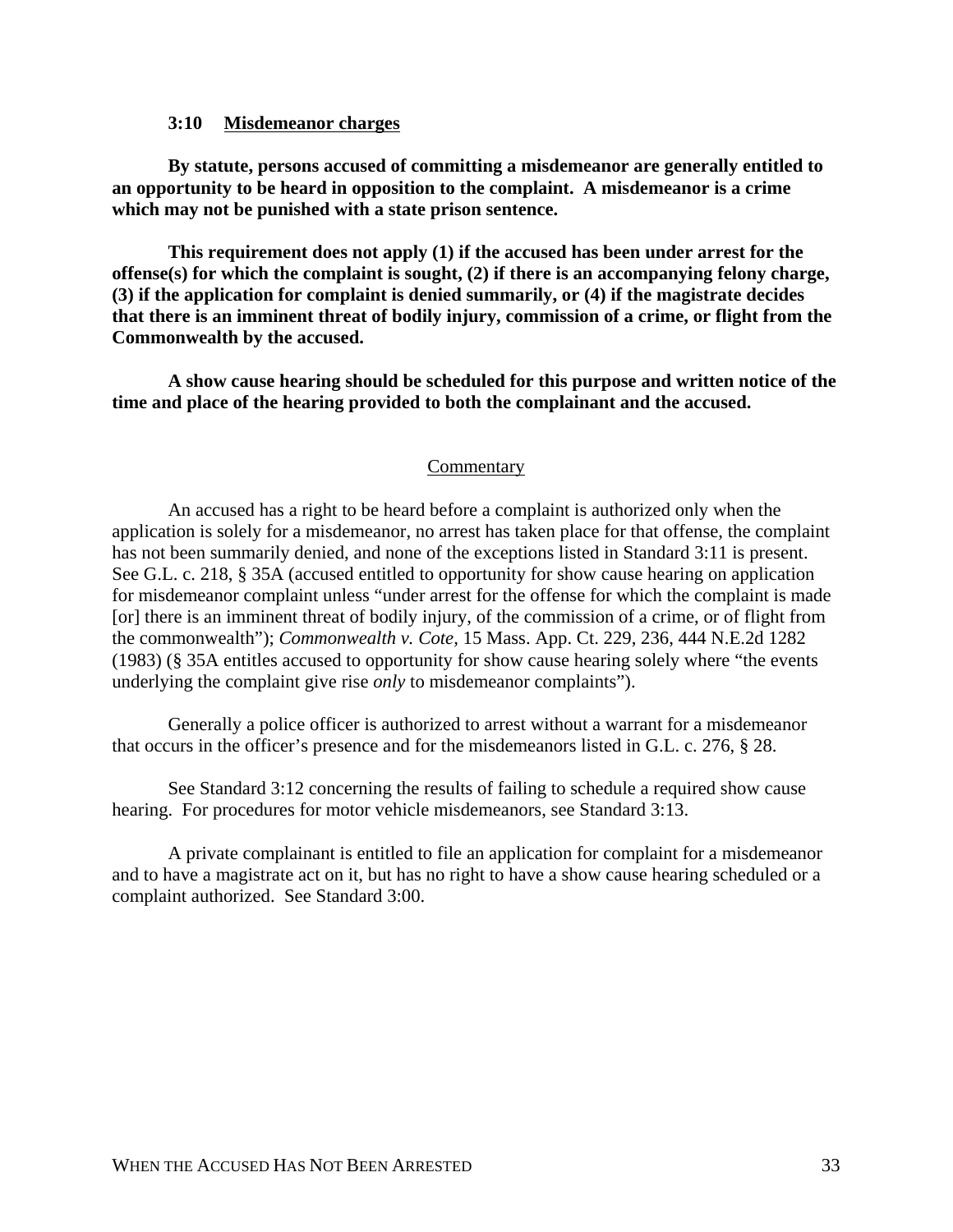### 3:10 Misdemeanor charges

**By statute, persons accused of committing a misdemeanor are generally entitled to an opportunity to be heard in opposition to the complaint. A misdemeanor is a crime which may not be punished with a state prison sentence.**

**This requirement does not apply (1) if the accused has been under arrest for the offense(s) for which the complaint is sought, (2) if there is an accompanying felony charge, (3) if the application for complaint is denied summarily, or (4) if the magistrate decides that there is an imminent threat of bodily injury, commission of a crime, or flight from the Commonwealth by the accused.**

**A show cause hearing should be scheduled for this purpose and written notice of the time and place of the hearing provided to both the complainant and the accused.**

Commentary

An accused has a right to be heard before a complaint is authorized only when the application is solely for a misdemeanor, no arrest has taken place for that offense, the complaint has not been summarily denied, and none of the exceptions listed in Standard 3:11 is present. See G.L. c. 218, § 35A (accused entitled to opportunity for show cause hearing on application for misdemeanor complaint unless "under arrest for the offense for which the complaint is made [or] there is an imminent threat of bodily injury, of the commission of a crime, or of flight from the commonwealth"); *Commonwealth v. Cote*, 15 Mass. App. Ct. 229, 236, 444 N.E.2d 1282 (1983) (§ 35A entitles accused to opportunity for show cause hearing solely where "the events underlying the complaint give rise *only* to misdemeanor complaints").

Generally a police officer is authorized to arrest without a warrant for a misdemeanor that occurs in the officer's presence and for the misdemeanors listed in G.L. c. 276, § 28.

See Standard 3:12 concerning the results of failing to schedule a required show cause hearing. For procedures for motor vehicle misdemeanors, see Standard 3:13.

A private complainant is entitled to file an application for complaint for a misdemeanor and to have a magistrate act on it, but has no right to have a show cause hearing scheduled or a complaint authorized. See Standard 3:00.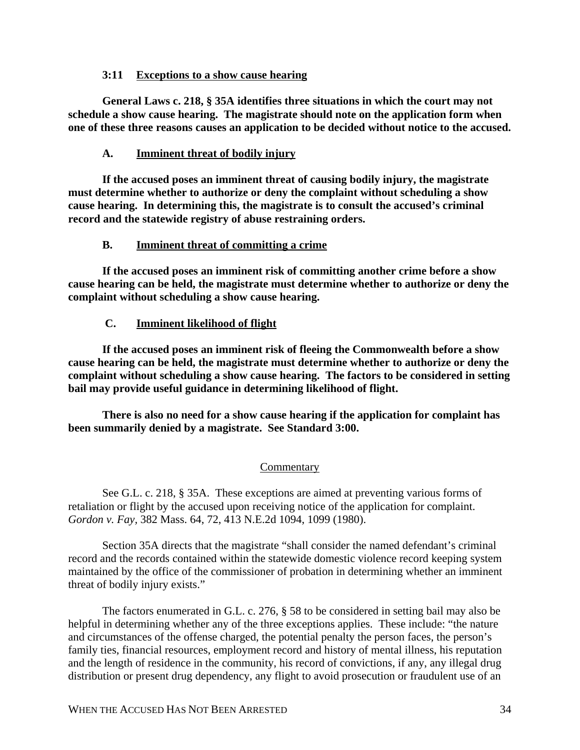### 3:11 Exceptions to a show cause hearing

**General Laws c. 218, § 35A identifies three situations in which the court may not schedule a show cause hearing. The magistrate should note on the application form when one of these three reasons causes an application to be decided without notice to the accused.**

#### A. Imminent threat of bodily injury

**If the accused poses an imminent threat of causing bodily injury, the magistrate must determine whether to authorize or deny the complaint without scheduling a show cause hearing. In determining this, the magistrate is to consult the accused's criminal record and the statewide registry of abuse restraining orders.**

#### B. Imminent threat of committing a crime

**If the accused poses an imminent risk of committing another crime before a show cause hearing can be held, the magistrate must determine whether to authorize or deny the complaint without scheduling a show cause hearing.**

#### C. Imminent likelihood of flight

**If the accused poses an imminent risk of fleeing the Commonwealth before a show cause hearing can be held, the magistrate must determine whether to authorize or deny the complaint without scheduling a show cause hearing. The factors to be considered in setting bail may provide useful guidance in determining likelihood of flight.**

**There is also no need for a show cause hearing if the application for complaint has been summarily denied by a magistrate. See Standard 3:00.**

#### Commentary

See G.L. c. 218, § 35A. These exceptions are aimed at preventing various forms of retaliation or flight by the accused upon receiving notice of the application for complaint. *Gordon v. Fay*, 382 Mass. 64, 72, 413 N.E.2d 1094, 1099 (1980).

Section 35A directs that the magistrate "shall consider the named defendant's criminal record and the records contained within the statewide domestic violence record keeping system maintained by the office of the commissioner of probation in determining whether an imminent threat of bodily injury exists."

The factors enumerated in G.L. c. 276, § 58 to be considered in setting bail may also be helpful in determining whether any of the three exceptions applies. These include: "the nature and circumstances of the offense charged, the potential penalty the person faces, the person's family ties, financial resources, employment record and history of mental illness, his reputation and the length of residence in the community, his record of convictions, if any, any illegal drug distribution or present drug dependency, any flight to avoid prosecution or fraudulent use of an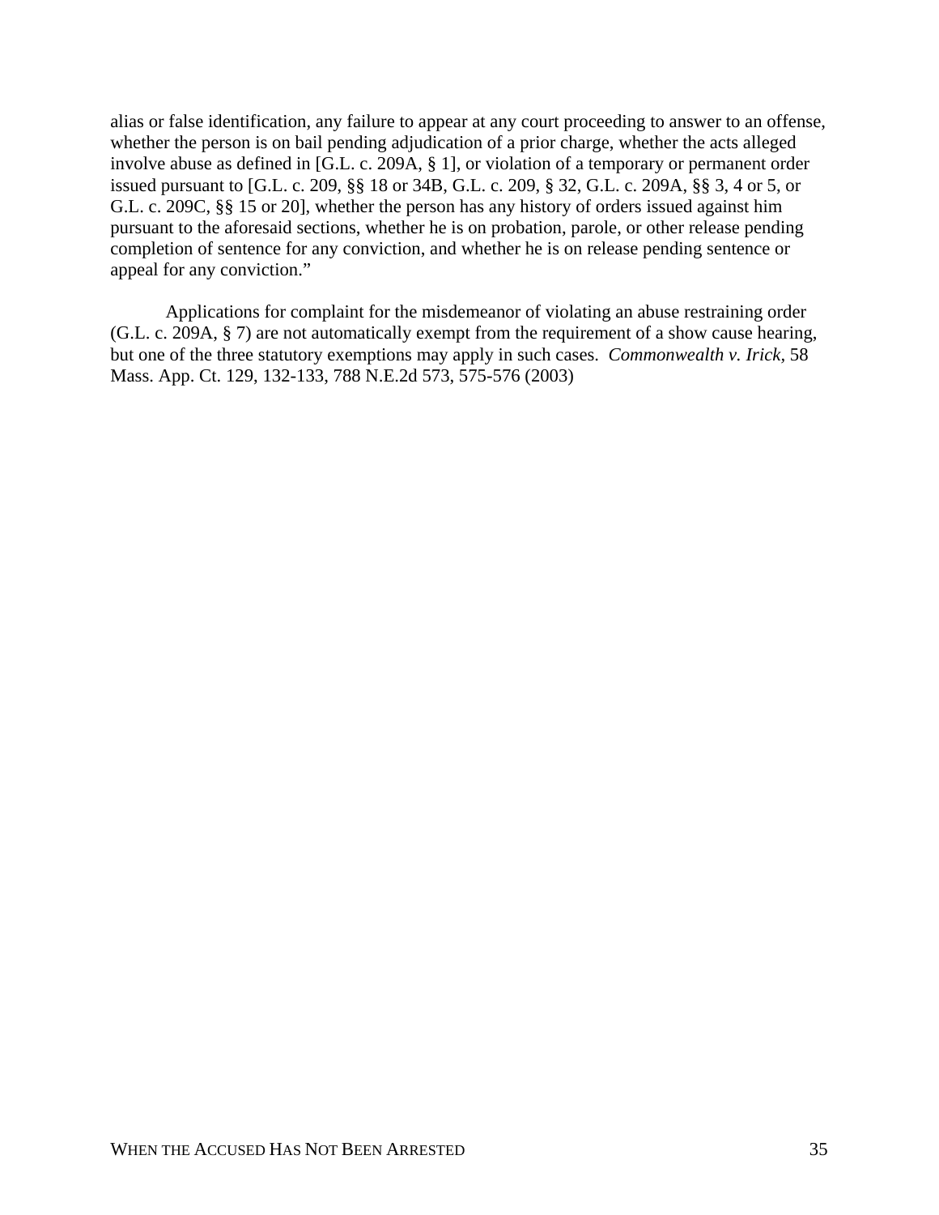alias or false identification, any failure to appear at any court proceeding to answer to an offense, whether the person is on bail pending adjudication of a prior charge, whether the acts alleged involve abuse as defined in [G.L. c. 209A, § 1], or violation of a temporary or permanent order issued pursuant to [G.L. c. 209, §§ 18 or 34B, G.L. c. 209, § 32, G.L. c. 209A, §§ 3, 4 or 5, or G.L. c. 209C, §§ 15 or 20], whether the person has any history of orders issued against him pursuant to the aforesaid sections, whether he is on probation, parole, or other release pending completion of sentence for any conviction, and whether he is on release pending sentence or appeal for any conviction."

Applications for complaint for the misdemeanor of violating an abuse restraining order (G.L. c. 209A, § 7) are not automatically exempt from the requirement of a show cause hearing, but one of the three statutory exemptions may apply in such cases. *Commonwealth v. Irick*, 58 Mass. App. Ct. 129, 132-133, 788 N.E.2d 573, 575-576 (2003)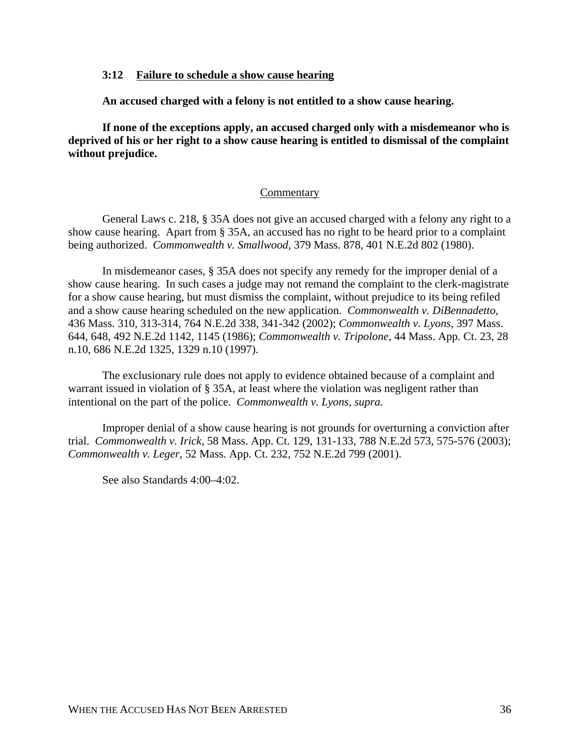### 3:12 Failure to schedule a show cause hearing

**An accused charged with a felony is not entitled to a show cause hearing.**

**If none of the exceptions apply, an accused charged only with a misdemeanor who is deprived of his or her right to a show cause hearing is entitled to dismissal of the complaint without prejudice.**

Commentary

General Laws c. 218, § 35A does not give an accused charged with a felony any right to a show cause hearing. Apart from § 35A, an accused has no right to be heard prior to a complaint being authorized. *Commonwealth v. Smallwood,* 379 Mass. 878, 401 N.E.2d 802 (1980).

In misdemeanor cases, § 35A does not specify any remedy for the improper denial of a show cause hearing. In such cases a judge may not remand the complaint to the clerk-magistrate for a show cause hearing, but must dismiss the complaint, without prejudice to its being refiled and a show cause hearing scheduled on the new application. *Commonwealth v. DiBennadetto,* 436 Mass. 310, 313-314, 764 N.E.2d 338, 341-342 (2002); *Commonwealth v. Lyons,* 397 Mass. 644, 648, 492 N.E.2d 1142, 1145 (1986); *Commonwealth v. Tripolone,* 44 Mass. App. Ct. 23, 28 n.10, 686 N.E.2d 1325, 1329 n.10 (1997).

The exclusionary rule does not apply to evidence obtained because of a complaint and warrant issued in violation of § 35A, at least where the violation was negligent rather than intentional on the part of the police. *Commonwealth v. Lyons, supra.*

Improper denial of a show cause hearing is not grounds for overturning a conviction after trial. *Commonwealth v. Irick,* 58 Mass. App. Ct. 129, 131-133, 788 N.E.2d 573, 575-576 (2003); *Commonwealth v. Leger,* 52 Mass. App. Ct. 232, 752 N.E.2d 799 (2001).

See also Standards 4:00–4:02.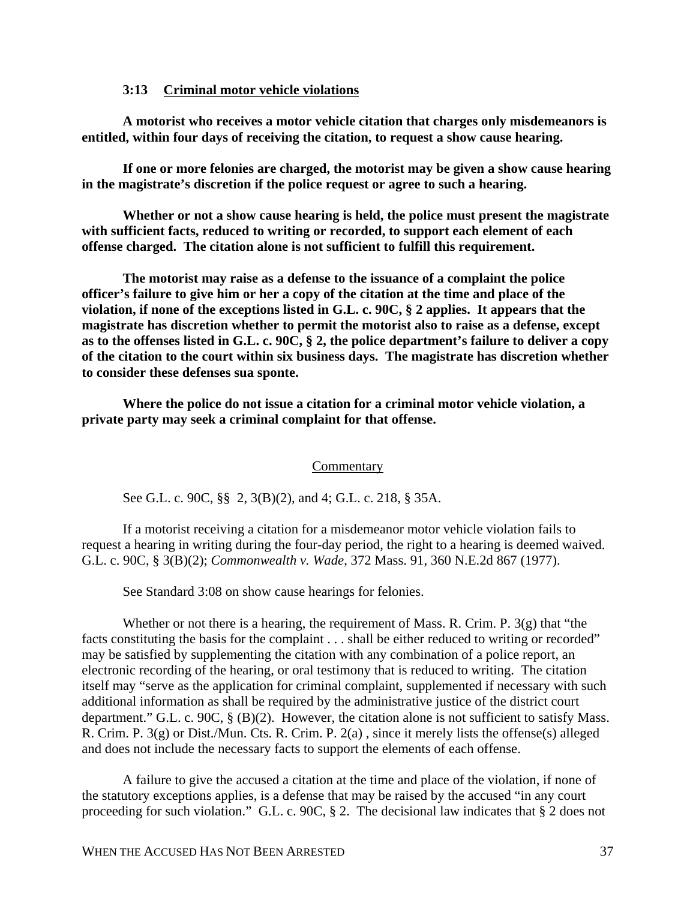### 3:13 Criminal motor vehicle violations

**A motorist who receives a motor vehicle citation that charges only misdemeanors is entitled, within four days of receiving the citation, to request a show cause hearing.**

**If one or more felonies are charged, the motorist may be given a show cause hearing in the magistrate's discretion if the police request or agree to such a hearing.**

**Whether or not a show cause hearing is held, the police must present the magistrate with sufficient facts, reduced to writing or recorded, to support each element of each offense charged. The citation alone is not sufficient to fulfill this requirement.**

**The motorist may raise as a defense to the issuance of a complaint the police officer's failure to give him or her a copy of the citation at the time and place of the violation, if none of the exceptions listed in G.L. c. 90C, § 2 applies. It appears that the magistrate has discretion whether to permit the motorist also to raise as a defense, except as to the offenses listed in G.L. c. 90C, § 2, the police department's failure to deliver a copy of the citation to the court within six business days. The magistrate has discretion whether to consider these defenses sua sponte.**

**Where the police do not issue a citation for a criminal motor vehicle violation, a private party may seek a criminal complaint for that offense.**

Commentary

See G.L. c. 90C, §§ 2, 3(B)(2), and 4; G.L. c. 218, § 35A.

If a motorist receiving a citation for a misdemeanor motor vehicle violation fails to request a hearing in writing during the four-day period, the right to a hearing is deemed waived. G.L. c. 90C, § 3(B)(2); *Commonwealth v. Wade*, 372 Mass. 91, 360 N.E.2d 867 (1977).

See Standard 3:08 on show cause hearings for felonies.

Whether or not there is a hearing, the requirement of Mass. R. Crim. P. 3(g) that "the facts constituting the basis for the complaint . . . shall be either reduced to writing or recorded" may be satisfied by supplementing the citation with any combination of a police report, an electronic recording of the hearing, or oral testimony that is reduced to writing. The citation itself may "serve as the application for criminal complaint, supplemented if necessary with such additional information as shall be required by the administrative justice of the district court department." G.L. c. 90C, § (B)(2). However, the citation alone is not sufficient to satisfy Mass. R. Crim. P. 3(g) or Dist./Mun. Cts. R. Crim. P. 2(a) , since it merely lists the offense(s) alleged and does not include the necessary facts to support the elements of each offense.

A failure to give the accused a citation at the time and place of the violation, if none of the statutory exceptions applies, is a defense that may be raised by the accused "in any court proceeding for such violation." G.L. c. 90C, § 2. The decisional law indicates that § 2 does not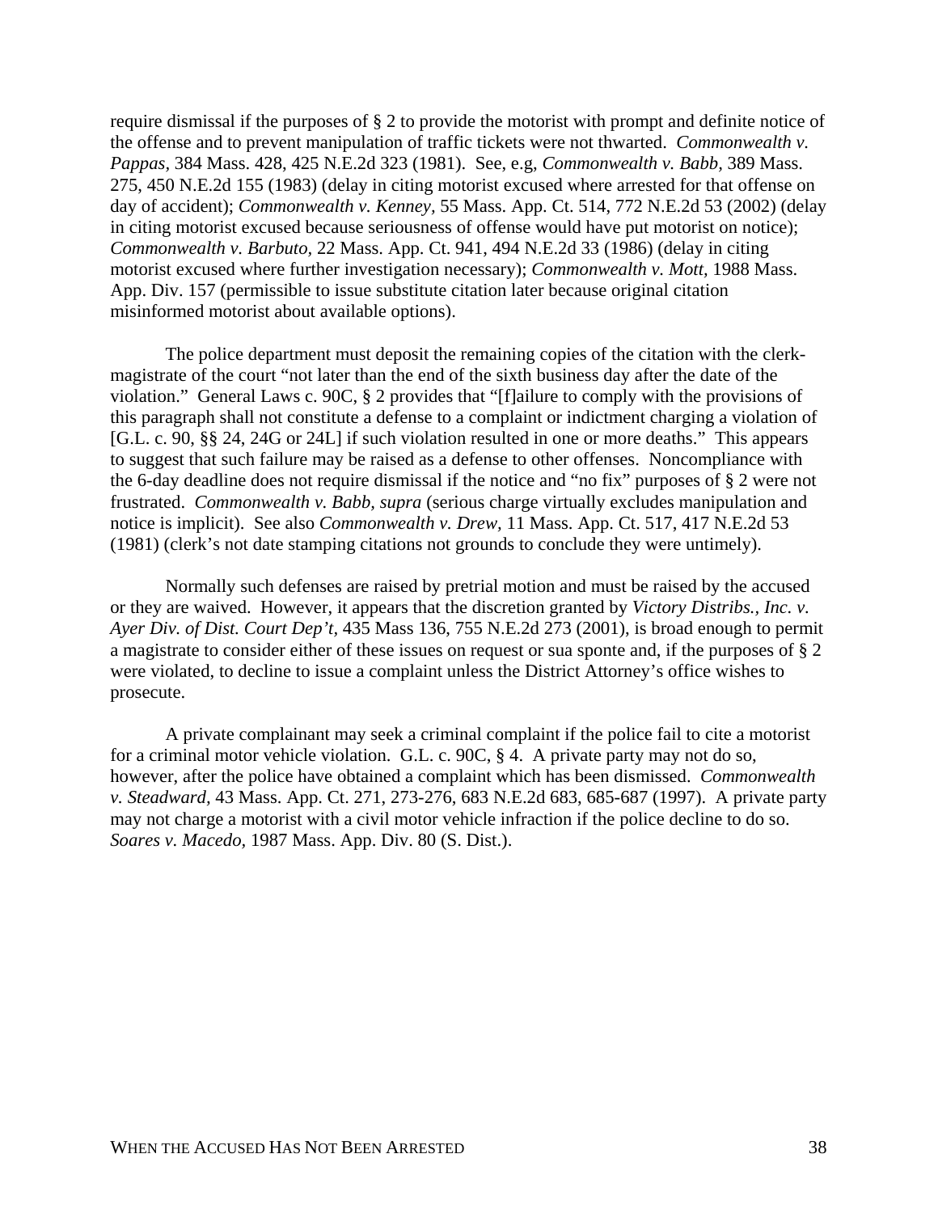require dismissal if the purposes of § 2 to provide the motorist with prompt and definite notice of the offense and to prevent manipulation of traffic tickets were not thwarted. *Commonwealth v. Pappas*, 384 Mass. 428, 425 N.E.2d 323 (1981). See, e.g, *Commonwealth v. Babb,* 389 Mass. 275, 450 N.E.2d 155 (1983) (delay in citing motorist excused where arrested for that offense on day of accident); *Commonwealth v. Kenney,* 55 Mass. App. Ct. 514, 772 N.E.2d 53 (2002) (delay in citing motorist excused because seriousness of offense would have put motorist on notice); *Commonwealth v. Barbuto,* 22 Mass. App. Ct. 941, 494 N.E.2d 33 (1986) (delay in citing motorist excused where further investigation necessary); *Commonwealth v. Mott*, 1988 Mass. App. Div. 157 (permissible to issue substitute citation later because original citation misinformed motorist about available options).

The police department must deposit the remaining copies of the citation with the clerk-magistrate of the court "not later than the end of the sixth business day after the date of the violation." General Laws c. 90C, § 2 provides that "[f]ailure to comply with the provisions of this paragraph shall not constitute a defense to a complaint or indictment charging a violation of [G.L. c. 90, §§ 24, 24G or 24L] if such violation resulted in one or more deaths." This appears to suggest that such failure may be raised as a defense to other offenses. Noncompliance with the 6-day deadline does not require dismissal if the notice and "no fix" purposes of § 2 were not frustrated. *Commonwealth v. Babb, supra* (serious charge virtually excludes manipulation and notice is implicit). See also *Commonwealth v. Drew*, 11 Mass. App. Ct. 517, 417 N.E.2d 53 (1981) (clerk's not date stamping citations not grounds to conclude they were untimely).

Normally such defenses are raised by pretrial motion and must be raised by the accused or they are waived. However, it appears that the discretion granted by *Victory Distribs., Inc. v. Ayer Div. of Dist. Court Dep't,* 435 Mass 136, 755 N.E.2d 273 (2001), is broad enough to permit a magistrate to consider either of these issues on request or sua sponte and, if the purposes of § 2 were violated, to decline to issue a complaint unless the District Attorney's office wishes to prosecute.

A private complainant may seek a criminal complaint if the police fail to cite a motorist for a criminal motor vehicle violation. G.L. c. 90C, § 4. A private party may not do so, however, after the police have obtained a complaint which has been dismissed. *Commonwealth v. Steadward,* 43 Mass. App. Ct. 271, 273-276, 683 N.E.2d 683, 685-687 (1997). A private party may not charge a motorist with a civil motor vehicle infraction if the police decline to do so. *Soares v. Macedo,* 1987 Mass. App. Div. 80 (S. Dist.).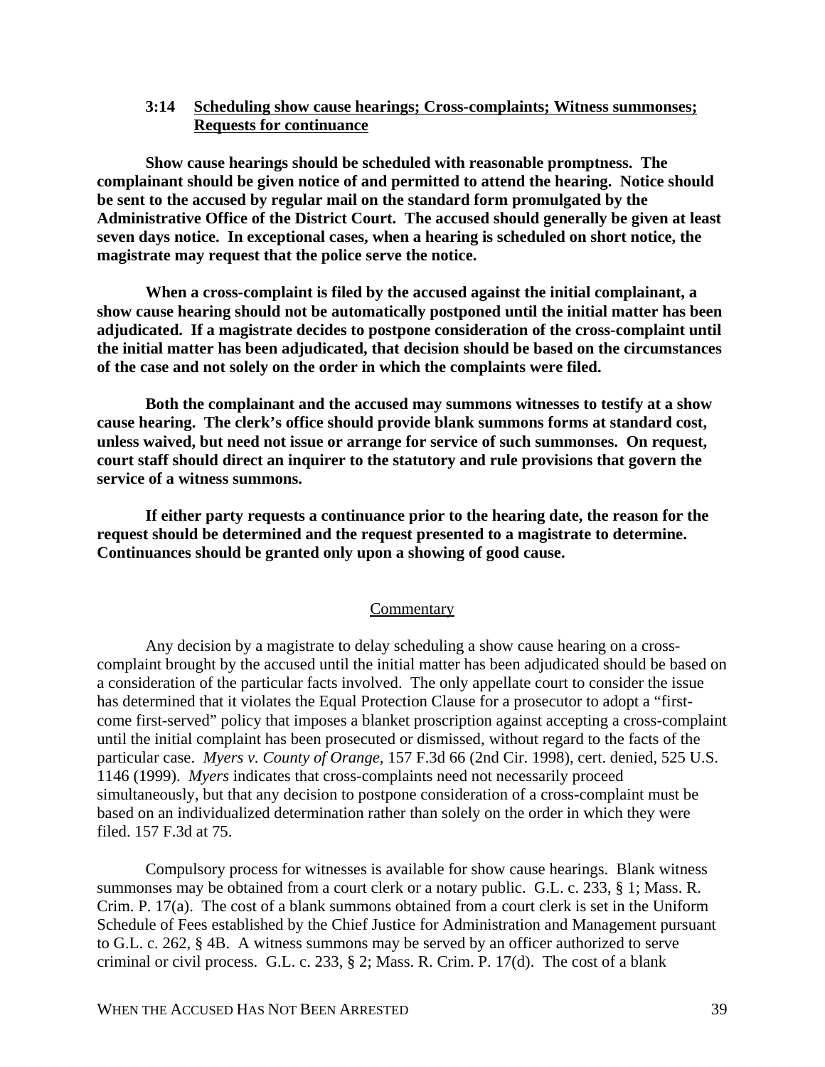### 3:14 Scheduling show cause hearings; Cross-complaints; Witness summonses; Requests for continuance

**Show cause hearings should be scheduled with reasonable promptness. The complainant should be given notice of and permitted to attend the hearing. Notice should be sent to the accused by regular mail on the standard form promulgated by the Administrative Office of the District Court. The accused should generally be given at least seven days notice. In exceptional cases, when a hearing is scheduled on short notice, the magistrate may request that the police serve the notice.**

**When a cross-complaint is filed by the accused against the initial complainant, a show cause hearing should not be automatically postponed until the initial matter has been adjudicated. If a magistrate decides to postpone consideration of the cross-complaint until the initial matter has been adjudicated, that decision should be based on the circumstances of the case and not solely on the order in which the complaints were filed.**

**Both the complainant and the accused may summons witnesses to testify at a show cause hearing. The clerk's office should provide blank summons forms at standard cost, unless waived, but need not issue or arrange for service of such summonses. On request, court staff should direct an inquirer to the statutory and rule provisions that govern the service of a witness summons.**

**If either party requests a continuance prior to the hearing date, the reason for the request should be determined and the request presented to a magistrate to determine. Continuances should be granted only upon a showing of good cause.**

Commentary

Any decision by a magistrate to delay scheduling a show cause hearing on a cross-complaint brought by the accused until the initial matter has been adjudicated should be based on a consideration of the particular facts involved. The only appellate court to consider the issue has determined that it violates the Equal Protection Clause for a prosecutor to adopt a "first-come first-served" policy that imposes a blanket proscription against accepting a cross-complaint until the initial complaint has been prosecuted or dismissed, without regard to the facts of the particular case. *Myers v. County of Orange*, 157 F.3d 66 (2nd Cir. 1998), cert. denied, 525 U.S. 1146 (1999). *Myers* indicates that cross-complaints need not necessarily proceed simultaneously, but that any decision to postpone consideration of a cross-complaint must be based on an individualized determination rather than solely on the order in which they were filed. 157 F.3d at 75.

Compulsory process for witnesses is available for show cause hearings. Blank witness summonses may be obtained from a court clerk or a notary public. G.L. c. 233, § 1; Mass. R. Crim. P. 17(a). The cost of a blank summons obtained from a court clerk is set in the Uniform Schedule of Fees established by the Chief Justice for Administration and Management pursuant to G.L. c. 262, § 4B. A witness summons may be served by an officer authorized to serve criminal or civil process. G.L. c. 233, § 2; Mass. R. Crim. P. 17(d). The cost of a blank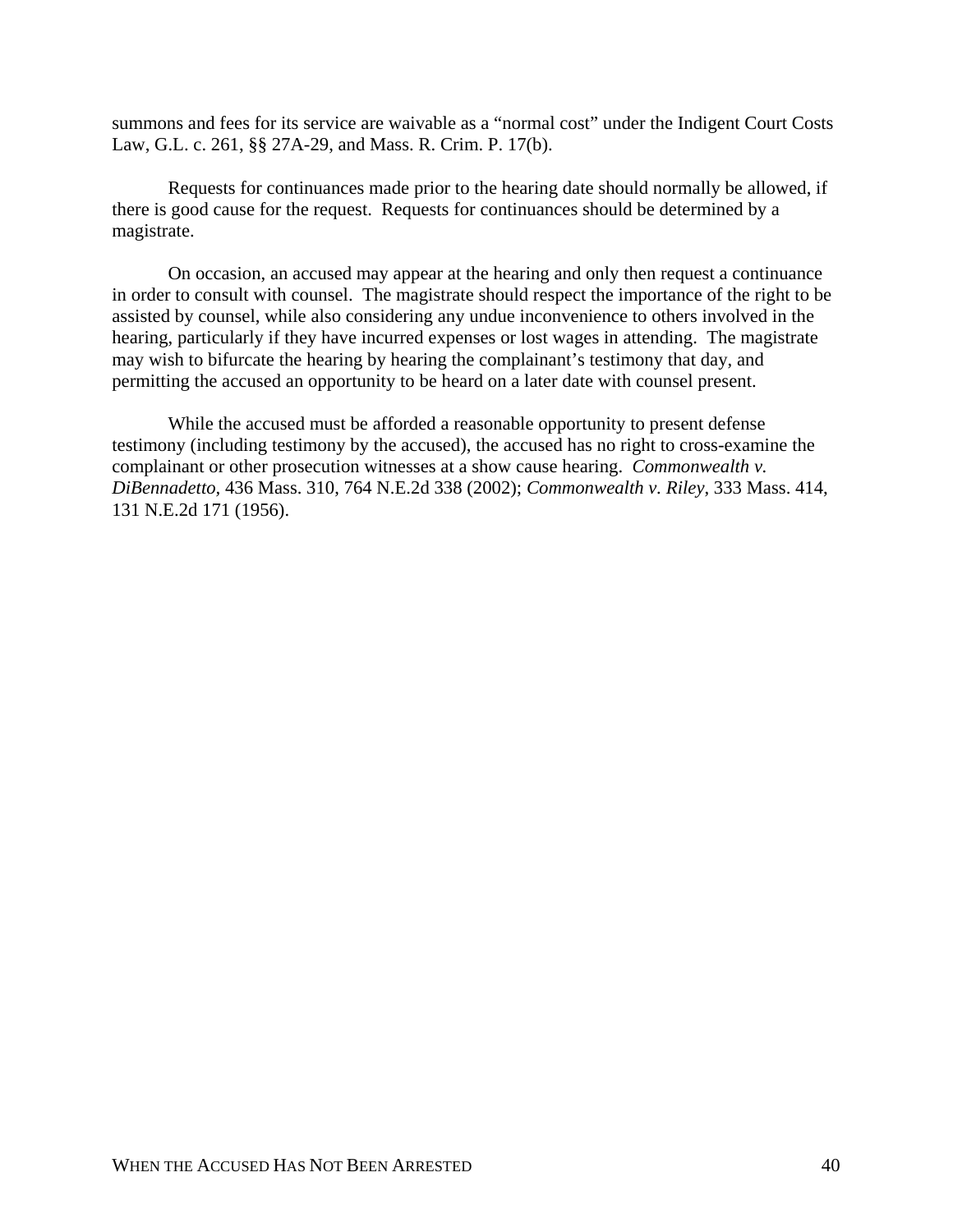summons and fees for its service are waivable as a "normal cost" under the Indigent Court Costs Law, G.L. c. 261, §§ 27A-29, and Mass. R. Crim. P. 17(b).

Requests for continuances made prior to the hearing date should normally be allowed, if there is good cause for the request. Requests for continuances should be determined by a magistrate.

On occasion, an accused may appear at the hearing and only then request a continuance in order to consult with counsel. The magistrate should respect the importance of the right to be assisted by counsel, while also considering any undue inconvenience to others involved in the hearing, particularly if they have incurred expenses or lost wages in attending. The magistrate may wish to bifurcate the hearing by hearing the complainant's testimony that day, and permitting the accused an opportunity to be heard on a later date with counsel present.

While the accused must be afforded a reasonable opportunity to present defense testimony (including testimony by the accused), the accused has no right to cross-examine the complainant or other prosecution witnesses at a show cause hearing. *Commonwealth v. DiBennadetto*, 436 Mass. 310, 764 N.E.2d 338 (2002); *Commonwealth v. Riley*, 333 Mass. 414, 131 N.E.2d 171 (1956).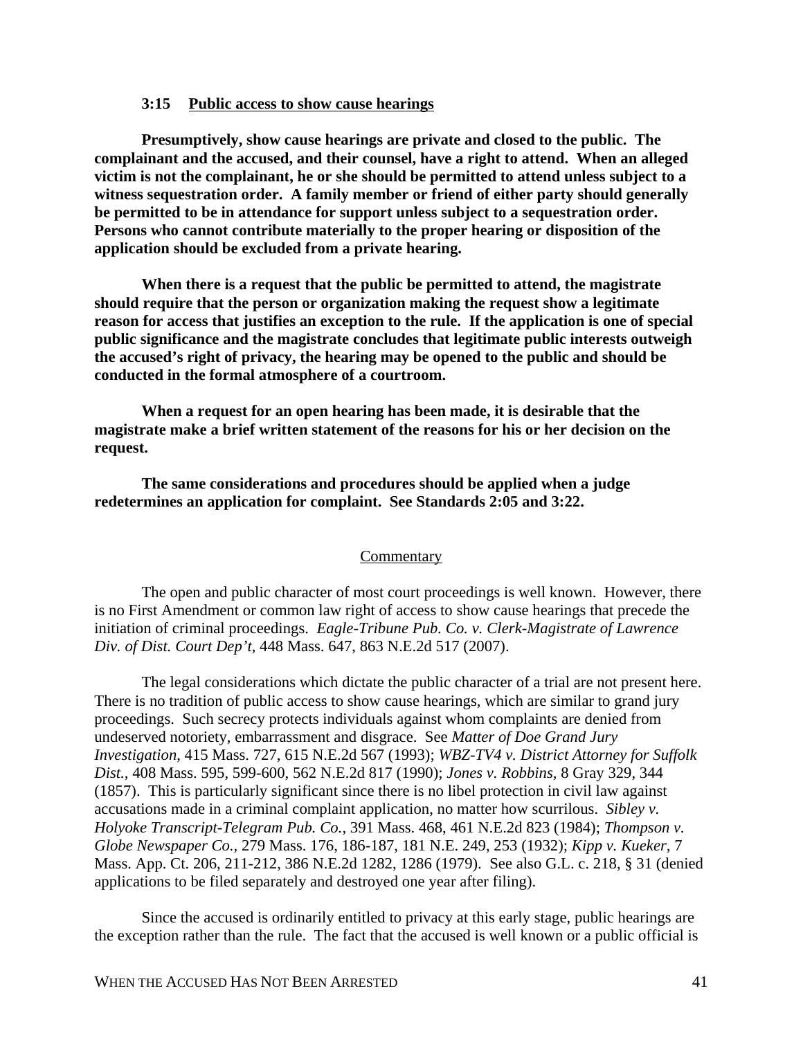### 3:15 Public access to show cause hearings

**Presumptively, show cause hearings are private and closed to the public. The complainant and the accused, and their counsel, have a right to attend. When an alleged victim is not the complainant, he or she should be permitted to attend unless subject to a witness sequestration order. A family member or friend of either party should generally be permitted to be in attendance for support unless subject to a sequestration order. Persons who cannot contribute materially to the proper hearing or disposition of the application should be excluded from a private hearing.**

**When there is a request that the public be permitted to attend, the magistrate should require that the person or organization making the request show a legitimate reason for access that justifies an exception to the rule. If the application is one of special public significance and the magistrate concludes that legitimate public interests outweigh the accused's right of privacy, the hearing may be opened to the public and should be conducted in the formal atmosphere of a courtroom.**

**When a request for an open hearing has been made, it is desirable that the magistrate make a brief written statement of the reasons for his or her decision on the request.**

**The same considerations and procedures should be applied when a judge redetermines an application for complaint. See Standards 2:05 and 3:22.**

Commentary

The open and public character of most court proceedings is well known. However, there is no First Amendment or common law right of access to show cause hearings that precede the initiation of criminal proceedings. *Eagle-Tribune Pub. Co. v. Clerk-Magistrate of Lawrence Div. of Dist. Court Dep't*, 448 Mass. 647, 863 N.E.2d 517 (2007).

The legal considerations which dictate the public character of a trial are not present here. There is no tradition of public access to show cause hearings, which are similar to grand jury proceedings. Such secrecy protects individuals against whom complaints are denied from undeserved notoriety, embarrassment and disgrace. See *Matter of Doe Grand Jury Investigation*, 415 Mass. 727, 615 N.E.2d 567 (1993); *WBZ-TV4 v. District Attorney for Suffolk Dist.*, 408 Mass. 595, 599-600, 562 N.E.2d 817 (1990); *Jones v. Robbins*, 8 Gray 329, 344 (1857). This is particularly significant since there is no libel protection in civil law against accusations made in a criminal complaint application, no matter how scurrilous. *Sibley v. Holyoke Transcript-Telegram Pub. Co.*, 391 Mass. 468, 461 N.E.2d 823 (1984); *Thompson v. Globe Newspaper Co.*, 279 Mass. 176, 186-187, 181 N.E. 249, 253 (1932); *Kipp v. Kueker*, 7 Mass. App. Ct. 206, 211-212, 386 N.E.2d 1282, 1286 (1979). See also G.L. c. 218, § 31 (denied applications to be filed separately and destroyed one year after filing).

Since the accused is ordinarily entitled to privacy at this early stage, public hearings are the exception rather than the rule. The fact that the accused is well known or a public official is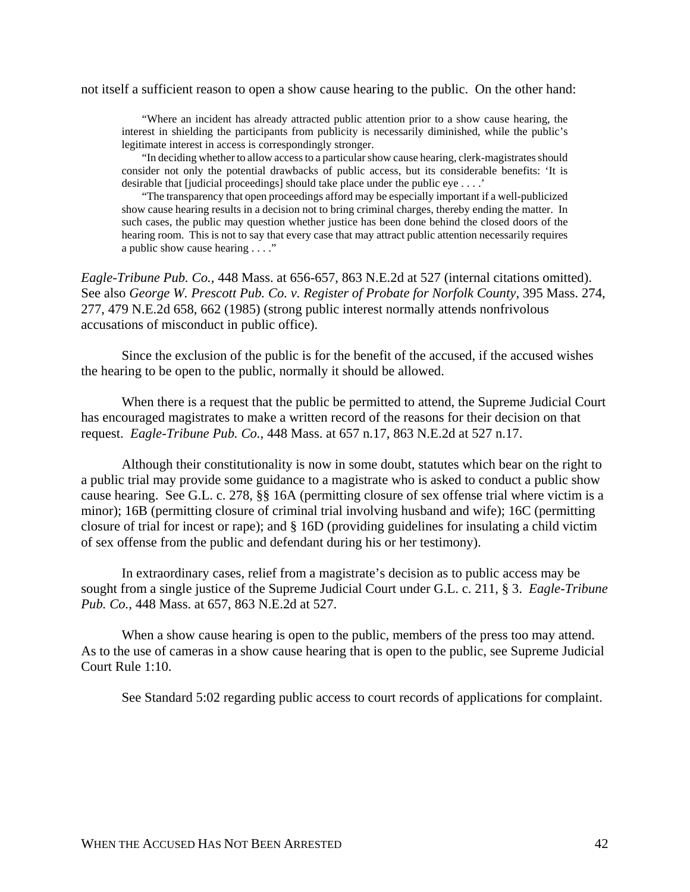not itself a sufficient reason to open a show cause hearing to the public. On the other hand:

> "Where an incident has already attracted public attention prior to a show cause hearing, the interest in shielding the participants from publicity is necessarily diminished, while the public's legitimate interest in access is correspondingly stronger.
>
> "In deciding whether to allow access to a particular show cause hearing, clerk-magistrates should consider not only the potential drawbacks of public access, but its considerable benefits: 'It is desirable that [judicial proceedings] should take place under the public eye . . . .'
>
> "The transparency that open proceedings afford may be especially important if a well-publicized show cause hearing results in a decision not to bring criminal charges, thereby ending the matter. In such cases, the public may question whether justice has been done behind the closed doors of the hearing room. This is not to say that every case that may attract public attention necessarily requires a public show cause hearing . . . ."

*Eagle-Tribune Pub. Co.,* 448 Mass. at 656-657, 863 N.E.2d at 527 (internal citations omitted). See also *George W. Prescott Pub. Co. v. Register of Probate for Norfolk County*, 395 Mass. 274, 277, 479 N.E.2d 658, 662 (1985) (strong public interest normally attends nonfrivolous accusations of misconduct in public office).

Since the exclusion of the public is for the benefit of the accused, if the accused wishes the hearing to be open to the public, normally it should be allowed.

When there is a request that the public be permitted to attend, the Supreme Judicial Court has encouraged magistrates to make a written record of the reasons for their decision on that request. *Eagle-Tribune Pub. Co.,* 448 Mass. at 657 n.17, 863 N.E.2d at 527 n.17.

Although their constitutionality is now in some doubt, statutes which bear on the right to a public trial may provide some guidance to a magistrate who is asked to conduct a public show cause hearing. See G.L. c. 278, §§ 16A (permitting closure of sex offense trial where victim is a minor); 16B (permitting closure of criminal trial involving husband and wife); 16C (permitting closure of trial for incest or rape); and § 16D (providing guidelines for insulating a child victim of sex offense from the public and defendant during his or her testimony).

In extraordinary cases, relief from a magistrate's decision as to public access may be sought from a single justice of the Supreme Judicial Court under G.L. c. 211, § 3. *Eagle-Tribune Pub. Co.,* 448 Mass. at 657, 863 N.E.2d at 527.

When a show cause hearing is open to the public, members of the press too may attend. As to the use of cameras in a show cause hearing that is open to the public, see Supreme Judicial Court Rule 1:10.

See Standard 5:02 regarding public access to court records of applications for complaint.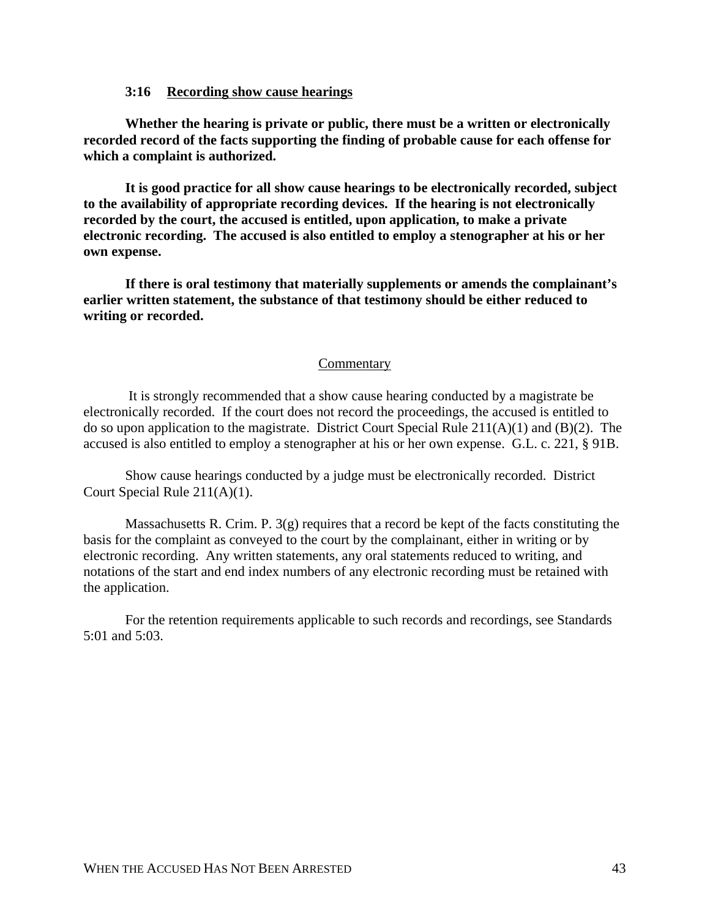### 3:16 Recording show cause hearings

**Whether the hearing is private or public, there must be a written or electronically recorded record of the facts supporting the finding of probable cause for each offense for which a complaint is authorized.**

**It is good practice for all show cause hearings to be electronically recorded, subject to the availability of appropriate recording devices. If the hearing is not electronically recorded by the court, the accused is entitled, upon application, to make a private electronic recording. The accused is also entitled to employ a stenographer at his or her own expense.**

**If there is oral testimony that materially supplements or amends the complainant's earlier written statement, the substance of that testimony should be either reduced to writing or recorded.**

Commentary

It is strongly recommended that a show cause hearing conducted by a magistrate be electronically recorded. If the court does not record the proceedings, the accused is entitled to do so upon application to the magistrate. District Court Special Rule 211(A)(1) and (B)(2). The accused is also entitled to employ a stenographer at his or her own expense. G.L. c. 221, § 91B.

Show cause hearings conducted by a judge must be electronically recorded. District Court Special Rule 211(A)(1).

Massachusetts R. Crim. P. 3(g) requires that a record be kept of the facts constituting the basis for the complaint as conveyed to the court by the complainant, either in writing or by electronic recording. Any written statements, any oral statements reduced to writing, and notations of the start and end index numbers of any electronic recording must be retained with the application.

For the retention requirements applicable to such records and recordings, see Standards 5:01 and 5:03.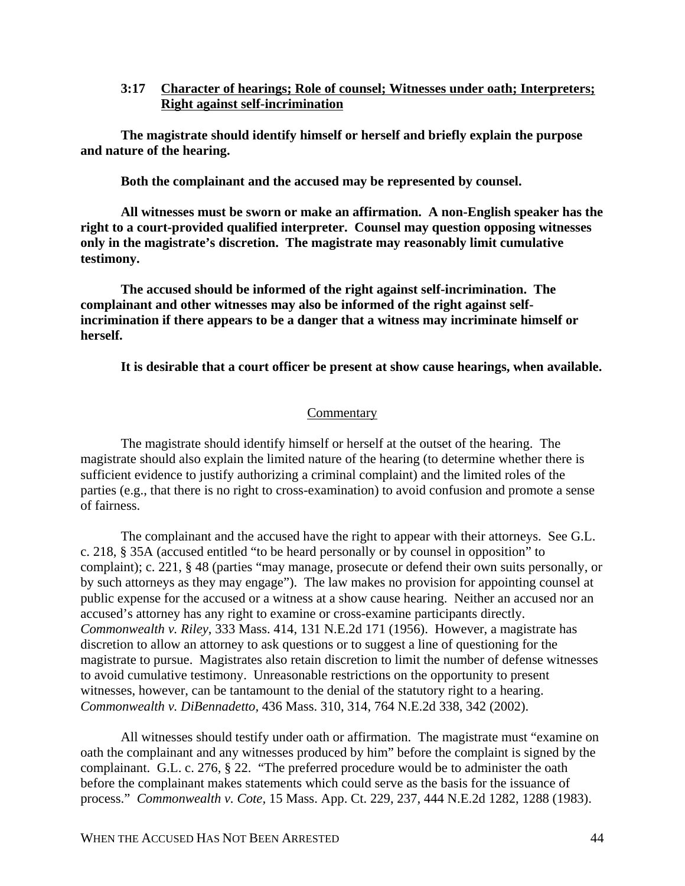### 3:17 Character of hearings; Role of counsel; Witnesses under oath; Interpreters; Right against self-incrimination

**The magistrate should identify himself or herself and briefly explain the purpose and nature of the hearing.**

**Both the complainant and the accused may be represented by counsel.**

**All witnesses must be sworn or make an affirmation. A non-English speaker has the right to a court-provided qualified interpreter. Counsel may question opposing witnesses only in the magistrate's discretion. The magistrate may reasonably limit cumulative testimony.**

**The accused should be informed of the right against self-incrimination. The complainant and other witnesses may also be informed of the right against self-incrimination if there appears to be a danger that a witness may incriminate himself or herself.**

**It is desirable that a court officer be present at show cause hearings, when available.**

Commentary

The magistrate should identify himself or herself at the outset of the hearing. The magistrate should also explain the limited nature of the hearing (to determine whether there is sufficient evidence to justify authorizing a criminal complaint) and the limited roles of the parties (e.g., that there is no right to cross-examination) to avoid confusion and promote a sense of fairness.

The complainant and the accused have the right to appear with their attorneys. See G.L. c. 218, § 35A (accused entitled "to be heard personally or by counsel in opposition" to complaint); c. 221, § 48 (parties "may manage, prosecute or defend their own suits personally, or by such attorneys as they may engage"). The law makes no provision for appointing counsel at public expense for the accused or a witness at a show cause hearing. Neither an accused nor an accused's attorney has any right to examine or cross-examine participants directly. *Commonwealth v. Riley*, 333 Mass. 414, 131 N.E.2d 171 (1956). However, a magistrate has discretion to allow an attorney to ask questions or to suggest a line of questioning for the magistrate to pursue. Magistrates also retain discretion to limit the number of defense witnesses to avoid cumulative testimony. Unreasonable restrictions on the opportunity to present witnesses, however, can be tantamount to the denial of the statutory right to a hearing. *Commonwealth v. DiBennadetto*, 436 Mass. 310, 314, 764 N.E.2d 338, 342 (2002).

All witnesses should testify under oath or affirmation. The magistrate must "examine on oath the complainant and any witnesses produced by him" before the complaint is signed by the complainant. G.L. c. 276, § 22. "The preferred procedure would be to administer the oath before the complainant makes statements which could serve as the basis for the issuance of process." *Commonwealth v. Cote*, 15 Mass. App. Ct. 229, 237, 444 N.E.2d 1282, 1288 (1983).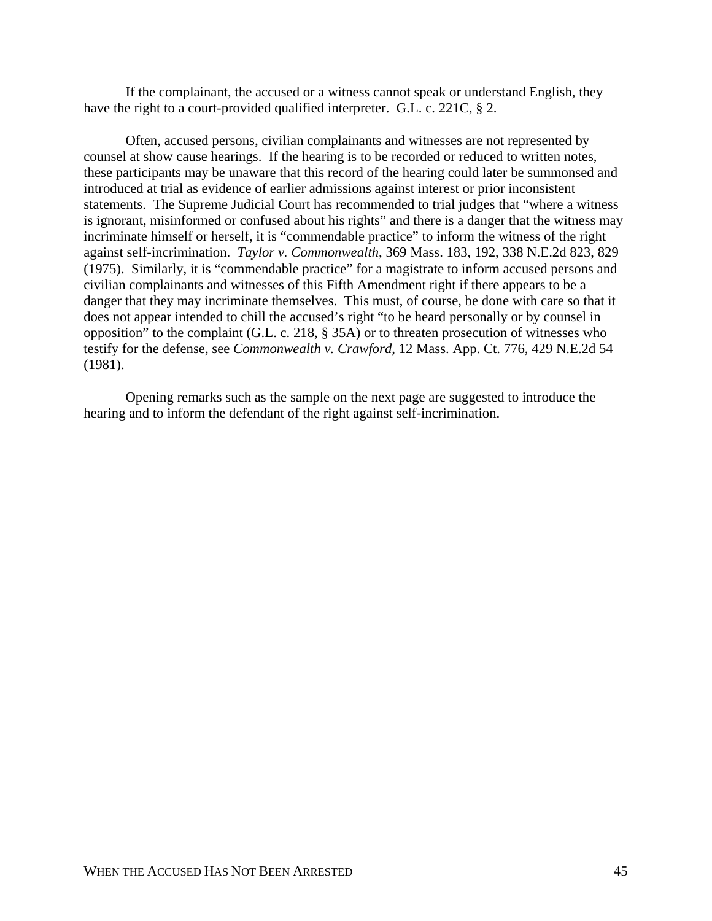If the complainant, the accused or a witness cannot speak or understand English, they have the right to a court-provided qualified interpreter. G.L. c. 221C, § 2.

Often, accused persons, civilian complainants and witnesses are not represented by counsel at show cause hearings. If the hearing is to be recorded or reduced to written notes, these participants may be unaware that this record of the hearing could later be summonsed and introduced at trial as evidence of earlier admissions against interest or prior inconsistent statements. The Supreme Judicial Court has recommended to trial judges that "where a witness is ignorant, misinformed or confused about his rights" and there is a danger that the witness may incriminate himself or herself, it is "commendable practice" to inform the witness of the right against self-incrimination. *Taylor v. Commonwealth*, 369 Mass. 183, 192, 338 N.E.2d 823, 829 (1975). Similarly, it is "commendable practice" for a magistrate to inform accused persons and civilian complainants and witnesses of this Fifth Amendment right if there appears to be a danger that they may incriminate themselves. This must, of course, be done with care so that it does not appear intended to chill the accused's right "to be heard personally or by counsel in opposition" to the complaint (G.L. c. 218, § 35A) or to threaten prosecution of witnesses who testify for the defense, see *Commonwealth v. Crawford*, 12 Mass. App. Ct. 776, 429 N.E.2d 54 (1981).

Opening remarks such as the sample on the next page are suggested to introduce the hearing and to inform the defendant of the right against self-incrimination.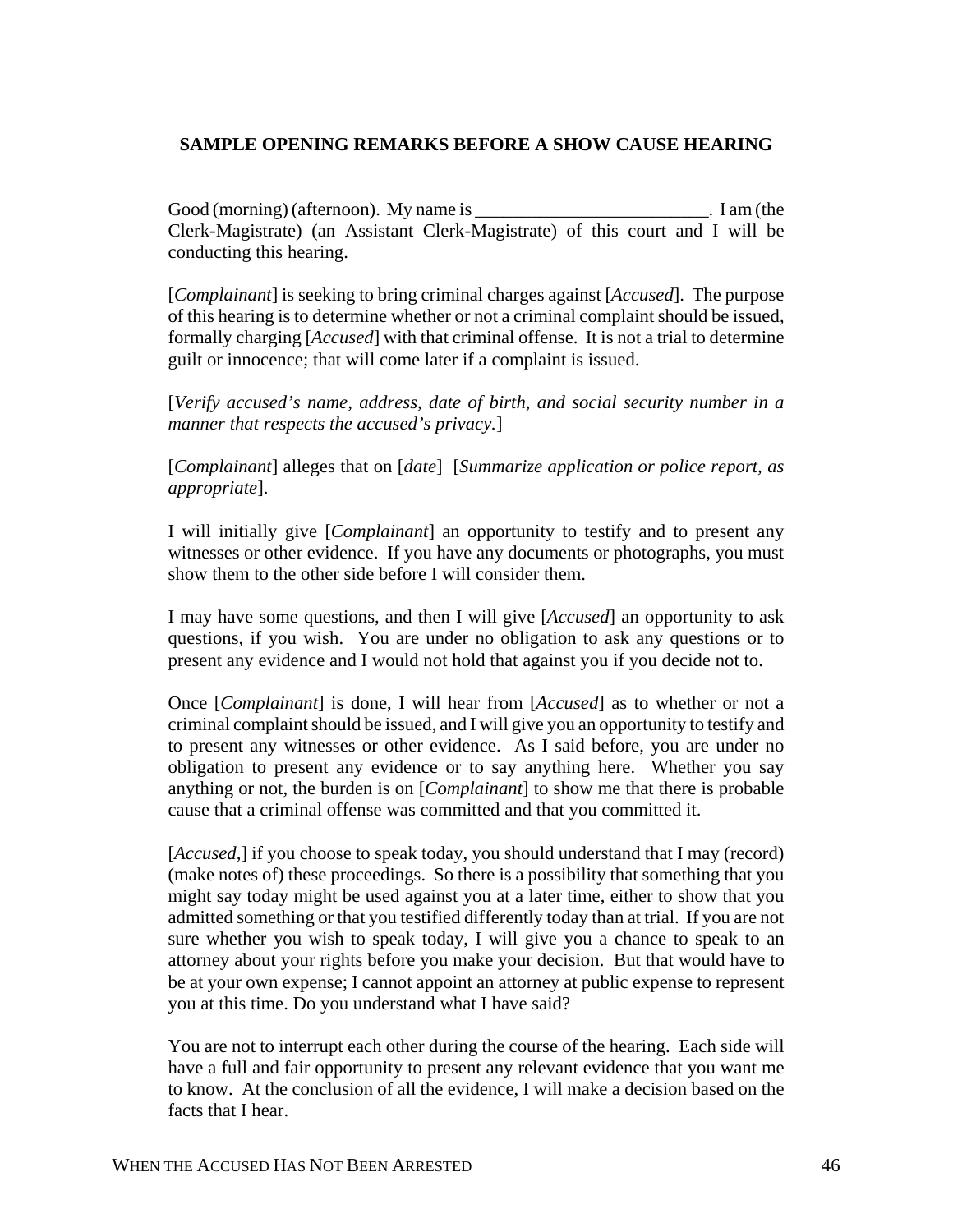**SAMPLE OPENING REMARKS BEFORE A SHOW CAUSE HEARING**

Good (morning) (afternoon). My name is _________________________. I am (the Clerk-Magistrate) (an Assistant Clerk-Magistrate) of this court and I will be conducting this hearing.

[*Complainant*] is seeking to bring criminal charges against [*Accused*]. The purpose of this hearing is to determine whether or not a criminal complaint should be issued, formally charging [*Accused*] with that criminal offense. It is not a trial to determine guilt or innocence; that will come later if a complaint is issued.

[*Verify accused's name, address, date of birth, and social security number in a manner that respects the accused's privacy.*]

[*Complainant*] alleges that on [*date*] [*Summarize application or police report, as appropriate*].

I will initially give [*Complainant*] an opportunity to testify and to present any witnesses or other evidence. If you have any documents or photographs, you must show them to the other side before I will consider them.

I may have some questions, and then I will give [*Accused*] an opportunity to ask questions, if you wish. You are under no obligation to ask any questions or to present any evidence and I would not hold that against you if you decide not to.

Once [*Complainant*] is done, I will hear from [*Accused*] as to whether or not a criminal complaint should be issued, and I will give you an opportunity to testify and to present any witnesses or other evidence. As I said before, you are under no obligation to present any evidence or to say anything here. Whether you say anything or not, the burden is on [*Complainant*] to show me that there is probable cause that a criminal offense was committed and that you committed it.

[*Accused,*] if you choose to speak today, you should understand that I may (record) (make notes of) these proceedings. So there is a possibility that something that you might say today might be used against you at a later time, either to show that you admitted something or that you testified differently today than at trial. If you are not sure whether you wish to speak today, I will give you a chance to speak to an attorney about your rights before you make your decision. But that would have to be at your own expense; I cannot appoint an attorney at public expense to represent you at this time. Do you understand what I have said?

You are not to interrupt each other during the course of the hearing. Each side will have a full and fair opportunity to present any relevant evidence that you want me to know. At the conclusion of all the evidence, I will make a decision based on the facts that I hear.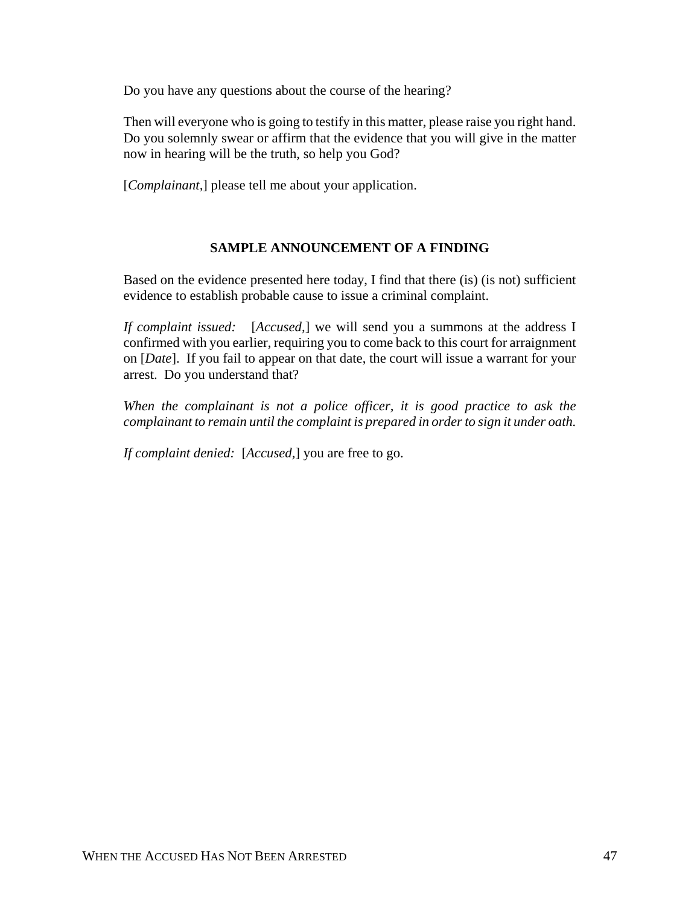Do you have any questions about the course of the hearing?

Then will everyone who is going to testify in this matter, please raise you right hand. Do you solemnly swear or affirm that the evidence that you will give in the matter now in hearing will be the truth, so help you God?

[*Complainant*,] please tell me about your application.

## SAMPLE ANNOUNCEMENT OF A FINDING

Based on the evidence presented here today, I find that there (is) (is not) sufficient evidence to establish probable cause to issue a criminal complaint.

*If complaint issued:* [*Accused*,] we will send you a summons at the address I confirmed with you earlier, requiring you to come back to this court for arraignment on [*Date*]. If you fail to appear on that date, the court will issue a warrant for your arrest. Do you understand that?

*When the complainant is not a police officer, it is good practice to ask the complainant to remain until the complaint is prepared in order to sign it under oath.*

*If complaint denied:* [*Accused*,] you are free to go.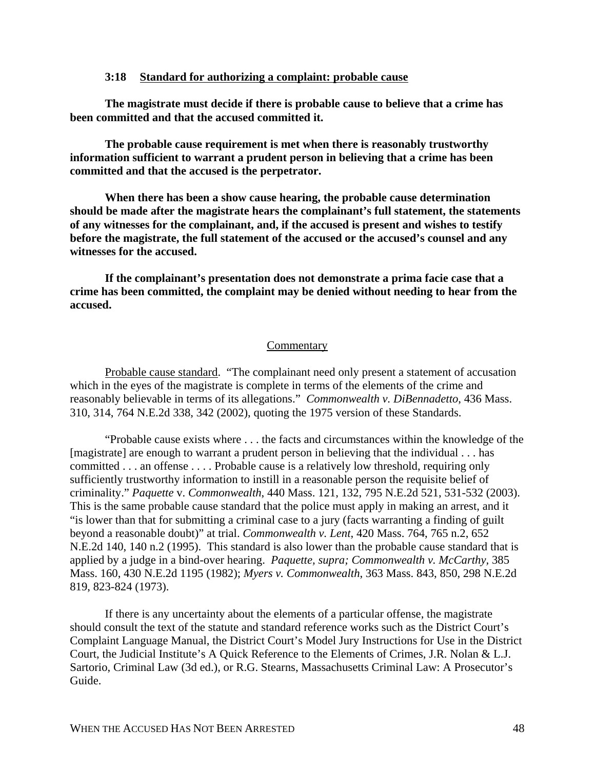### 3:18 Standard for authorizing a complaint: probable cause

**The magistrate must decide if there is probable cause to believe that a crime has been committed and that the accused committed it.**

**The probable cause requirement is met when there is reasonably trustworthy information sufficient to warrant a prudent person in believing that a crime has been committed and that the accused is the perpetrator.**

**When there has been a show cause hearing, the probable cause determination should be made after the magistrate hears the complainant's full statement, the statements of any witnesses for the complainant, and, if the accused is present and wishes to testify before the magistrate, the full statement of the accused or the accused's counsel and any witnesses for the accused.**

**If the complainant's presentation does not demonstrate a prima facie case that a crime has been committed, the complaint may be denied without needing to hear from the accused.**

Commentary

Probable cause standard. "The complainant need only present a statement of accusation which in the eyes of the magistrate is complete in terms of the elements of the crime and reasonably believable in terms of its allegations." *Commonwealth v. DiBennadetto*, 436 Mass. 310, 314, 764 N.E.2d 338, 342 (2002), quoting the 1975 version of these Standards.

"Probable cause exists where . . . the facts and circumstances within the knowledge of the [magistrate] are enough to warrant a prudent person in believing that the individual . . . has committed . . . an offense . . . . Probable cause is a relatively low threshold, requiring only sufficiently trustworthy information to instill in a reasonable person the requisite belief of criminality." *Paquette* v. *Commonwealth*, 440 Mass. 121, 132, 795 N.E.2d 521, 531-532 (2003). This is the same probable cause standard that the police must apply in making an arrest, and it "is lower than that for submitting a criminal case to a jury (facts warranting a finding of guilt beyond a reasonable doubt)" at trial. *Commonwealth v. Lent*, 420 Mass. 764, 765 n.2, 652 N.E.2d 140, 140 n.2 (1995). This standard is also lower than the probable cause standard that is applied by a judge in a bind-over hearing. *Paquette, supra; Commonwealth v. McCarthy*, 385 Mass. 160, 430 N.E.2d 1195 (1982); *Myers v. Commonwealth*, 363 Mass. 843, 850, 298 N.E.2d 819, 823-824 (1973).

If there is any uncertainty about the elements of a particular offense, the magistrate should consult the text of the statute and standard reference works such as the District Court's Complaint Language Manual, the District Court's Model Jury Instructions for Use in the District Court, the Judicial Institute's A Quick Reference to the Elements of Crimes, J.R. Nolan & L.J. Sartorio, Criminal Law (3d ed.), or R.G. Stearns, Massachusetts Criminal Law: A Prosecutor's Guide.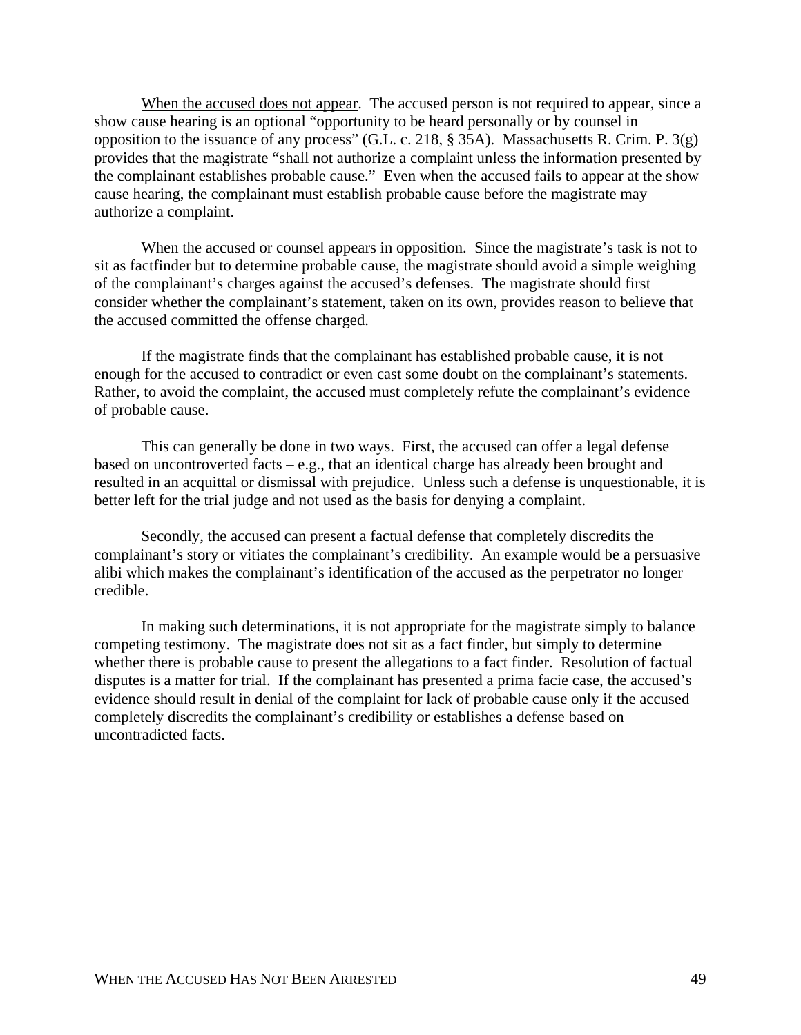When the accused does not appear. The accused person is not required to appear, since a show cause hearing is an optional "opportunity to be heard personally or by counsel in opposition to the issuance of any process" (G.L. c. 218, § 35A). Massachusetts R. Crim. P. 3(g) provides that the magistrate "shall not authorize a complaint unless the information presented by the complainant establishes probable cause." Even when the accused fails to appear at the show cause hearing, the complainant must establish probable cause before the magistrate may authorize a complaint.

When the accused or counsel appears in opposition. Since the magistrate's task is not to sit as factfinder but to determine probable cause, the magistrate should avoid a simple weighing of the complainant's charges against the accused's defenses. The magistrate should first consider whether the complainant's statement, taken on its own, provides reason to believe that the accused committed the offense charged.

If the magistrate finds that the complainant has established probable cause, it is not enough for the accused to contradict or even cast some doubt on the complainant's statements. Rather, to avoid the complaint, the accused must completely refute the complainant's evidence of probable cause.

This can generally be done in two ways. First, the accused can offer a legal defense based on uncontroverted facts – e.g., that an identical charge has already been brought and resulted in an acquittal or dismissal with prejudice. Unless such a defense is unquestionable, it is better left for the trial judge and not used as the basis for denying a complaint.

Secondly, the accused can present a factual defense that completely discredits the complainant's story or vitiates the complainant's credibility. An example would be a persuasive alibi which makes the complainant's identification of the accused as the perpetrator no longer credible.

In making such determinations, it is not appropriate for the magistrate simply to balance competing testimony. The magistrate does not sit as a fact finder, but simply to determine whether there is probable cause to present the allegations to a fact finder. Resolution of factual disputes is a matter for trial. If the complainant has presented a prima facie case, the accused's evidence should result in denial of the complaint for lack of probable cause only if the accused completely discredits the complainant's credibility or establishes a defense based on uncontradicted facts.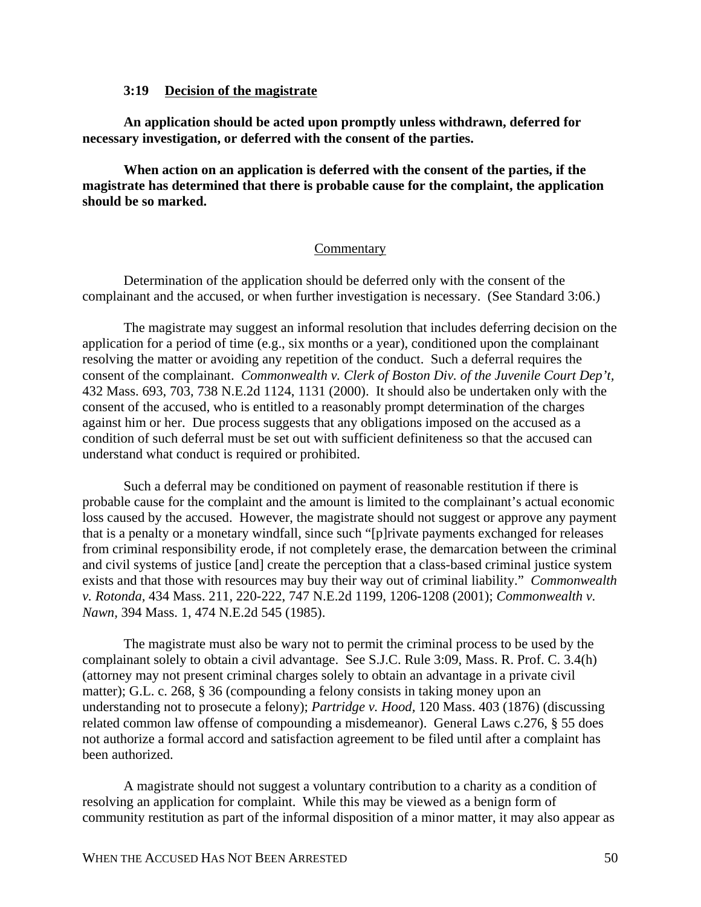### 3:19 Decision of the magistrate

**An application should be acted upon promptly unless withdrawn, deferred for necessary investigation, or deferred with the consent of the parties.**

**When action on an application is deferred with the consent of the parties, if the magistrate has determined that there is probable cause for the complaint, the application should be so marked.**

Commentary

Determination of the application should be deferred only with the consent of the complainant and the accused, or when further investigation is necessary. (See Standard 3:06.)

The magistrate may suggest an informal resolution that includes deferring decision on the application for a period of time (e.g., six months or a year), conditioned upon the complainant resolving the matter or avoiding any repetition of the conduct. Such a deferral requires the consent of the complainant. *Commonwealth v. Clerk of Boston Div. of the Juvenile Court Dep't*, 432 Mass. 693, 703, 738 N.E.2d 1124, 1131 (2000). It should also be undertaken only with the consent of the accused, who is entitled to a reasonably prompt determination of the charges against him or her. Due process suggests that any obligations imposed on the accused as a condition of such deferral must be set out with sufficient definiteness so that the accused can understand what conduct is required or prohibited.

Such a deferral may be conditioned on payment of reasonable restitution if there is probable cause for the complaint and the amount is limited to the complainant's actual economic loss caused by the accused. However, the magistrate should not suggest or approve any payment that is a penalty or a monetary windfall, since such "[p]rivate payments exchanged for releases from criminal responsibility erode, if not completely erase, the demarcation between the criminal and civil systems of justice [and] create the perception that a class-based criminal justice system exists and that those with resources may buy their way out of criminal liability." *Commonwealth v. Rotonda*, 434 Mass. 211, 220-222, 747 N.E.2d 1199, 1206-1208 (2001); *Commonwealth v. Nawn*, 394 Mass. 1, 474 N.E.2d 545 (1985).

The magistrate must also be wary not to permit the criminal process to be used by the complainant solely to obtain a civil advantage. See S.J.C. Rule 3:09, Mass. R. Prof. C. 3.4(h) (attorney may not present criminal charges solely to obtain an advantage in a private civil matter); G.L. c. 268, § 36 (compounding a felony consists in taking money upon an understanding not to prosecute a felony); *Partridge v. Hood*, 120 Mass. 403 (1876) (discussing related common law offense of compounding a misdemeanor). General Laws c.276, § 55 does not authorize a formal accord and satisfaction agreement to be filed until after a complaint has been authorized.

A magistrate should not suggest a voluntary contribution to a charity as a condition of resolving an application for complaint. While this may be viewed as a benign form of community restitution as part of the informal disposition of a minor matter, it may also appear as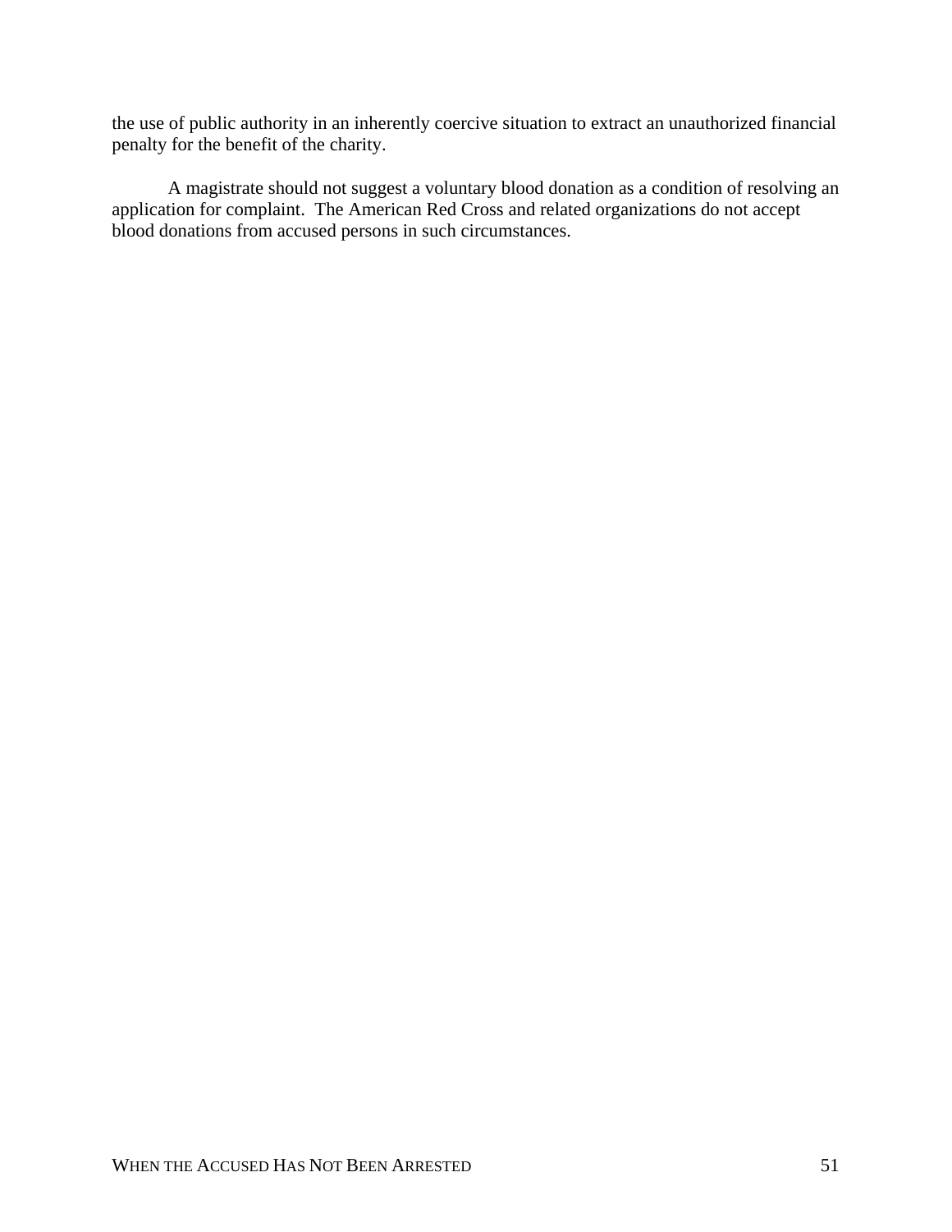the use of public authority in an inherently coercive situation to extract an unauthorized financial penalty for the benefit of the charity.

A magistrate should not suggest a voluntary blood donation as a condition of resolving an application for complaint. The American Red Cross and related organizations do not accept blood donations from accused persons in such circumstances.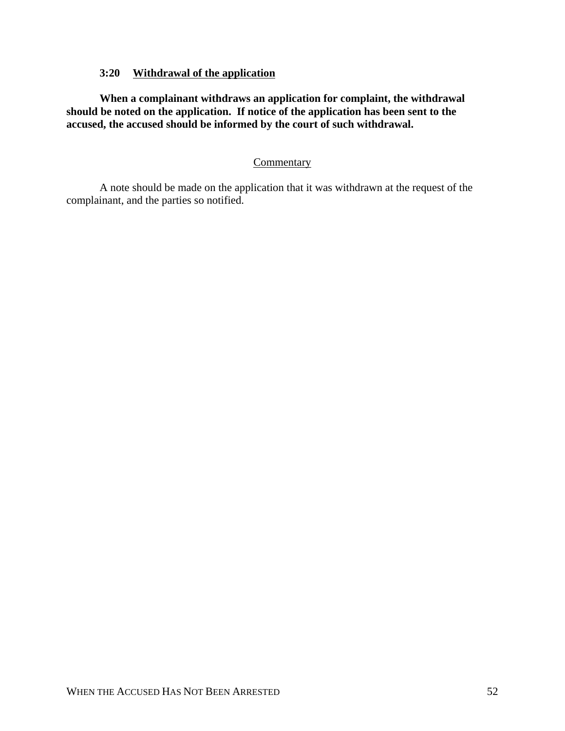### 3:20 Withdrawal of the application

**When a complainant withdraws an application for complaint, the withdrawal should be noted on the application. If notice of the application has been sent to the accused, the accused should be informed by the court of such withdrawal.**

Commentary

A note should be made on the application that it was withdrawn at the request of the complainant, and the parties so notified.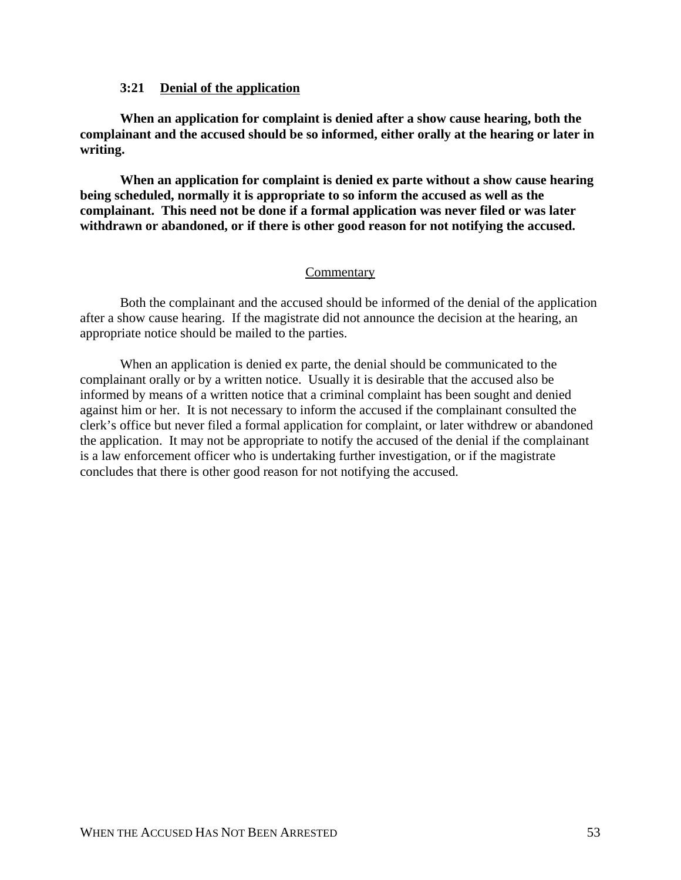### 3:21 Denial of the application

**When an application for complaint is denied after a show cause hearing, both the complainant and the accused should be so informed, either orally at the hearing or later in writing.**

**When an application for complaint is denied ex parte without a show cause hearing being scheduled, normally it is appropriate to so inform the accused as well as the complainant. This need not be done if a formal application was never filed or was later withdrawn or abandoned, or if there is other good reason for not notifying the accused.**

Commentary

Both the complainant and the accused should be informed of the denial of the application after a show cause hearing. If the magistrate did not announce the decision at the hearing, an appropriate notice should be mailed to the parties.

When an application is denied ex parte, the denial should be communicated to the complainant orally or by a written notice. Usually it is desirable that the accused also be informed by means of a written notice that a criminal complaint has been sought and denied against him or her. It is not necessary to inform the accused if the complainant consulted the clerk's office but never filed a formal application for complaint, or later withdrew or abandoned the application. It may not be appropriate to notify the accused of the denial if the complainant is a law enforcement officer who is undertaking further investigation, or if the magistrate concludes that there is other good reason for not notifying the accused.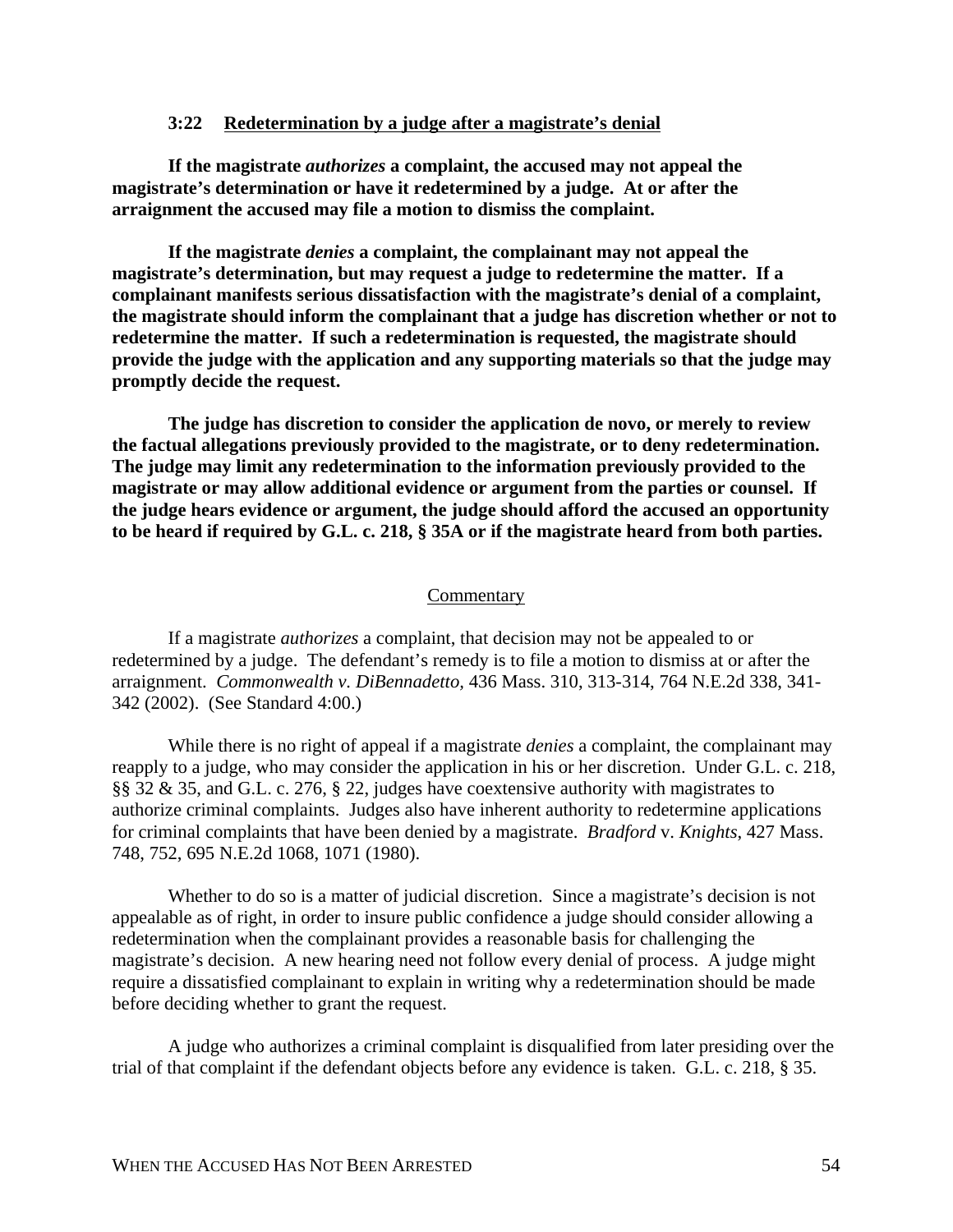### 3:22 Redetermination by a judge after a magistrate's denial

**If the magistrate *authorizes* a complaint, the accused may not appeal the magistrate's determination or have it redetermined by a judge. At or after the arraignment the accused may file a motion to dismiss the complaint.**

**If the magistrate *denies* a complaint, the complainant may not appeal the magistrate's determination, but may request a judge to redetermine the matter. If a complainant manifests serious dissatisfaction with the magistrate's denial of a complaint, the magistrate should inform the complainant that a judge has discretion whether or not to redetermine the matter. If such a redetermination is requested, the magistrate should provide the judge with the application and any supporting materials so that the judge may promptly decide the request.**

**The judge has discretion to consider the application de novo, or merely to review the factual allegations previously provided to the magistrate, or to deny redetermination. The judge may limit any redetermination to the information previously provided to the magistrate or may allow additional evidence or argument from the parties or counsel. If the judge hears evidence or argument, the judge should afford the accused an opportunity to be heard if required by G.L. c. 218, § 35A or if the magistrate heard from both parties.**

Commentary

If a magistrate *authorizes* a complaint, that decision may not be appealed to or redetermined by a judge. The defendant's remedy is to file a motion to dismiss at or after the arraignment. *Commonwealth v. DiBennadetto*, 436 Mass. 310, 313-314, 764 N.E.2d 338, 341-342 (2002). (See Standard 4:00.)

While there is no right of appeal if a magistrate *denies* a complaint, the complainant may reapply to a judge, who may consider the application in his or her discretion. Under G.L. c. 218, §§ 32 & 35, and G.L. c. 276, § 22, judges have coextensive authority with magistrates to authorize criminal complaints. Judges also have inherent authority to redetermine applications for criminal complaints that have been denied by a magistrate. *Bradford* v. *Knights*, 427 Mass. 748, 752, 695 N.E.2d 1068, 1071 (1980).

Whether to do so is a matter of judicial discretion. Since a magistrate's decision is not appealable as of right, in order to insure public confidence a judge should consider allowing a redetermination when the complainant provides a reasonable basis for challenging the magistrate's decision. A new hearing need not follow every denial of process. A judge might require a dissatisfied complainant to explain in writing why a redetermination should be made before deciding whether to grant the request.

A judge who authorizes a criminal complaint is disqualified from later presiding over the trial of that complaint if the defendant objects before any evidence is taken. G.L. c. 218, § 35.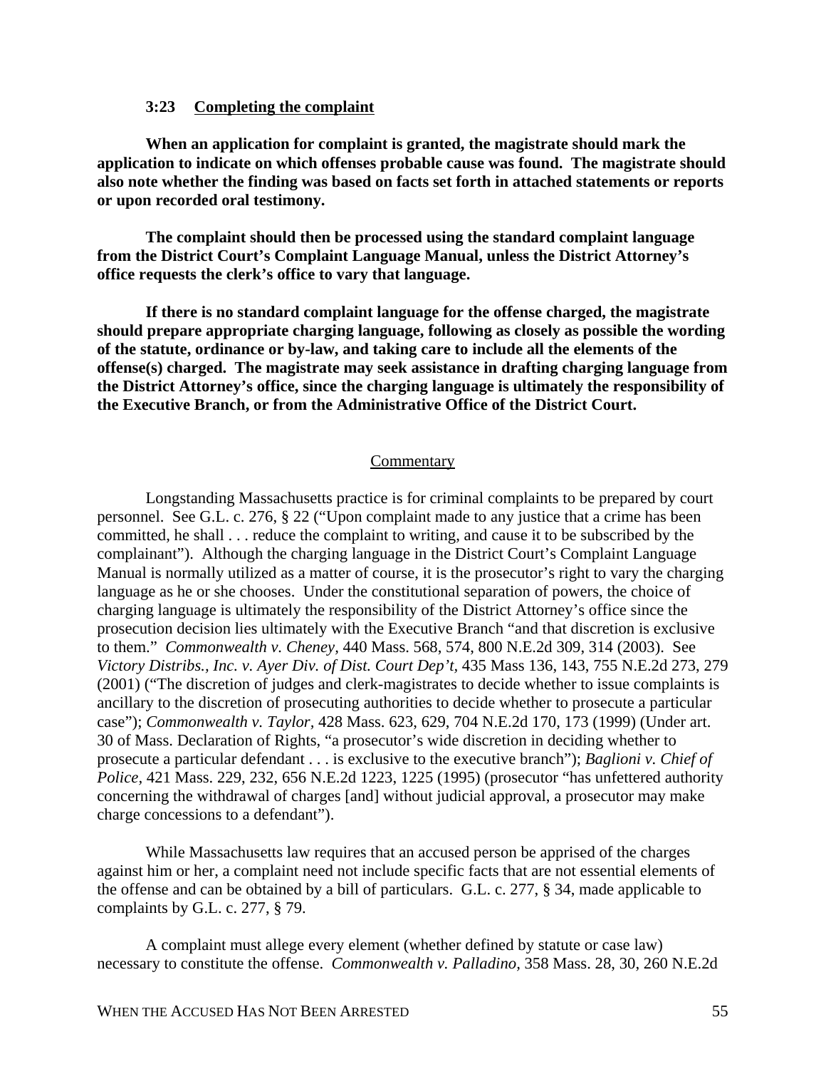### 3:23 Completing the complaint

**When an application for complaint is granted, the magistrate should mark the application to indicate on which offenses probable cause was found. The magistrate should also note whether the finding was based on facts set forth in attached statements or reports or upon recorded oral testimony.**

**The complaint should then be processed using the standard complaint language from the District Court's Complaint Language Manual, unless the District Attorney's office requests the clerk's office to vary that language.**

**If there is no standard complaint language for the offense charged, the magistrate should prepare appropriate charging language, following as closely as possible the wording of the statute, ordinance or by-law, and taking care to include all the elements of the offense(s) charged. The magistrate may seek assistance in drafting charging language from the District Attorney's office, since the charging language is ultimately the responsibility of the Executive Branch, or from the Administrative Office of the District Court.**

Commentary

Longstanding Massachusetts practice is for criminal complaints to be prepared by court personnel. See G.L. c. 276, § 22 ("Upon complaint made to any justice that a crime has been committed, he shall . . . reduce the complaint to writing, and cause it to be subscribed by the complainant"). Although the charging language in the District Court's Complaint Language Manual is normally utilized as a matter of course, it is the prosecutor's right to vary the charging language as he or she chooses. Under the constitutional separation of powers, the choice of charging language is ultimately the responsibility of the District Attorney's office since the prosecution decision lies ultimately with the Executive Branch "and that discretion is exclusive to them." *Commonwealth v. Cheney*, 440 Mass. 568, 574, 800 N.E.2d 309, 314 (2003). See *Victory Distribs., Inc. v. Ayer Div. of Dist. Court Dep't*, 435 Mass 136, 143, 755 N.E.2d 273, 279 (2001) ("The discretion of judges and clerk-magistrates to decide whether to issue complaints is ancillary to the discretion of prosecuting authorities to decide whether to prosecute a particular case"); *Commonwealth v. Taylor*, 428 Mass. 623, 629, 704 N.E.2d 170, 173 (1999) (Under art. 30 of Mass. Declaration of Rights, "a prosecutor's wide discretion in deciding whether to prosecute a particular defendant . . . is exclusive to the executive branch"); *Baglioni v. Chief of Police*, 421 Mass. 229, 232, 656 N.E.2d 1223, 1225 (1995) (prosecutor "has unfettered authority concerning the withdrawal of charges [and] without judicial approval, a prosecutor may make charge concessions to a defendant").

While Massachusetts law requires that an accused person be apprised of the charges against him or her, a complaint need not include specific facts that are not essential elements of the offense and can be obtained by a bill of particulars. G.L. c. 277, § 34, made applicable to complaints by G.L. c. 277, § 79.

A complaint must allege every element (whether defined by statute or case law) necessary to constitute the offense. *Commonwealth v. Palladino*, 358 Mass. 28, 30, 260 N.E.2d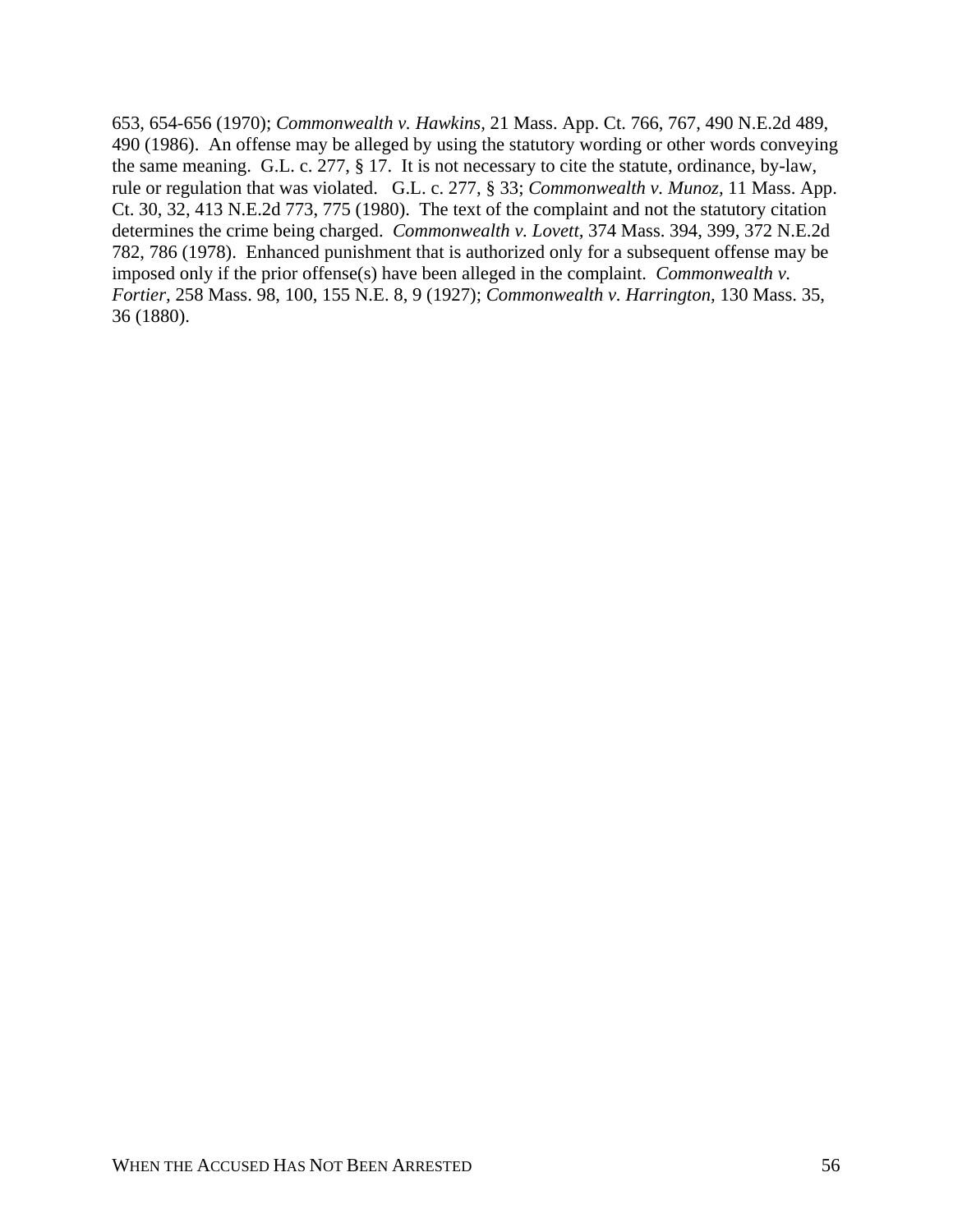653, 654-656 (1970); *Commonwealth v. Hawkins,* 21 Mass. App. Ct. 766, 767, 490 N.E.2d 489, 490 (1986). An offense may be alleged by using the statutory wording or other words conveying the same meaning. G.L. c. 277, § 17. It is not necessary to cite the statute, ordinance, by-law, rule or regulation that was violated. G.L. c. 277, § 33; *Commonwealth v. Munoz,* 11 Mass. App. Ct. 30, 32, 413 N.E.2d 773, 775 (1980). The text of the complaint and not the statutory citation determines the crime being charged. *Commonwealth v. Lovett,* 374 Mass. 394, 399, 372 N.E.2d 782, 786 (1978). Enhanced punishment that is authorized only for a subsequent offense may be imposed only if the prior offense(s) have been alleged in the complaint. *Commonwealth v. Fortier,* 258 Mass. 98, 100, 155 N.E. 8, 9 (1927); *Commonwealth v. Harrington,* 130 Mass. 35, 36 (1880).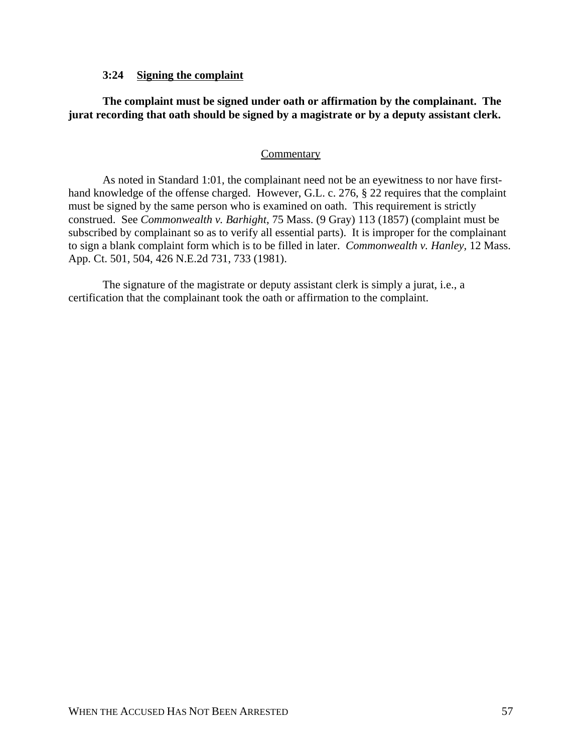### 3:24 Signing the complaint

**The complaint must be signed under oath or affirmation by the complainant. The jurat recording that oath should be signed by a magistrate or by a deputy assistant clerk.**

<u>Commentary</u>

As noted in Standard 1:01, the complainant need not be an eyewitness to nor have first-hand knowledge of the offense charged. However, G.L. c. 276, § 22 requires that the complaint must be signed by the same person who is examined on oath. This requirement is strictly construed. See *Commonwealth v. Barhight*, 75 Mass. (9 Gray) 113 (1857) (complaint must be subscribed by complainant so as to verify all essential parts). It is improper for the complainant to sign a blank complaint form which is to be filled in later. *Commonwealth v. Hanley,* 12 Mass. App. Ct. 501, 504, 426 N.E.2d 731, 733 (1981).

The signature of the magistrate or deputy assistant clerk is simply a jurat, i.e., a certification that the complainant took the oath or affirmation to the complaint.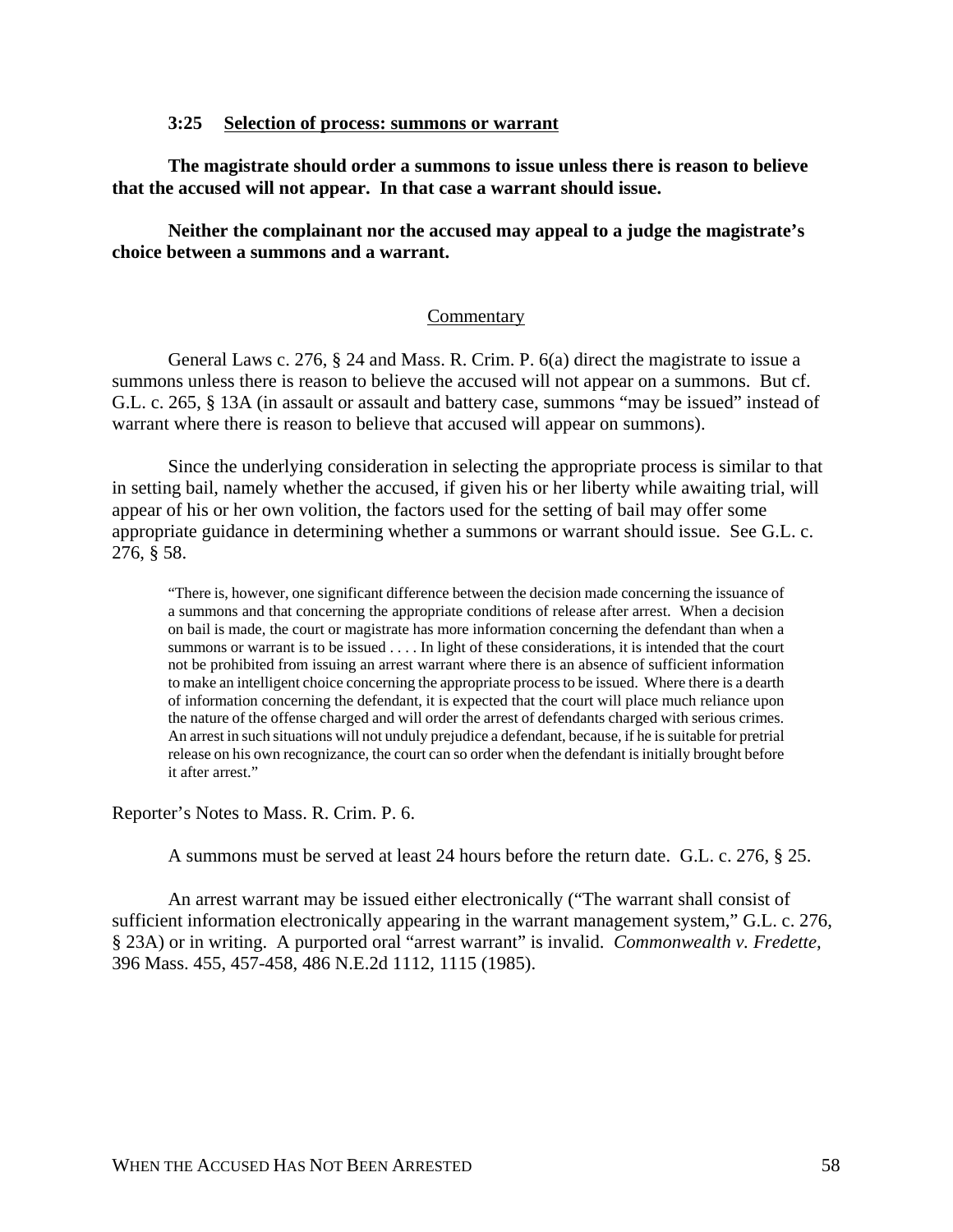### 3:25 Selection of process: summons or warrant

**The magistrate should order a summons to issue unless there is reason to believe that the accused will not appear. In that case a warrant should issue.**

**Neither the complainant nor the accused may appeal to a judge the magistrate's choice between a summons and a warrant.**

#### Commentary

General Laws c. 276, § 24 and Mass. R. Crim. P. 6(a) direct the magistrate to issue a summons unless there is reason to believe the accused will not appear on a summons. But cf. G.L. c. 265, § 13A (in assault or assault and battery case, summons "may be issued" instead of warrant where there is reason to believe that accused will appear on summons).

Since the underlying consideration in selecting the appropriate process is similar to that in setting bail, namely whether the accused, if given his or her liberty while awaiting trial, will appear of his or her own volition, the factors used for the setting of bail may offer some appropriate guidance in determining whether a summons or warrant should issue. See G.L. c. 276, § 58.

> "There is, however, one significant difference between the decision made concerning the issuance of a summons and that concerning the appropriate conditions of release after arrest. When a decision on bail is made, the court or magistrate has more information concerning the defendant than when a summons or warrant is to be issued . . . . In light of these considerations, it is intended that the court not be prohibited from issuing an arrest warrant where there is an absence of sufficient information to make an intelligent choice concerning the appropriate process to be issued. Where there is a dearth of information concerning the defendant, it is expected that the court will place much reliance upon the nature of the offense charged and will order the arrest of defendants charged with serious crimes. An arrest in such situations will not unduly prejudice a defendant, because, if he is suitable for pretrial release on his own recognizance, the court can so order when the defendant is initially brought before it after arrest."

Reporter's Notes to Mass. R. Crim. P. 6.

A summons must be served at least 24 hours before the return date. G.L. c. 276, § 25.

An arrest warrant may be issued either electronically ("The warrant shall consist of sufficient information electronically appearing in the warrant management system," G.L. c. 276, § 23A) or in writing. A purported oral "arrest warrant" is invalid. *Commonwealth v. Fredette,* 396 Mass. 455, 457-458, 486 N.E.2d 1112, 1115 (1985).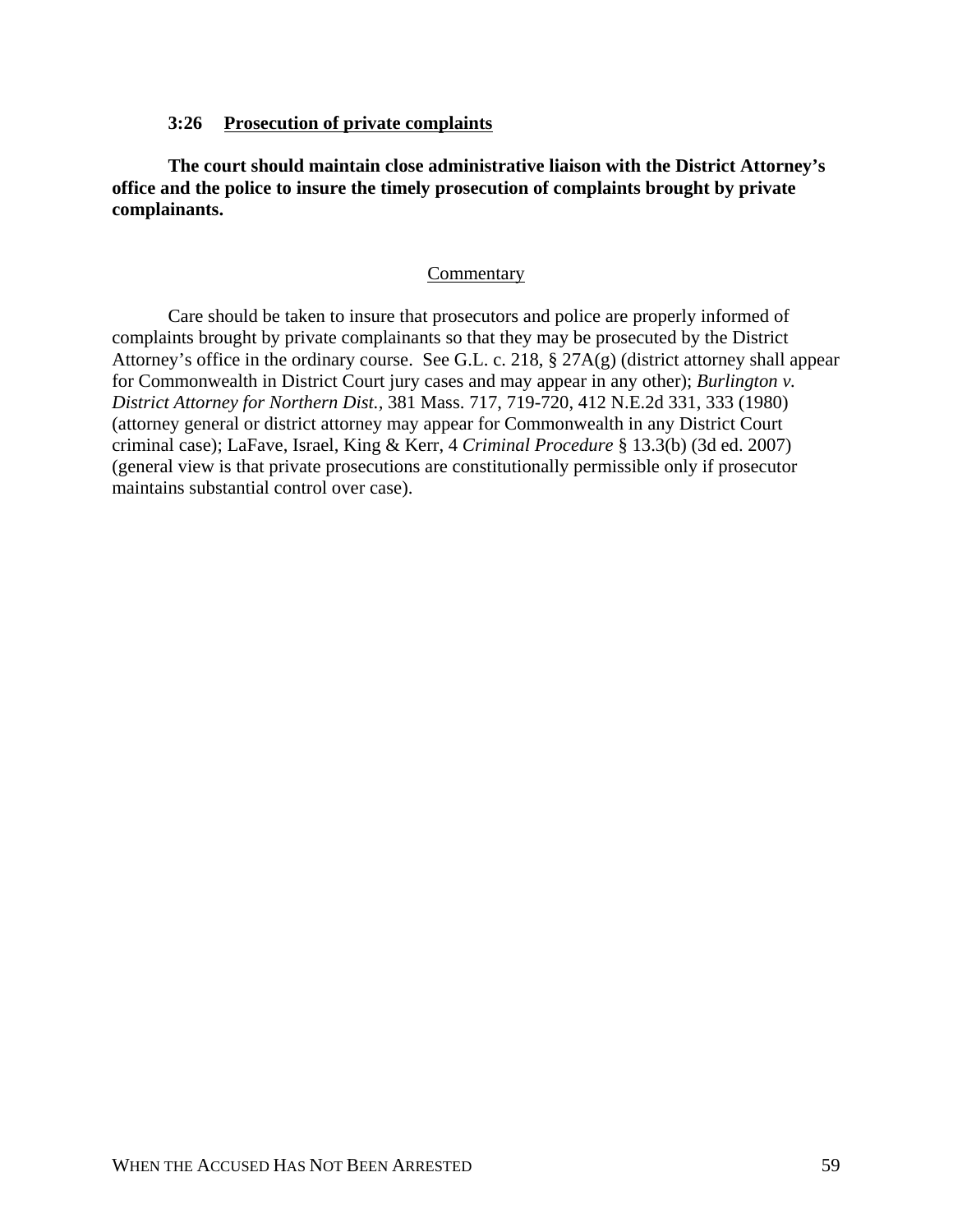### 3:26 Prosecution of private complaints

**The court should maintain close administrative liaison with the District Attorney's office and the police to insure the timely prosecution of complaints brought by private complainants.**

Commentary

Care should be taken to insure that prosecutors and police are properly informed of complaints brought by private complainants so that they may be prosecuted by the District Attorney's office in the ordinary course. See G.L. c. 218, § 27A(g) (district attorney shall appear for Commonwealth in District Court jury cases and may appear in any other); *Burlington v. District Attorney for Northern Dist.*, 381 Mass. 717, 719-720, 412 N.E.2d 331, 333 (1980) (attorney general or district attorney may appear for Commonwealth in any District Court criminal case); LaFave, Israel, King & Kerr, 4 *Criminal Procedure* § 13.3(b) (3d ed. 2007) (general view is that private prosecutions are constitutionally permissible only if prosecutor maintains substantial control over case).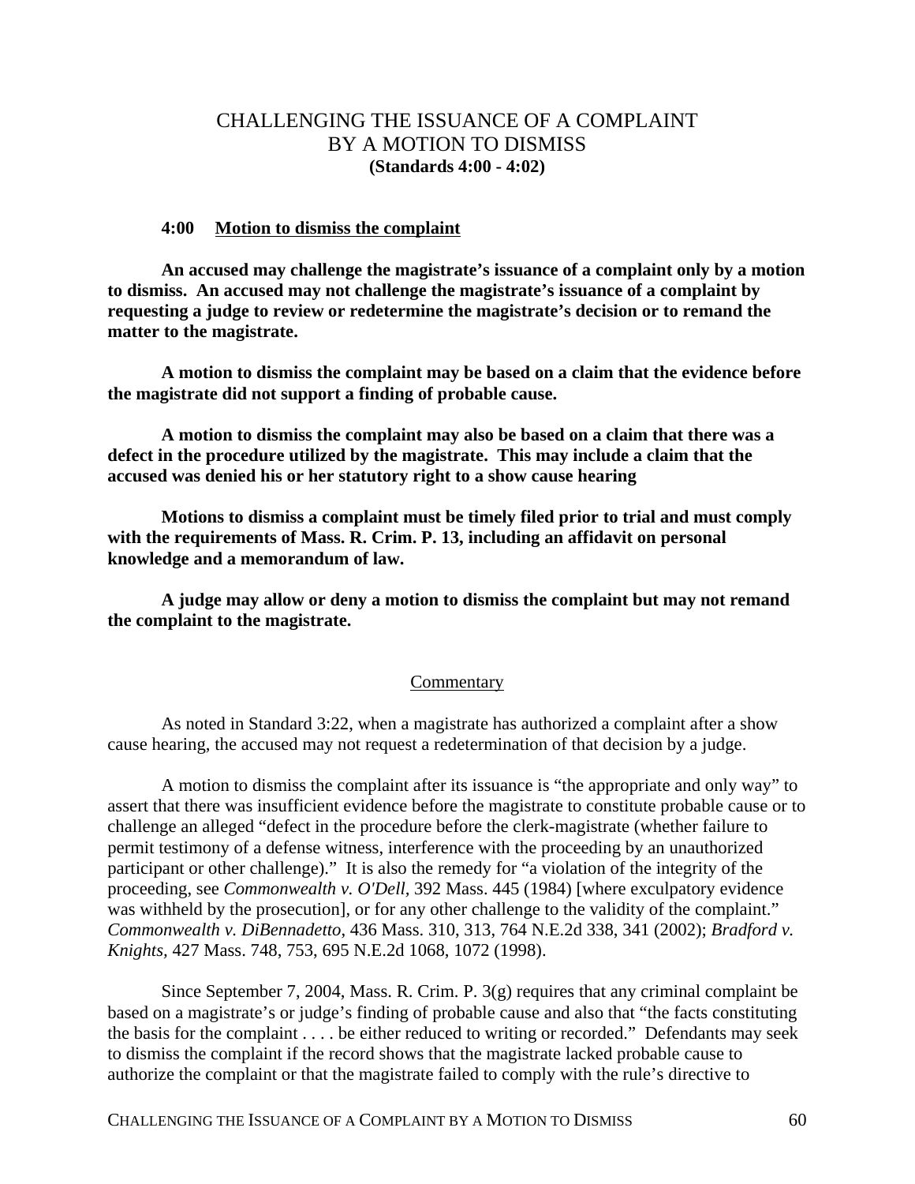# CHALLENGING THE ISSUANCE OF A COMPLAINT BY A MOTION TO DISMISS

**(Standards 4:00 - 4:02)**

## 4:00 Motion to dismiss the complaint

**An accused may challenge the magistrate's issuance of a complaint only by a motion to dismiss. An accused may not challenge the magistrate's issuance of a complaint by requesting a judge to review or redetermine the magistrate's decision or to remand the matter to the magistrate.**

**A motion to dismiss the complaint may be based on a claim that the evidence before the magistrate did not support a finding of probable cause.**

**A motion to dismiss the complaint may also be based on a claim that there was a defect in the procedure utilized by the magistrate. This may include a claim that the accused was denied his or her statutory right to a show cause hearing**

**Motions to dismiss a complaint must be timely filed prior to trial and must comply with the requirements of Mass. R. Crim. P. 13, including an affidavit on personal knowledge and a memorandum of law.**

**A judge may allow or deny a motion to dismiss the complaint but may not remand the complaint to the magistrate.**

### Commentary

As noted in Standard 3:22, when a magistrate has authorized a complaint after a show cause hearing, the accused may not request a redetermination of that decision by a judge.

A motion to dismiss the complaint after its issuance is "the appropriate and only way" to assert that there was insufficient evidence before the magistrate to constitute probable cause or to challenge an alleged "defect in the procedure before the clerk-magistrate (whether failure to permit testimony of a defense witness, interference with the proceeding by an unauthorized participant or other challenge)." It is also the remedy for "a violation of the integrity of the proceeding, see *Commonwealth v. O'Dell*, 392 Mass. 445 (1984) [where exculpatory evidence was withheld by the prosecution], or for any other challenge to the validity of the complaint." *Commonwealth v. DiBennadetto*, 436 Mass. 310, 313, 764 N.E.2d 338, 341 (2002); *Bradford v. Knights*, 427 Mass. 748, 753, 695 N.E.2d 1068, 1072 (1998).

Since September 7, 2004, Mass. R. Crim. P. 3(g) requires that any criminal complaint be based on a magistrate's or judge's finding of probable cause and also that "the facts constituting the basis for the complaint . . . . be either reduced to writing or recorded." Defendants may seek to dismiss the complaint if the record shows that the magistrate lacked probable cause to authorize the complaint or that the magistrate failed to comply with the rule's directive to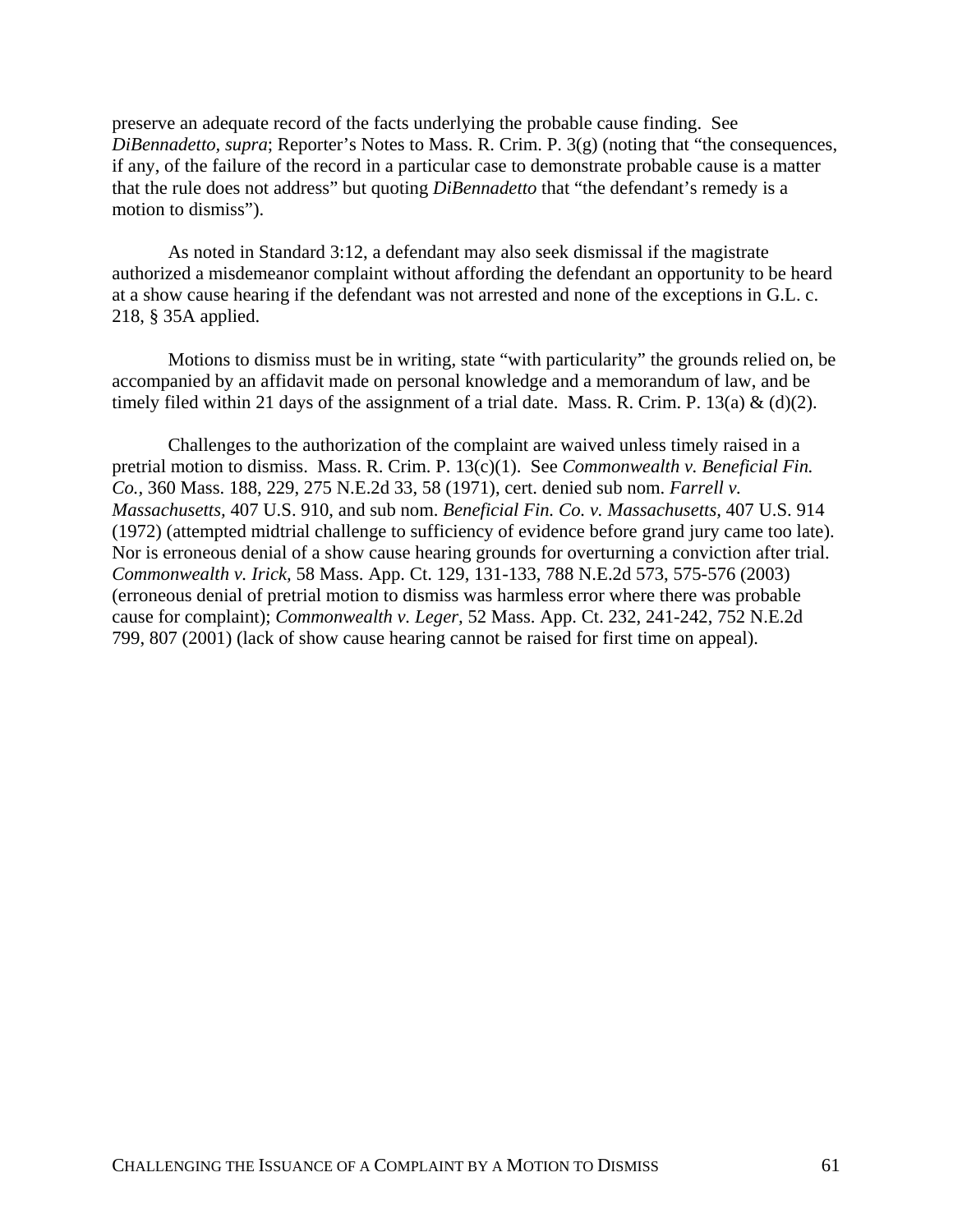preserve an adequate record of the facts underlying the probable cause finding. See *DiBennadetto, supra*; Reporter's Notes to Mass. R. Crim. P. 3(g) (noting that "the consequences, if any, of the failure of the record in a particular case to demonstrate probable cause is a matter that the rule does not address" but quoting *DiBennadetto* that "the defendant's remedy is a motion to dismiss").

As noted in Standard 3:12, a defendant may also seek dismissal if the magistrate authorized a misdemeanor complaint without affording the defendant an opportunity to be heard at a show cause hearing if the defendant was not arrested and none of the exceptions in G.L. c. 218, § 35A applied.

Motions to dismiss must be in writing, state "with particularity" the grounds relied on, be accompanied by an affidavit made on personal knowledge and a memorandum of law, and be timely filed within 21 days of the assignment of a trial date. Mass. R. Crim. P. 13(a) & (d)(2).

Challenges to the authorization of the complaint are waived unless timely raised in a pretrial motion to dismiss. Mass. R. Crim. P. 13(c)(1). See *Commonwealth v. Beneficial Fin. Co.,* 360 Mass. 188, 229, 275 N.E.2d 33, 58 (1971), cert. denied sub nom. *Farrell v. Massachusetts,* 407 U.S. 910, and sub nom. *Beneficial Fin. Co. v. Massachusetts,* 407 U.S. 914 (1972) (attempted midtrial challenge to sufficiency of evidence before grand jury came too late). Nor is erroneous denial of a show cause hearing grounds for overturning a conviction after trial. *Commonwealth v. Irick,* 58 Mass. App. Ct. 129, 131-133, 788 N.E.2d 573, 575-576 (2003) (erroneous denial of pretrial motion to dismiss was harmless error where there was probable cause for complaint); *Commonwealth v. Leger,* 52 Mass. App. Ct. 232, 241-242, 752 N.E.2d 799, 807 (2001) (lack of show cause hearing cannot be raised for first time on appeal).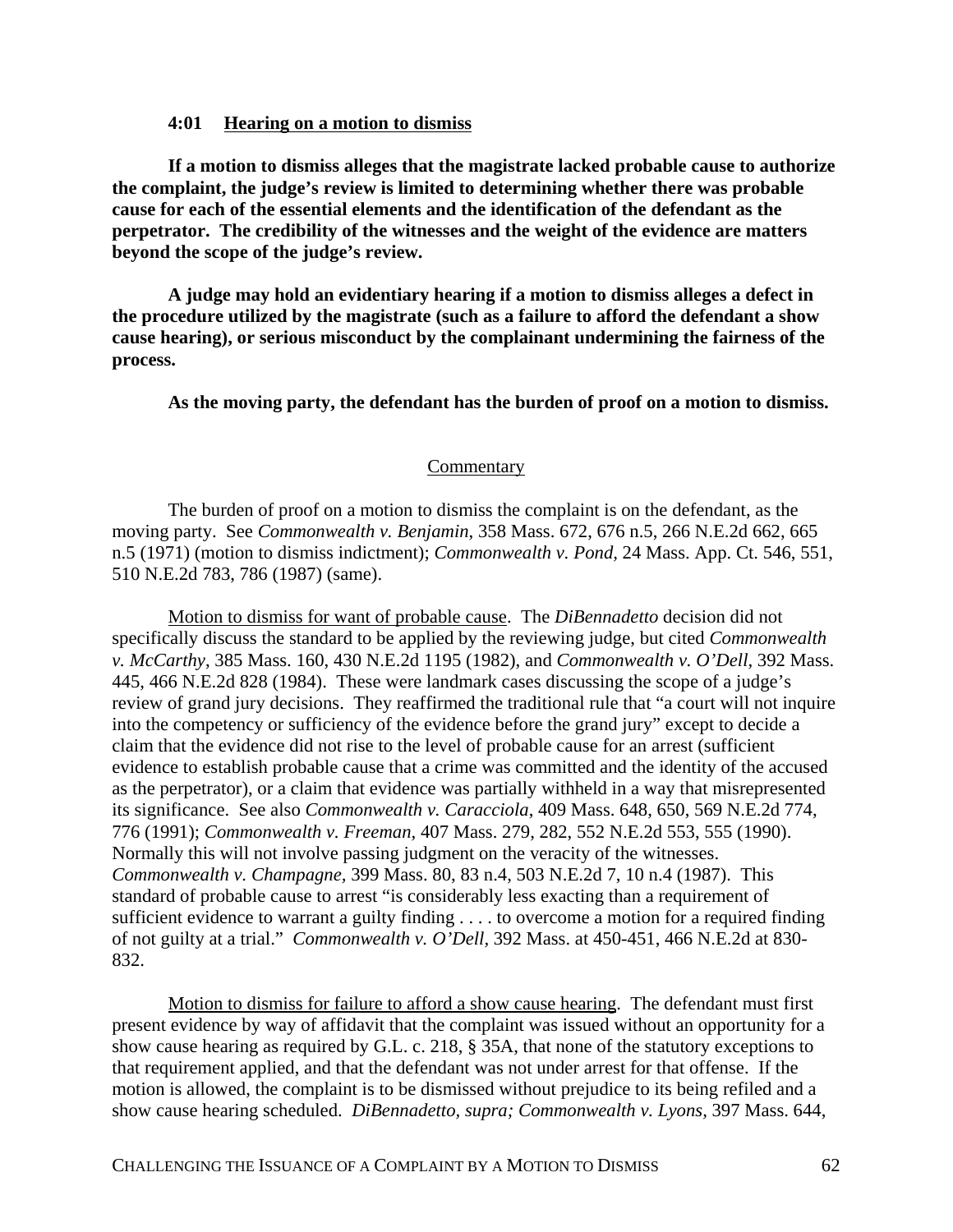### 4:01 Hearing on a motion to dismiss

**If a motion to dismiss alleges that the magistrate lacked probable cause to authorize the complaint, the judge's review is limited to determining whether there was probable cause for each of the essential elements and the identification of the defendant as the perpetrator. The credibility of the witnesses and the weight of the evidence are matters beyond the scope of the judge's review.**

**A judge may hold an evidentiary hearing if a motion to dismiss alleges a defect in the procedure utilized by the magistrate (such as a failure to afford the defendant a show cause hearing), or serious misconduct by the complainant undermining the fairness of the process.**

**As the moving party, the defendant has the burden of proof on a motion to dismiss.**

Commentary

The burden of proof on a motion to dismiss the complaint is on the defendant, as the moving party. See *Commonwealth v. Benjamin*, 358 Mass. 672, 676 n.5, 266 N.E.2d 662, 665 n.5 (1971) (motion to dismiss indictment); *Commonwealth v. Pond*, 24 Mass. App. Ct. 546, 551, 510 N.E.2d 783, 786 (1987) (same).

Motion to dismiss for want of probable cause. The *DiBennadetto* decision did not specifically discuss the standard to be applied by the reviewing judge, but cited *Commonwealth v. McCarthy*, 385 Mass. 160, 430 N.E.2d 1195 (1982), and *Commonwealth v. O'Dell*, 392 Mass. 445, 466 N.E.2d 828 (1984). These were landmark cases discussing the scope of a judge's review of grand jury decisions. They reaffirmed the traditional rule that "a court will not inquire into the competency or sufficiency of the evidence before the grand jury" except to decide a claim that the evidence did not rise to the level of probable cause for an arrest (sufficient evidence to establish probable cause that a crime was committed and the identity of the accused as the perpetrator), or a claim that evidence was partially withheld in a way that misrepresented its significance. See also *Commonwealth v. Caracciola*, 409 Mass. 648, 650, 569 N.E.2d 774, 776 (1991); *Commonwealth v. Freeman*, 407 Mass. 279, 282, 552 N.E.2d 553, 555 (1990). Normally this will not involve passing judgment on the veracity of the witnesses. *Commonwealth v. Champagne*, 399 Mass. 80, 83 n.4, 503 N.E.2d 7, 10 n.4 (1987). This standard of probable cause to arrest "is considerably less exacting than a requirement of sufficient evidence to warrant a guilty finding . . . . to overcome a motion for a required finding of not guilty at a trial." *Commonwealth v. O'Dell*, 392 Mass. at 450-451, 466 N.E.2d at 830-832.

Motion to dismiss for failure to afford a show cause hearing. The defendant must first present evidence by way of affidavit that the complaint was issued without an opportunity for a show cause hearing as required by G.L. c. 218, § 35A, that none of the statutory exceptions to that requirement applied, and that the defendant was not under arrest for that offense. If the motion is allowed, the complaint is to be dismissed without prejudice to its being refiled and a show cause hearing scheduled. *DiBennadetto, supra; Commonwealth v. Lyons*, 397 Mass. 644,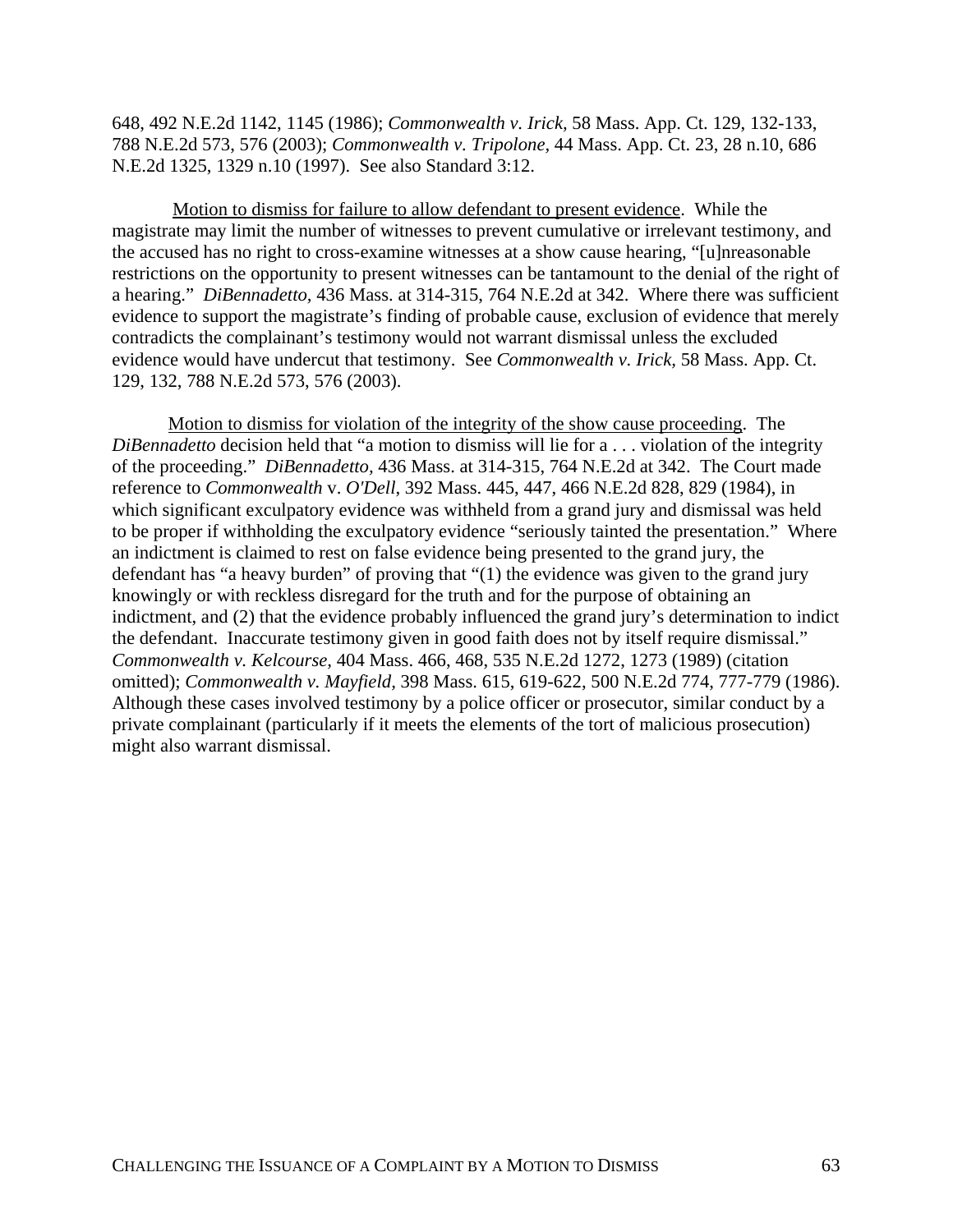648, 492 N.E.2d 1142, 1145 (1986); *Commonwealth v. Irick*, 58 Mass. App. Ct. 129, 132-133, 788 N.E.2d 573, 576 (2003); *Commonwealth v. Tripolone*, 44 Mass. App. Ct. 23, 28 n.10, 686 N.E.2d 1325, 1329 n.10 (1997). See also Standard 3:12.

Motion to dismiss for failure to allow defendant to present evidence. While the magistrate may limit the number of witnesses to prevent cumulative or irrelevant testimony, and the accused has no right to cross-examine witnesses at a show cause hearing, "[u]nreasonable restrictions on the opportunity to present witnesses can be tantamount to the denial of the right of a hearing." *DiBennadetto*, 436 Mass. at 314-315, 764 N.E.2d at 342. Where there was sufficient evidence to support the magistrate's finding of probable cause, exclusion of evidence that merely contradicts the complainant's testimony would not warrant dismissal unless the excluded evidence would have undercut that testimony. See *Commonwealth v. Irick*, 58 Mass. App. Ct. 129, 132, 788 N.E.2d 573, 576 (2003).

Motion to dismiss for violation of the integrity of the show cause proceeding. The *DiBennadetto* decision held that "a motion to dismiss will lie for a . . . violation of the integrity of the proceeding." *DiBennadetto*, 436 Mass. at 314-315, 764 N.E.2d at 342. The Court made reference to *Commonwealth* v. *O'Dell*, 392 Mass. 445, 447, 466 N.E.2d 828, 829 (1984), in which significant exculpatory evidence was withheld from a grand jury and dismissal was held to be proper if withholding the exculpatory evidence "seriously tainted the presentation." Where an indictment is claimed to rest on false evidence being presented to the grand jury, the defendant has "a heavy burden" of proving that "(1) the evidence was given to the grand jury knowingly or with reckless disregard for the truth and for the purpose of obtaining an indictment, and (2) that the evidence probably influenced the grand jury's determination to indict the defendant. Inaccurate testimony given in good faith does not by itself require dismissal." *Commonwealth v. Kelcourse*, 404 Mass. 466, 468, 535 N.E.2d 1272, 1273 (1989) (citation omitted); *Commonwealth v. Mayfield*, 398 Mass. 615, 619-622, 500 N.E.2d 774, 777-779 (1986). Although these cases involved testimony by a police officer or prosecutor, similar conduct by a private complainant (particularly if it meets the elements of the tort of malicious prosecution) might also warrant dismissal.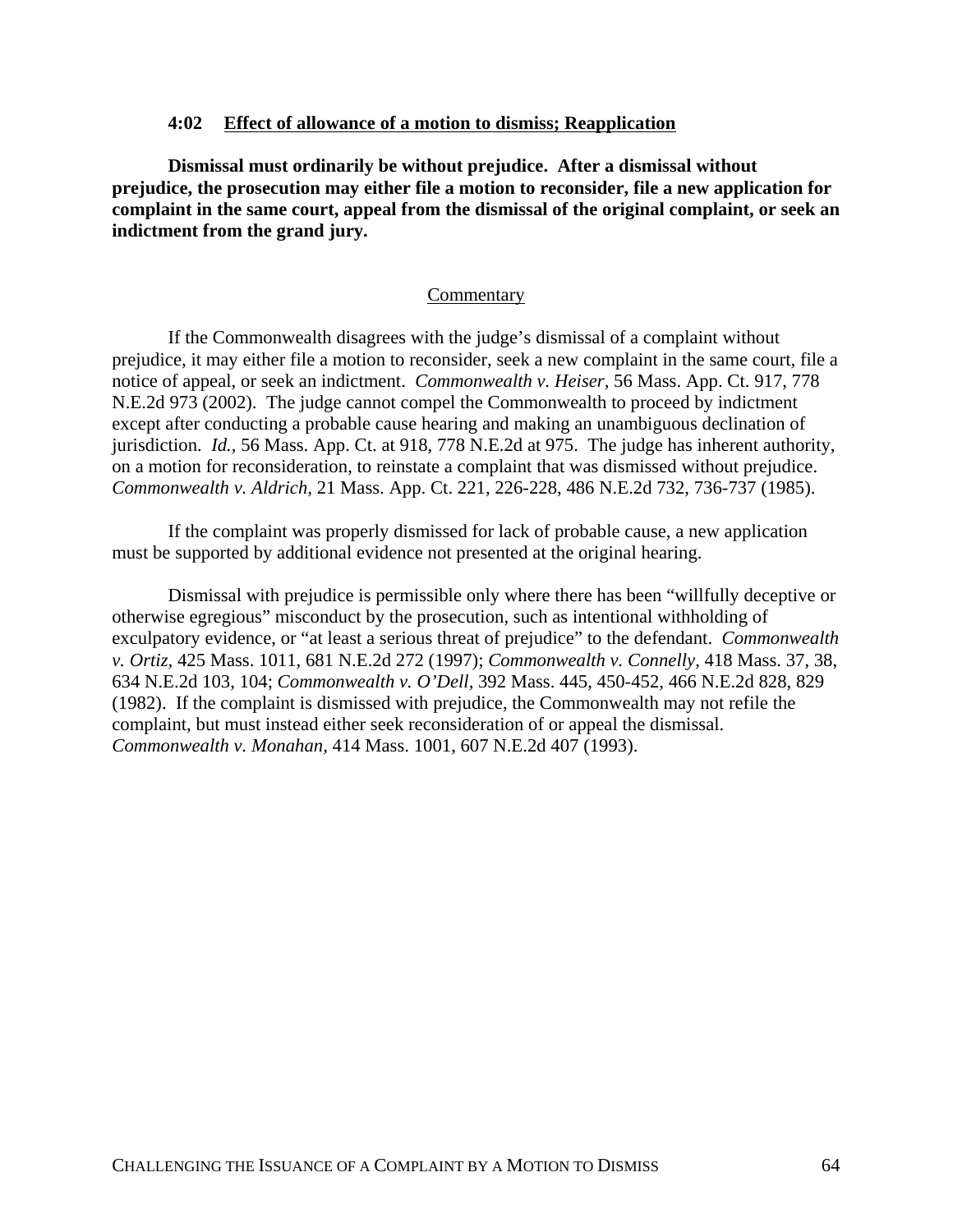### 4:02 Effect of allowance of a motion to dismiss; Reapplication

**Dismissal must ordinarily be without prejudice. After a dismissal without prejudice, the prosecution may either file a motion to reconsider, file a new application for complaint in the same court, appeal from the dismissal of the original complaint, or seek an indictment from the grand jury.**

Commentary

If the Commonwealth disagrees with the judge's dismissal of a complaint without prejudice, it may either file a motion to reconsider, seek a new complaint in the same court, file a notice of appeal, or seek an indictment. *Commonwealth v. Heiser*, 56 Mass. App. Ct. 917, 778 N.E.2d 973 (2002). The judge cannot compel the Commonwealth to proceed by indictment except after conducting a probable cause hearing and making an unambiguous declination of jurisdiction. *Id.*, 56 Mass. App. Ct. at 918, 778 N.E.2d at 975. The judge has inherent authority, on a motion for reconsideration, to reinstate a complaint that was dismissed without prejudice. *Commonwealth v. Aldrich*, 21 Mass. App. Ct. 221, 226-228, 486 N.E.2d 732, 736-737 (1985).

If the complaint was properly dismissed for lack of probable cause, a new application must be supported by additional evidence not presented at the original hearing.

Dismissal with prejudice is permissible only where there has been "willfully deceptive or otherwise egregious" misconduct by the prosecution, such as intentional withholding of exculpatory evidence, or "at least a serious threat of prejudice" to the defendant. *Commonwealth v. Ortiz*, 425 Mass. 1011, 681 N.E.2d 272 (1997); *Commonwealth v. Connelly*, 418 Mass. 37, 38, 634 N.E.2d 103, 104; *Commonwealth v. O'Dell*, 392 Mass. 445, 450-452, 466 N.E.2d 828, 829 (1982). If the complaint is dismissed with prejudice, the Commonwealth may not refile the complaint, but must instead either seek reconsideration of or appeal the dismissal. *Commonwealth v. Monahan*, 414 Mass. 1001, 607 N.E.2d 407 (1993).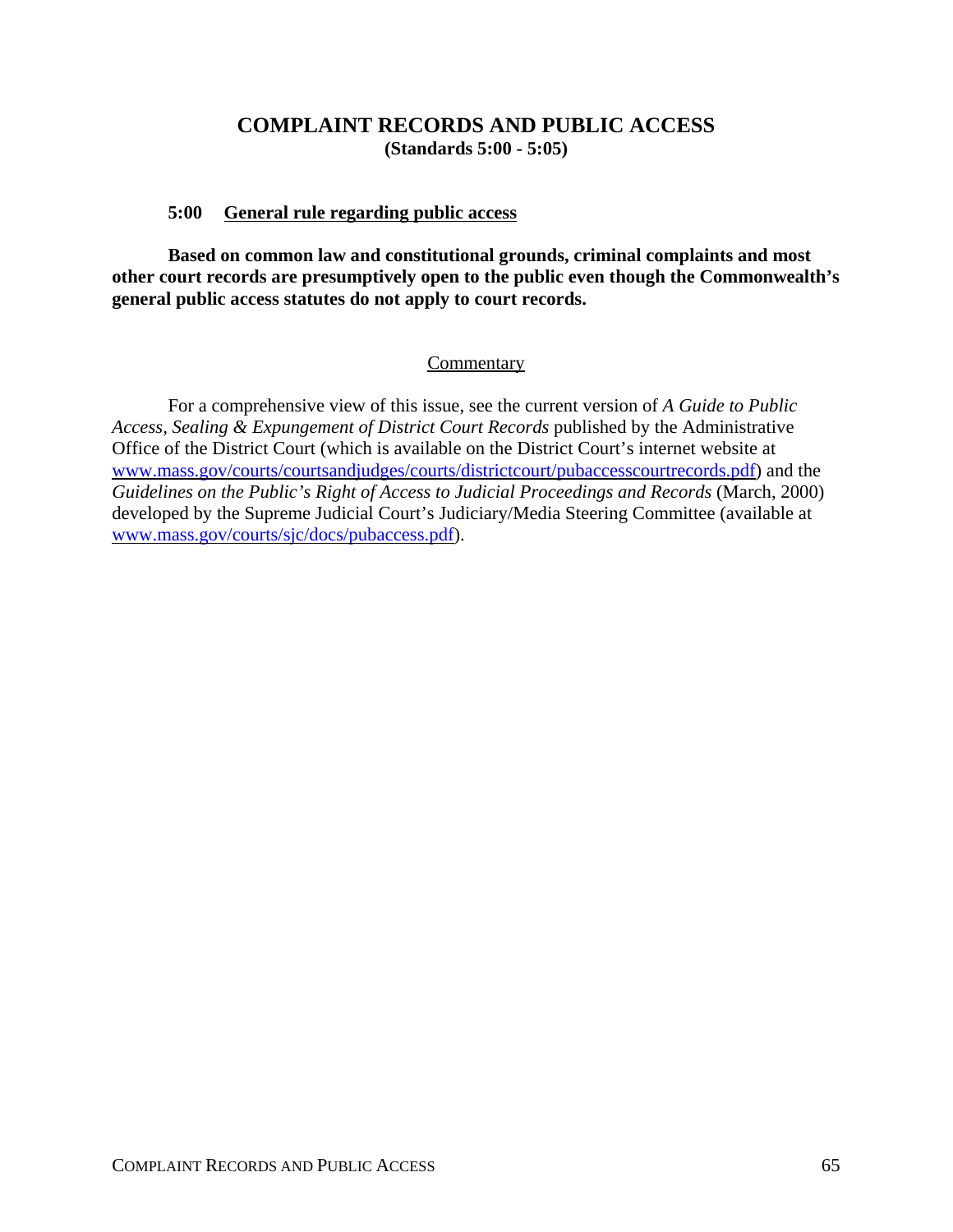# COMPLAINT RECORDS AND PUBLIC ACCESS

**(Standards 5:00 - 5:05)**

## 5:00 General rule regarding public access

**Based on common law and constitutional grounds, criminal complaints and most other court records are presumptively open to the public even though the Commonwealth's general public access statutes do not apply to court records.**

### Commentary

For a comprehensive view of this issue, see the current version of *A Guide to Public Access, Sealing & Expungement of District Court Records* published by the Administrative Office of the District Court (which is available on the District Court's internet website at www.mass.gov/courts/courtsandjudges/courts/districtcourt/pubaccesscourtrecords.pdf) and the *Guidelines on the Public's Right of Access to Judicial Proceedings and Records* (March, 2000) developed by the Supreme Judicial Court's Judiciary/Media Steering Committee (available at www.mass.gov/courts/sjc/docs/pubaccess.pdf).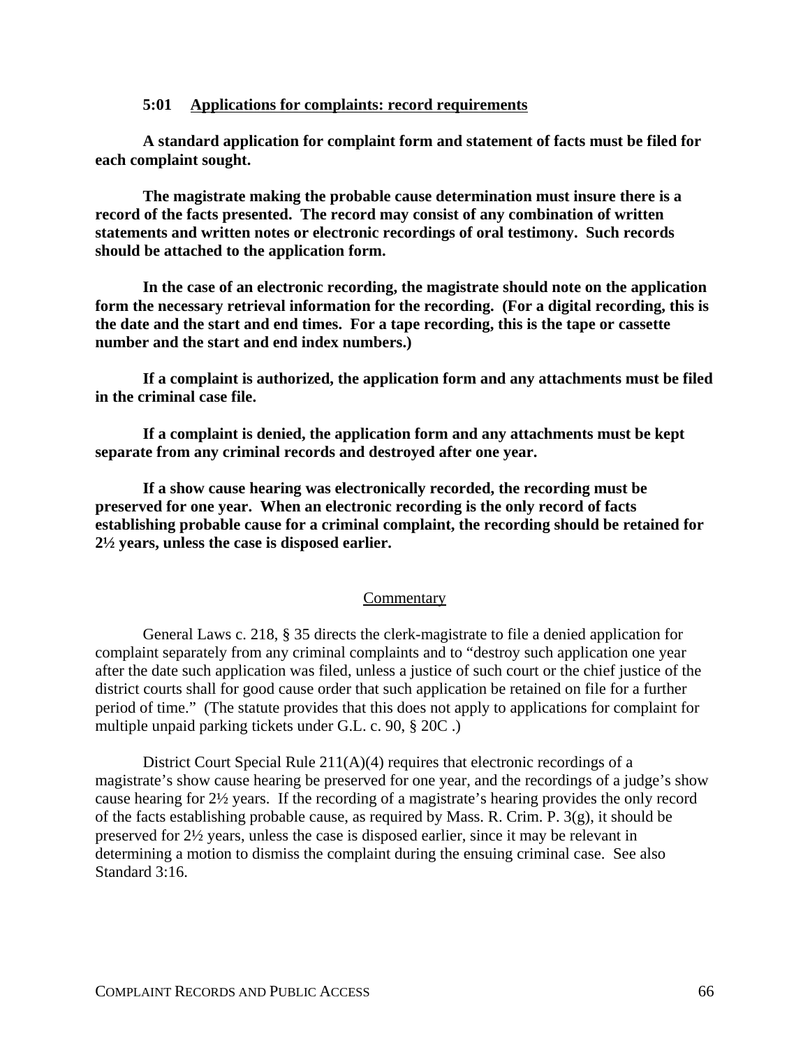### 5:01 Applications for complaints: record requirements

**A standard application for complaint form and statement of facts must be filed for each complaint sought.**

**The magistrate making the probable cause determination must insure there is a record of the facts presented. The record may consist of any combination of written statements and written notes or electronic recordings of oral testimony. Such records should be attached to the application form.**

**In the case of an electronic recording, the magistrate should note on the application form the necessary retrieval information for the recording. (For a digital recording, this is the date and the start and end times. For a tape recording, this is the tape or cassette number and the start and end index numbers.)**

**If a complaint is authorized, the application form and any attachments must be filed in the criminal case file.**

**If a complaint is denied, the application form and any attachments must be kept separate from any criminal records and destroyed after one year.**

**If a show cause hearing was electronically recorded, the recording must be preserved for one year. When an electronic recording is the only record of facts establishing probable cause for a criminal complaint, the recording should be retained for 2½ years, unless the case is disposed earlier.**

<u>Commentary</u>

General Laws c. 218, § 35 directs the clerk-magistrate to file a denied application for complaint separately from any criminal complaints and to "destroy such application one year after the date such application was filed, unless a justice of such court or the chief justice of the district courts shall for good cause order that such application be retained on file for a further period of time." (The statute provides that this does not apply to applications for complaint for multiple unpaid parking tickets under G.L. c. 90, § 20C .)

District Court Special Rule 211(A)(4) requires that electronic recordings of a magistrate's show cause hearing be preserved for one year, and the recordings of a judge's show cause hearing for 2½ years. If the recording of a magistrate's hearing provides the only record of the facts establishing probable cause, as required by Mass. R. Crim. P. 3(g), it should be preserved for 2½ years, unless the case is disposed earlier, since it may be relevant in determining a motion to dismiss the complaint during the ensuing criminal case. See also Standard 3:16.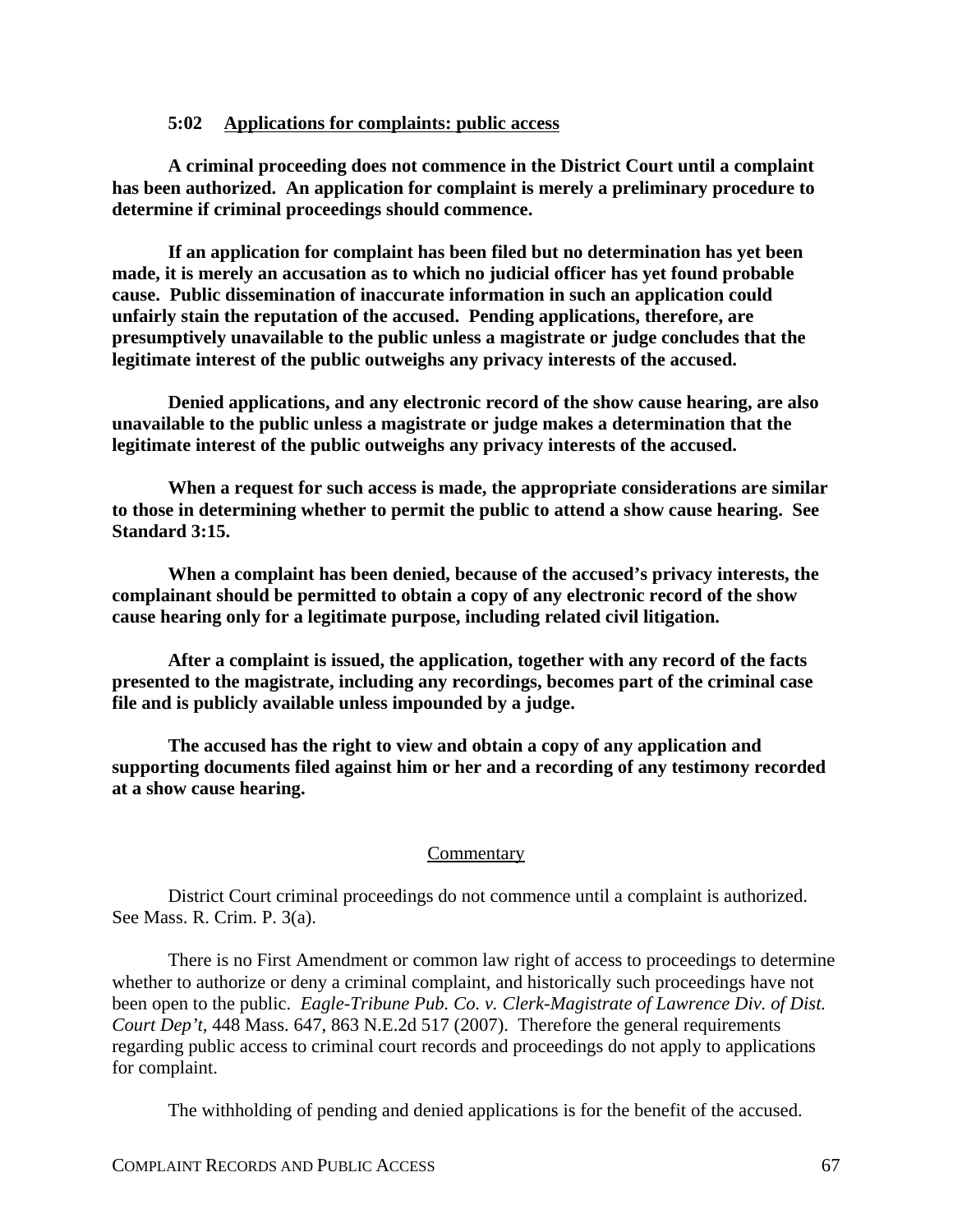### 5:02 Applications for complaints: public access

**A criminal proceeding does not commence in the District Court until a complaint has been authorized. An application for complaint is merely a preliminary procedure to determine if criminal proceedings should commence.**

**If an application for complaint has been filed but no determination has yet been made, it is merely an accusation as to which no judicial officer has yet found probable cause. Public dissemination of inaccurate information in such an application could unfairly stain the reputation of the accused. Pending applications, therefore, are presumptively unavailable to the public unless a magistrate or judge concludes that the legitimate interest of the public outweighs any privacy interests of the accused.**

**Denied applications, and any electronic record of the show cause hearing, are also unavailable to the public unless a magistrate or judge makes a determination that the legitimate interest of the public outweighs any privacy interests of the accused.**

**When a request for such access is made, the appropriate considerations are similar to those in determining whether to permit the public to attend a show cause hearing. See Standard 3:15.**

**When a complaint has been denied, because of the accused's privacy interests, the complainant should be permitted to obtain a copy of any electronic record of the show cause hearing only for a legitimate purpose, including related civil litigation.**

**After a complaint is issued, the application, together with any record of the facts presented to the magistrate, including any recordings, becomes part of the criminal case file and is publicly available unless impounded by a judge.**

**The accused has the right to view and obtain a copy of any application and supporting documents filed against him or her and a recording of any testimony recorded at a show cause hearing.**

Commentary

District Court criminal proceedings do not commence until a complaint is authorized. See Mass. R. Crim. P. 3(a).

There is no First Amendment or common law right of access to proceedings to determine whether to authorize or deny a criminal complaint, and historically such proceedings have not been open to the public. *Eagle-Tribune Pub. Co. v. Clerk-Magistrate of Lawrence Div. of Dist. Court Dep't*, 448 Mass. 647, 863 N.E.2d 517 (2007). Therefore the general requirements regarding public access to criminal court records and proceedings do not apply to applications for complaint.

The withholding of pending and denied applications is for the benefit of the accused.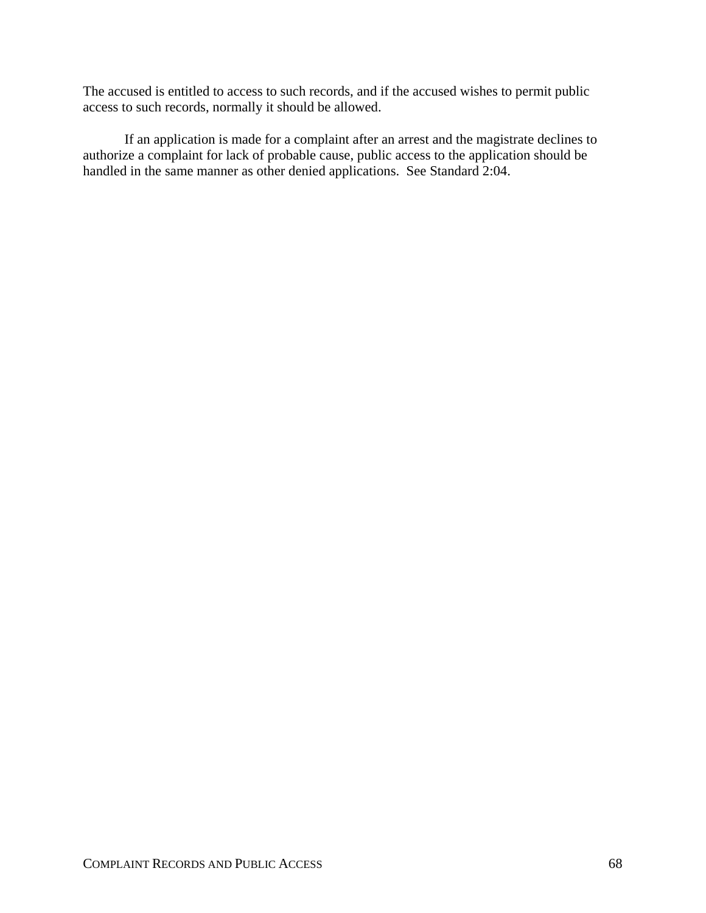The accused is entitled to access to such records, and if the accused wishes to permit public access to such records, normally it should be allowed.

If an application is made for a complaint after an arrest and the magistrate declines to authorize a complaint for lack of probable cause, public access to the application should be handled in the same manner as other denied applications. See Standard 2:04.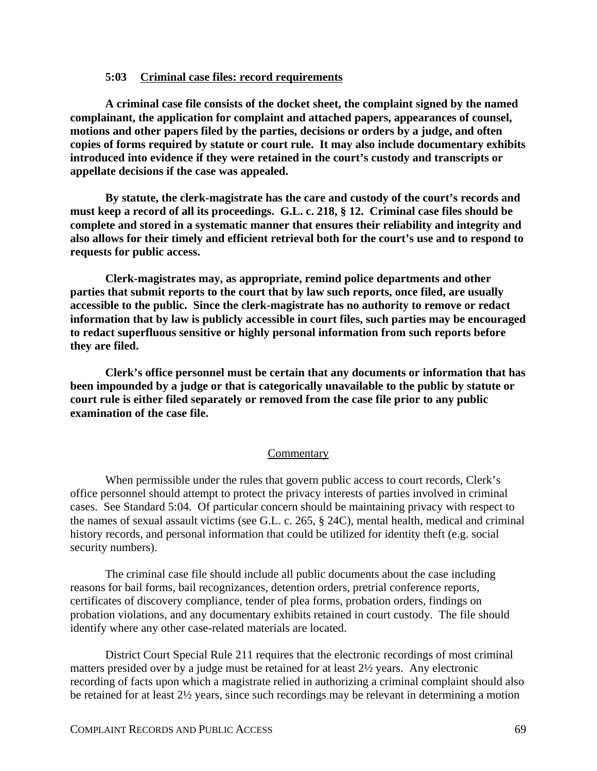### 5:03 Criminal case files: record requirements

**A criminal case file consists of the docket sheet, the complaint signed by the named complainant, the application for complaint and attached papers, appearances of counsel, motions and other papers filed by the parties, decisions or orders by a judge, and often copies of forms required by statute or court rule. It may also include documentary exhibits introduced into evidence if they were retained in the court's custody and transcripts or appellate decisions if the case was appealed.**

**By statute, the clerk-magistrate has the care and custody of the court's records and must keep a record of all its proceedings. G.L. c. 218, § 12. Criminal case files should be complete and stored in a systematic manner that ensures their reliability and integrity and also allows for their timely and efficient retrieval both for the court's use and to respond to requests for public access.**

**Clerk-magistrates may, as appropriate, remind police departments and other parties that submit reports to the court that by law such reports, once filed, are usually accessible to the public. Since the clerk-magistrate has no authority to remove or redact information that by law is publicly accessible in court files, such parties may be encouraged to redact superfluous sensitive or highly personal information from such reports before they are filed.**

**Clerk's office personnel must be certain that any documents or information that has been impounded by a judge or that is categorically unavailable to the public by statute or court rule is either filed separately or removed from the case file prior to any public examination of the case file.**

Commentary

When permissible under the rules that govern public access to court records, Clerk's office personnel should attempt to protect the privacy interests of parties involved in criminal cases. See Standard 5:04. Of particular concern should be maintaining privacy with respect to the names of sexual assault victims (see G.L. c. 265, § 24C), mental health, medical and criminal history records, and personal information that could be utilized for identity theft (e.g. social security numbers).

The criminal case file should include all public documents about the case including reasons for bail forms, bail recognizances, detention orders, pretrial conference reports, certificates of discovery compliance, tender of plea forms, probation orders, findings on probation violations, and any documentary exhibits retained in court custody. The file should identify where any other case-related materials are located.

District Court Special Rule 211 requires that the electronic recordings of most criminal matters presided over by a judge must be retained for at least 2½ years. Any electronic recording of facts upon which a magistrate relied in authorizing a criminal complaint should also be retained for at least 2½ years, since such recordings may be relevant in determining a motion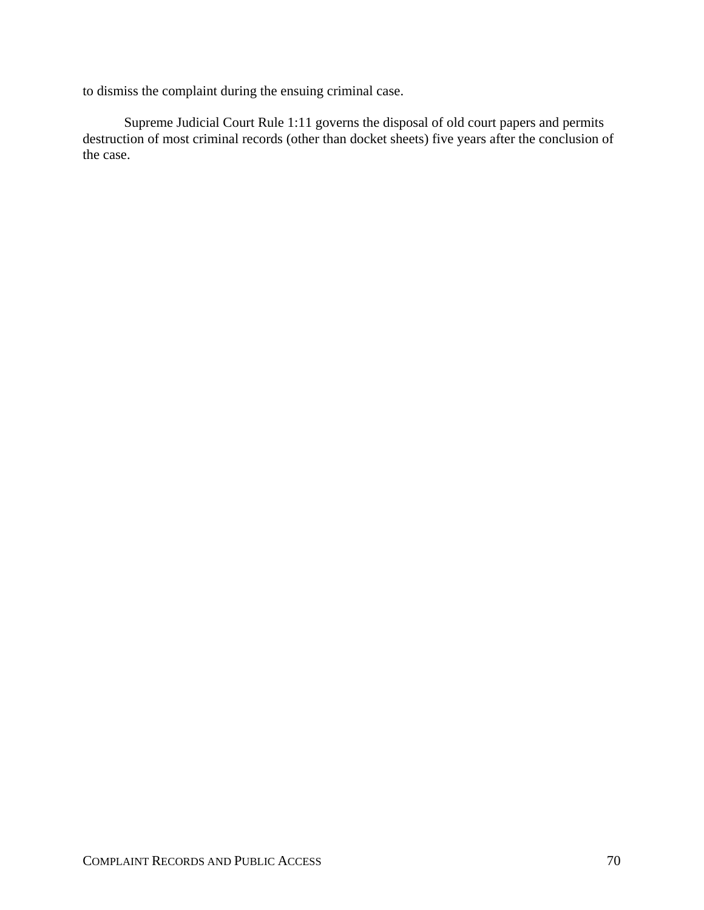to dismiss the complaint during the ensuing criminal case.

Supreme Judicial Court Rule 1:11 governs the disposal of old court papers and permits destruction of most criminal records (other than docket sheets) five years after the conclusion of the case.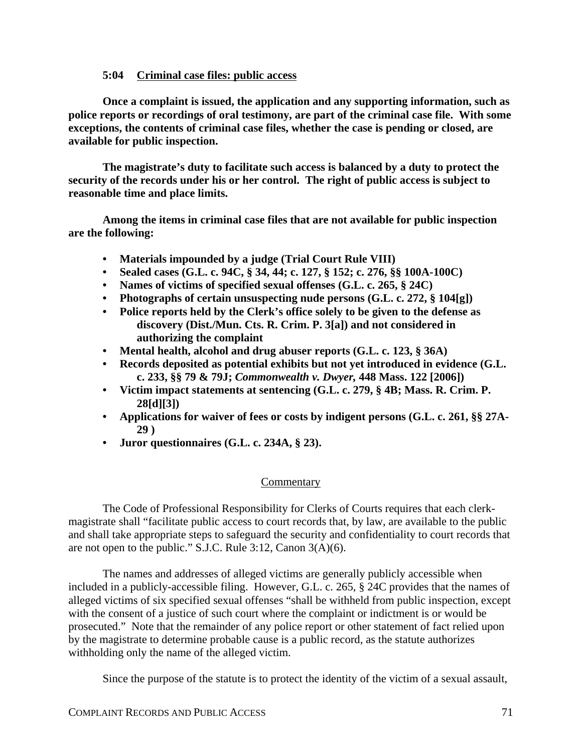### 5:04 Criminal case files: public access

**Once a complaint is issued, the application and any supporting information, such as police reports or recordings of oral testimony, are part of the criminal case file. With some exceptions, the contents of criminal case files, whether the case is pending or closed, are available for public inspection.**

**The magistrate's duty to facilitate such access is balanced by a duty to protect the security of the records under his or her control. The right of public access is subject to reasonable time and place limits.**

**Among the items in criminal case files that are not available for public inspection are the following:**

- **Materials impounded by a judge (Trial Court Rule VIII)**
- **Sealed cases (G.L. c. 94C, § 34, 44; c. 127, § 152; c. 276, §§ 100A-100C)**
- **Names of victims of specified sexual offenses (G.L. c. 265, § 24C)**
- **Photographs of certain unsuspecting nude persons (G.L. c. 272, § 104[g])**
- **Police reports held by the Clerk's office solely to be given to the defense as discovery (Dist./Mun. Cts. R. Crim. P. 3[a]) and not considered in authorizing the complaint**
- **Mental health, alcohol and drug abuser reports (G.L. c. 123, § 36A)**
- **Records deposited as potential exhibits but not yet introduced in evidence (G.L. c. 233, §§ 79 & 79J; *Commonwealth v. Dwyer,* 448 Mass. 122 [2006])**
- **Victim impact statements at sentencing (G.L. c. 279, § 4B; Mass. R. Crim. P. 28[d][3])**
- **Applications for waiver of fees or costs by indigent persons (G.L. c. 261, §§ 27A-29 )**
- **Juror questionnaires (G.L. c. 234A, § 23).**

Commentary

The Code of Professional Responsibility for Clerks of Courts requires that each clerk-magistrate shall "facilitate public access to court records that, by law, are available to the public and shall take appropriate steps to safeguard the security and confidentiality to court records that are not open to the public." S.J.C. Rule 3:12, Canon 3(A)(6).

The names and addresses of alleged victims are generally publicly accessible when included in a publicly-accessible filing. However, G.L. c. 265, § 24C provides that the names of alleged victims of six specified sexual offenses "shall be withheld from public inspection, except with the consent of a justice of such court where the complaint or indictment is or would be prosecuted." Note that the remainder of any police report or other statement of fact relied upon by the magistrate to determine probable cause is a public record, as the statute authorizes withholding only the name of the alleged victim.

Since the purpose of the statute is to protect the identity of the victim of a sexual assault,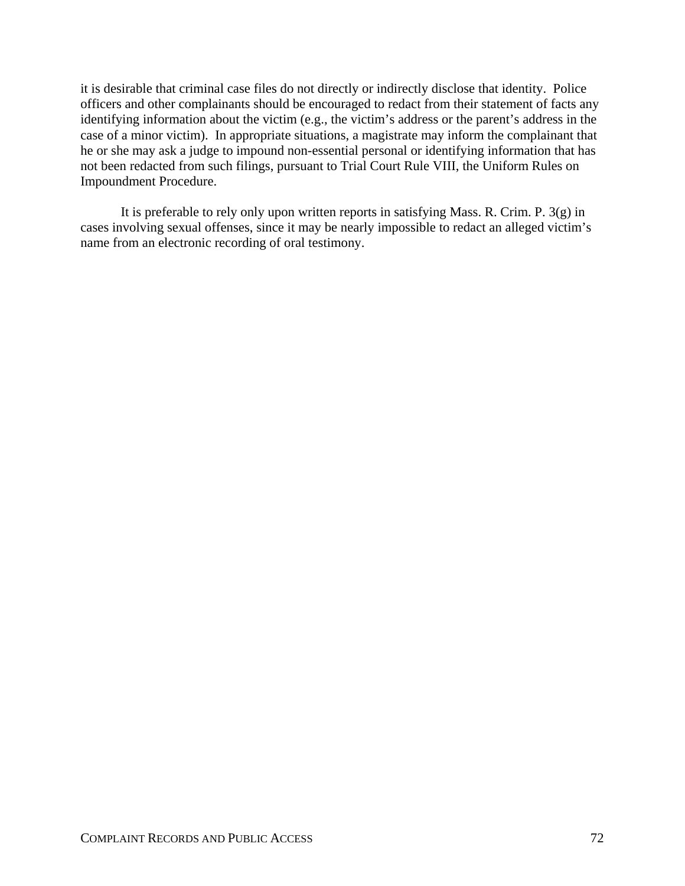it is desirable that criminal case files do not directly or indirectly disclose that identity. Police officers and other complainants should be encouraged to redact from their statement of facts any identifying information about the victim (e.g., the victim's address or the parent's address in the case of a minor victim). In appropriate situations, a magistrate may inform the complainant that he or she may ask a judge to impound non-essential personal or identifying information that has not been redacted from such filings, pursuant to Trial Court Rule VIII, the Uniform Rules on Impoundment Procedure.

It is preferable to rely only upon written reports in satisfying Mass. R. Crim. P. 3(g) in cases involving sexual offenses, since it may be nearly impossible to redact an alleged victim's name from an electronic recording of oral testimony.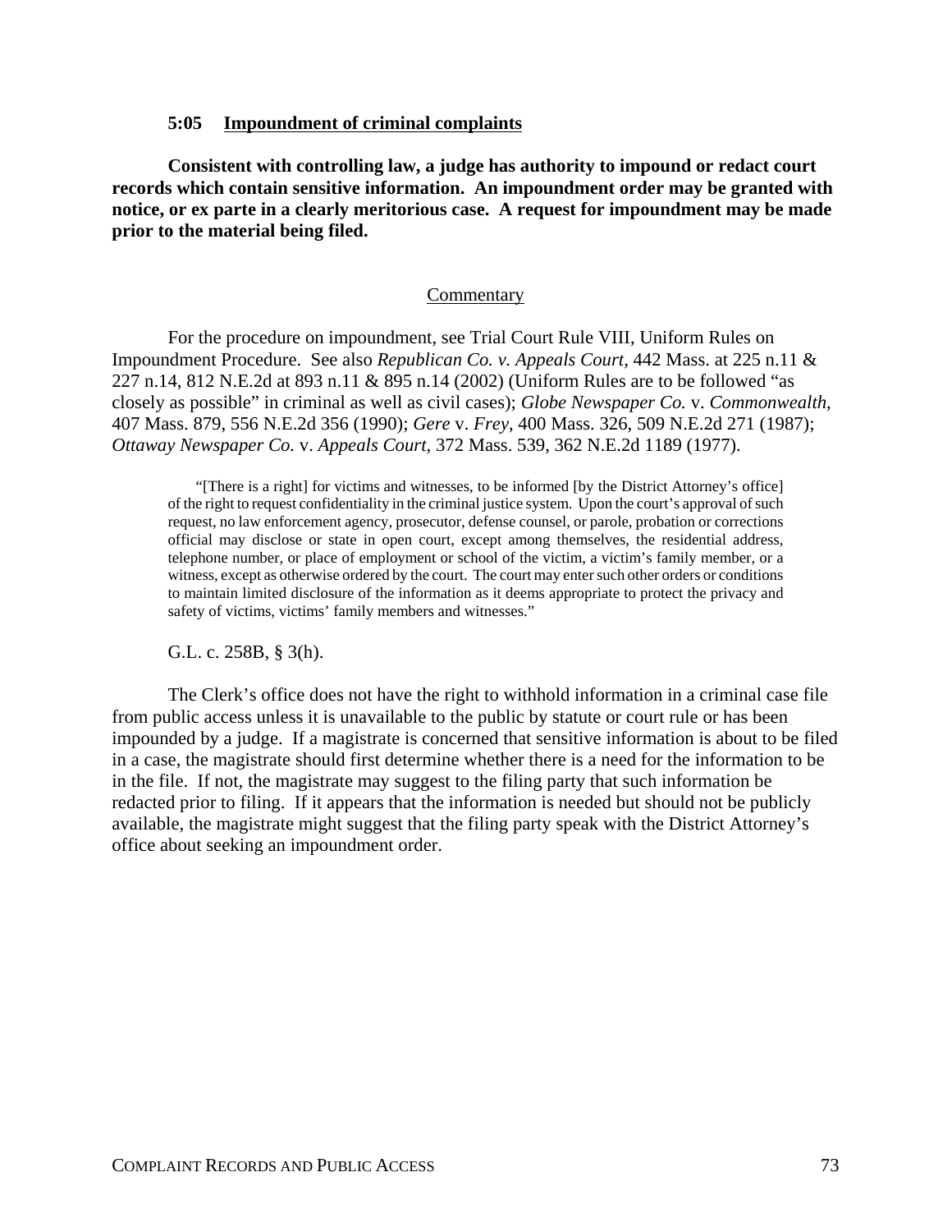## 5:05 Impoundment of criminal complaints

**Consistent with controlling law, a judge has authority to impound or redact court records which contain sensitive information. An impoundment order may be granted with notice, or ex parte in a clearly meritorious case. A request for impoundment may be made prior to the material being filed.**

### Commentary

For the procedure on impoundment, see Trial Court Rule VIII, Uniform Rules on Impoundment Procedure. See also *Republican Co. v. Appeals Court*, 442 Mass. at 225 n.11 & 227 n.14, 812 N.E.2d at 893 n.11 & 895 n.14 (2002) (Uniform Rules are to be followed "as closely as possible" in criminal as well as civil cases); *Globe Newspaper Co.* v. *Commonwealth*, 407 Mass. 879, 556 N.E.2d 356 (1990); *Gere* v. *Frey*, 400 Mass. 326, 509 N.E.2d 271 (1987); *Ottaway Newspaper Co.* v. *Appeals Court*, 372 Mass. 539, 362 N.E.2d 1189 (1977).

> "[There is a right] for victims and witnesses, to be informed [by the District Attorney's office] of the right to request confidentiality in the criminal justice system. Upon the court's approval of such request, no law enforcement agency, prosecutor, defense counsel, or parole, probation or corrections official may disclose or state in open court, except among themselves, the residential address, telephone number, or place of employment or school of the victim, a victim's family member, or a witness, except as otherwise ordered by the court. The court may enter such other orders or conditions to maintain limited disclosure of the information as it deems appropriate to protect the privacy and safety of victims, victims' family members and witnesses."

G.L. c. 258B, § 3(h).

The Clerk's office does not have the right to withhold information in a criminal case file from public access unless it is unavailable to the public by statute or court rule or has been impounded by a judge. If a magistrate is concerned that sensitive information is about to be filed in a case, the magistrate should first determine whether there is a need for the information to be in the file. If not, the magistrate may suggest to the filing party that such information be redacted prior to filing. If it appears that the information is needed but should not be publicly available, the magistrate might suggest that the filing party speak with the District Attorney's office about seeking an impoundment order.